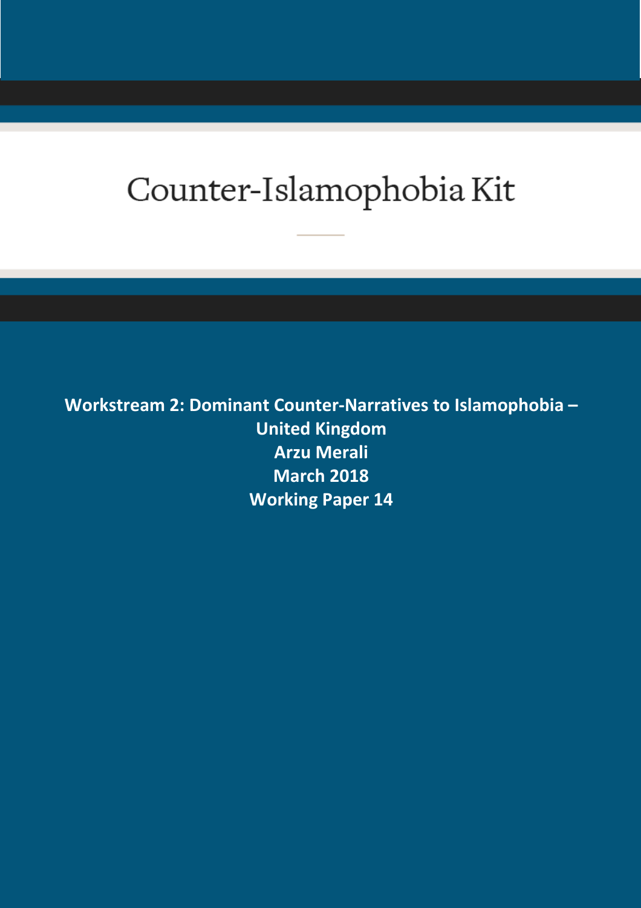# Counter-Islamophobia Kit

**Workstream 2: Dominant Counter-Narratives to Islamophobia – United Kingdom**

**Arzu Merali**

**March 2018**

**Working Paper 14**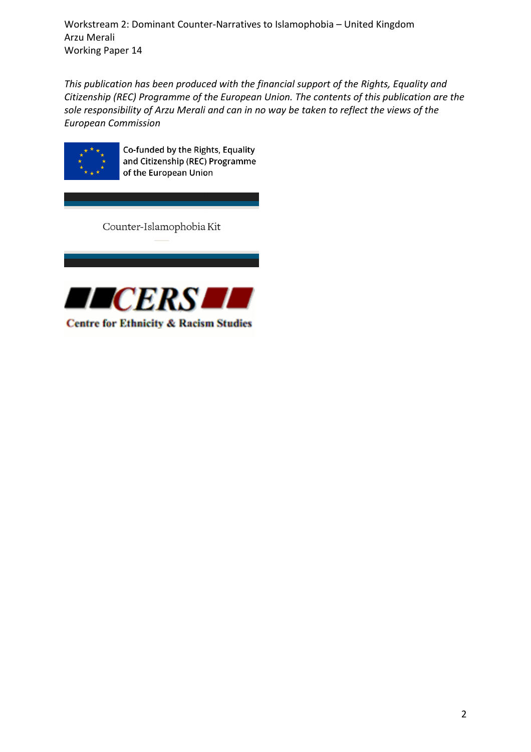Workstream 2: Dominant Counter-Narratives to Islamophobia – United Kingdom
Arzu Merali
Working Paper 14

*This publication has been produced with the financial support of the Rights, Equality and Citizenship (REC) Programme of the European Union. The contents of this publication are the sole responsibility of Arzu Merali and can in no way be taken to reflect the views of the European Commission*

Co-funded by the Rights, Equality and Citizenship (REC) Programme of the European Union

Counter-Islamophobia Kit

CERS

Centre for Ethnicity & Racism Studies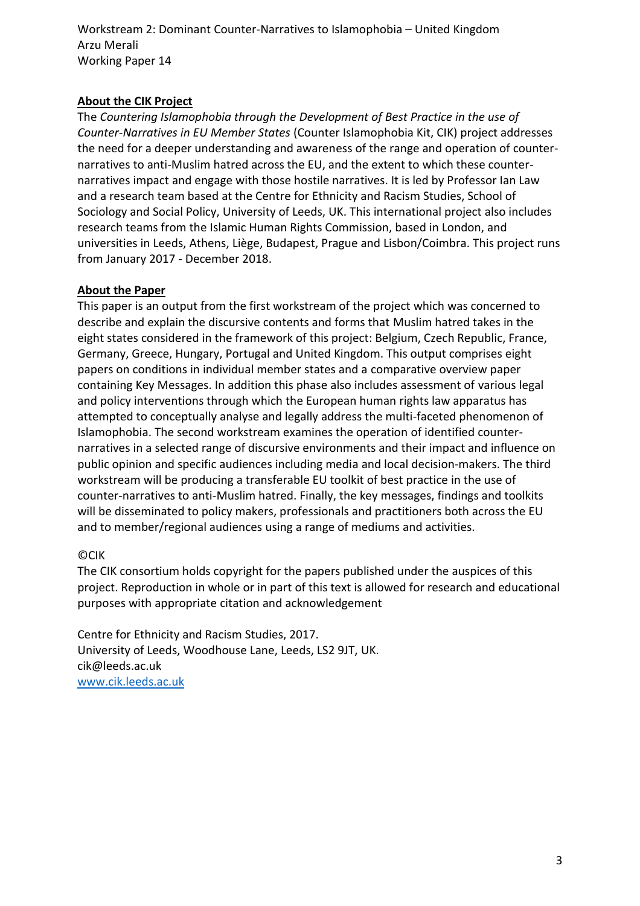Workstream 2: Dominant Counter-Narratives to Islamophobia – United Kingdom
Arzu Merali
Working Paper 14

**About the CIK Project**

The *Countering Islamophobia through the Development of Best Practice in the use of Counter-Narratives in EU Member States* (Counter Islamophobia Kit, CIK) project addresses the need for a deeper understanding and awareness of the range and operation of counter-narratives to anti-Muslim hatred across the EU, and the extent to which these counter-narratives impact and engage with those hostile narratives. It is led by Professor Ian Law and a research team based at the Centre for Ethnicity and Racism Studies, School of Sociology and Social Policy, University of Leeds, UK. This international project also includes research teams from the Islamic Human Rights Commission, based in London, and universities in Leeds, Athens, Liège, Budapest, Prague and Lisbon/Coimbra. This project runs from January 2017 - December 2018.

**About the Paper**

This paper is an output from the first workstream of the project which was concerned to describe and explain the discursive contents and forms that Muslim hatred takes in the eight states considered in the framework of this project: Belgium, Czech Republic, France, Germany, Greece, Hungary, Portugal and United Kingdom. This output comprises eight papers on conditions in individual member states and a comparative overview paper containing Key Messages. In addition this phase also includes assessment of various legal and policy interventions through which the European human rights law apparatus has attempted to conceptually analyse and legally address the multi-faceted phenomenon of Islamophobia. The second workstream examines the operation of identified counter-narratives in a selected range of discursive environments and their impact and influence on public opinion and specific audiences including media and local decision-makers. The third workstream will be producing a transferable EU toolkit of best practice in the use of counter-narratives to anti-Muslim hatred. Finally, the key messages, findings and toolkits will be disseminated to policy makers, professionals and practitioners both across the EU and to member/regional audiences using a range of mediums and activities.

©CIK

The CIK consortium holds copyright for the papers published under the auspices of this project. Reproduction in whole or in part of this text is allowed for research and educational purposes with appropriate citation and acknowledgement

Centre for Ethnicity and Racism Studies, 2017.
University of Leeds, Woodhouse Lane, Leeds, LS2 9JT, UK.
cik@leeds.ac.uk
[www.cik.leeds.ac.uk](http://www.cik.leeds.ac.uk)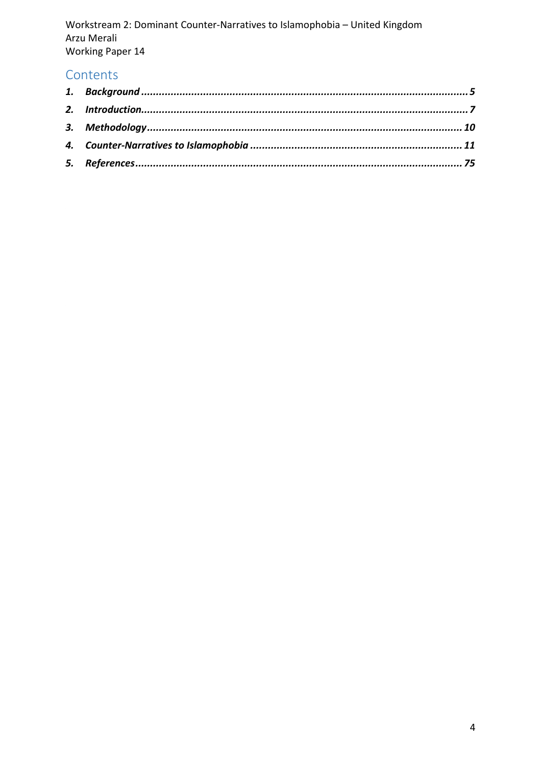## Contents

1. ***Background*** ..... ***5***
2. ***Introduction*** ..... ***7***
3. ***Methodology*** ..... ***10***
4. ***Counter-Narratives to Islamophobia*** ..... ***11***
5. ***References*** ..... ***75***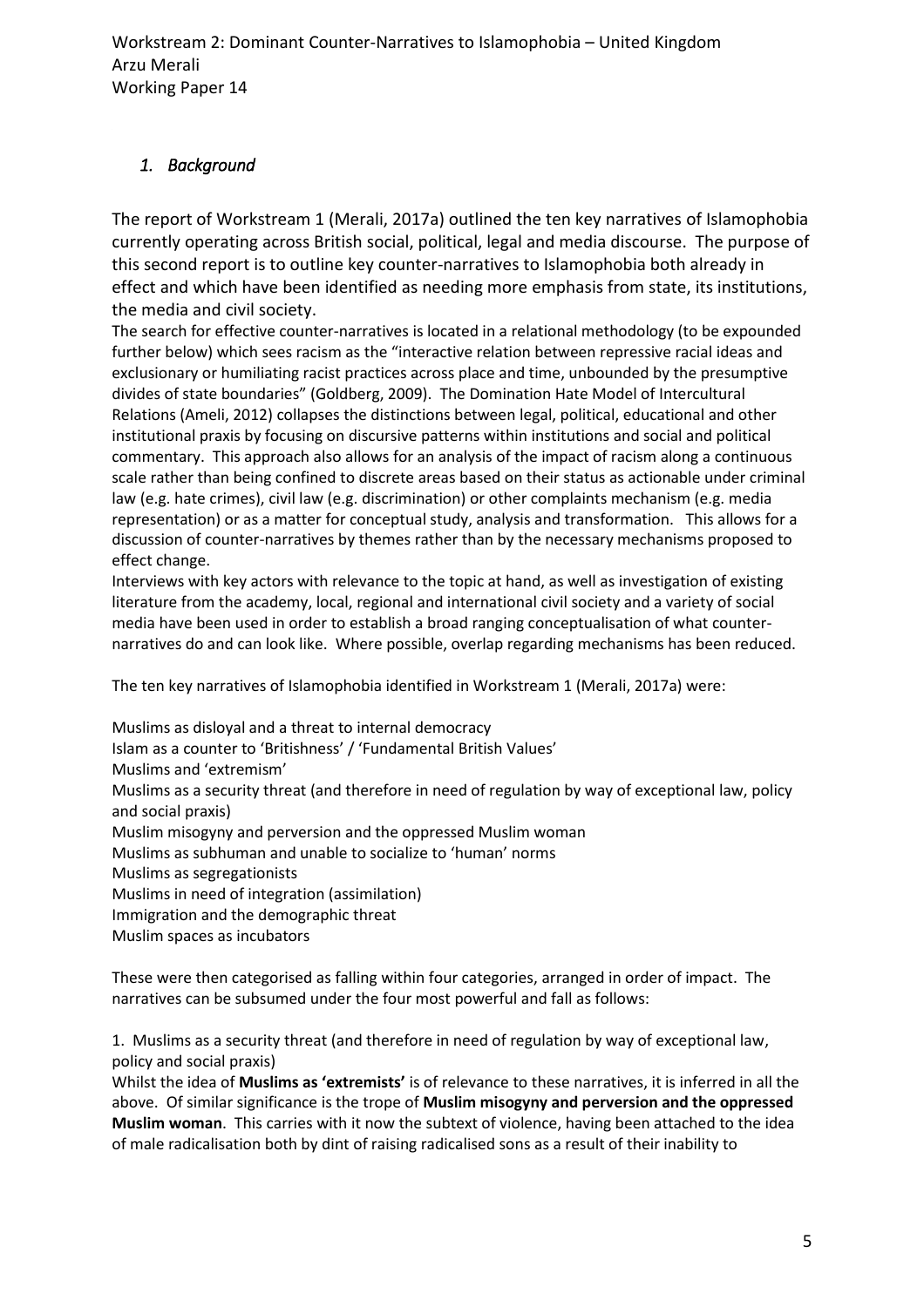## *1. Background*

The report of Workstream 1 (Merali, 2017a) outlined the ten key narratives of Islamophobia currently operating across British social, political, legal and media discourse. The purpose of this second report is to outline key counter-narratives to Islamophobia both already in effect and which have been identified as needing more emphasis from state, its institutions, the media and civil society.

The search for effective counter-narratives is located in a relational methodology (to be expounded further below) which sees racism as the "interactive relation between repressive racial ideas and exclusionary or humiliating racist practices across place and time, unbounded by the presumptive divides of state boundaries" (Goldberg, 2009). The Domination Hate Model of Intercultural Relations (Ameli, 2012) collapses the distinctions between legal, political, educational and other institutional praxis by focusing on discursive patterns within institutions and social and political commentary. This approach also allows for an analysis of the impact of racism along a continuous scale rather than being confined to discrete areas based on their status as actionable under criminal law (e.g. hate crimes), civil law (e.g. discrimination) or other complaints mechanism (e.g. media representation) or as a matter for conceptual study, analysis and transformation. This allows for a discussion of counter-narratives by themes rather than by the necessary mechanisms proposed to effect change.

Interviews with key actors with relevance to the topic at hand, as well as investigation of existing literature from the academy, local, regional and international civil society and a variety of social media have been used in order to establish a broad ranging conceptualisation of what counter-narratives do and can look like. Where possible, overlap regarding mechanisms has been reduced.

The ten key narratives of Islamophobia identified in Workstream 1 (Merali, 2017a) were:

Muslims as disloyal and a threat to internal democracy
Islam as a counter to 'Britishness' / 'Fundamental British Values'
Muslims and 'extremism'
Muslims as a security threat (and therefore in need of regulation by way of exceptional law, policy and social praxis)
Muslim misogyny and perversion and the oppressed Muslim woman
Muslims as subhuman and unable to socialize to 'human' norms
Muslims as segregationists
Muslims in need of integration (assimilation)
Immigration and the demographic threat
Muslim spaces as incubators

These were then categorised as falling within four categories, arranged in order of impact. The narratives can be subsumed under the four most powerful and fall as follows:

1. Muslims as a security threat (and therefore in need of regulation by way of exceptional law, policy and social praxis)

Whilst the idea of **Muslims as 'extremists'** is of relevance to these narratives, it is inferred in all the above. Of similar significance is the trope of **Muslim misogyny and perversion and the oppressed Muslim woman**. This carries with it now the subtext of violence, having been attached to the idea of male radicalisation both by dint of raising radicalised sons as a result of their inability to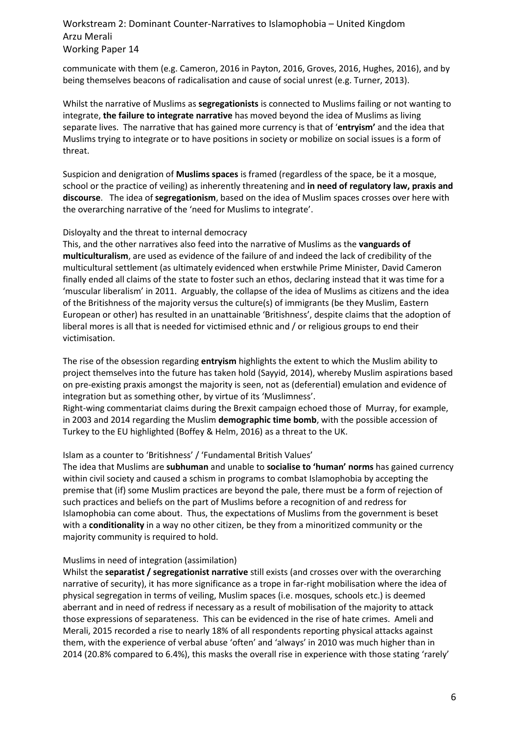communicate with them (e.g. Cameron, 2016 in Payton, 2016, Groves, 2016, Hughes, 2016), and by being themselves beacons of radicalisation and cause of social unrest (e.g. Turner, 2013).

Whilst the narrative of Muslims as **segregationists** is connected to Muslims failing or not wanting to integrate, **the failure to integrate narrative** has moved beyond the idea of Muslims as living separate lives. The narrative that has gained more currency is that of '**entryism'** and the idea that Muslims trying to integrate or to have positions in society or mobilize on social issues is a form of threat.

Suspicion and denigration of **Muslims spaces** is framed (regardless of the space, be it a mosque, school or the practice of veiling) as inherently threatening and **in need of regulatory law, praxis and discourse**. The idea of **segregationism**, based on the idea of Muslim spaces crosses over here with the overarching narrative of the 'need for Muslims to integrate'.

Disloyalty and the threat to internal democracy

This, and the other narratives also feed into the narrative of Muslims as the **vanguards of multiculturalism**, are used as evidence of the failure of and indeed the lack of credibility of the multicultural settlement (as ultimately evidenced when erstwhile Prime Minister, David Cameron finally ended all claims of the state to foster such an ethos, declaring instead that it was time for a 'muscular liberalism' in 2011. Arguably, the collapse of the idea of Muslims as citizens and the idea of the Britishness of the majority versus the culture(s) of immigrants (be they Muslim, Eastern European or other) has resulted in an unattainable 'Britishness', despite claims that the adoption of liberal mores is all that is needed for victimised ethnic and / or religious groups to end their victimisation.

The rise of the obsession regarding **entryism** highlights the extent to which the Muslim ability to project themselves into the future has taken hold (Sayyid, 2014), whereby Muslim aspirations based on pre-existing praxis amongst the majority is seen, not as (deferential) emulation and evidence of integration but as something other, by virtue of its 'Muslimness'.
Right-wing commentariat claims during the Brexit campaign echoed those of Murray, for example, in 2003 and 2014 regarding the Muslim **demographic time bomb**, with the possible accession of Turkey to the EU highlighted (Boffey & Helm, 2016) as a threat to the UK.

Islam as a counter to 'Britishness' / 'Fundamental British Values'

The idea that Muslims are **subhuman** and unable to **socialise to 'human' norms** has gained currency within civil society and caused a schism in programs to combat Islamophobia by accepting the premise that (if) some Muslim practices are beyond the pale, there must be a form of rejection of such practices and beliefs on the part of Muslims before a recognition of and redress for Islamophobia can come about. Thus, the expectations of Muslims from the government is beset with a **conditionality** in a way no other citizen, be they from a minoritized community or the majority community is required to hold.

Muslims in need of integration (assimilation)

Whilst the **separatist / segregationist narrative** still exists (and crosses over with the overarching narrative of security), it has more significance as a trope in far-right mobilisation where the idea of physical segregation in terms of veiling, Muslim spaces (i.e. mosques, schools etc.) is deemed aberrant and in need of redress if necessary as a result of mobilisation of the majority to attack those expressions of separateness. This can be evidenced in the rise of hate crimes. Ameli and Merali, 2015 recorded a rise to nearly 18% of all respondents reporting physical attacks against them, with the experience of verbal abuse 'often' and 'always' in 2010 was much higher than in 2014 (20.8% compared to 6.4%), this masks the overall rise in experience with those stating 'rarely'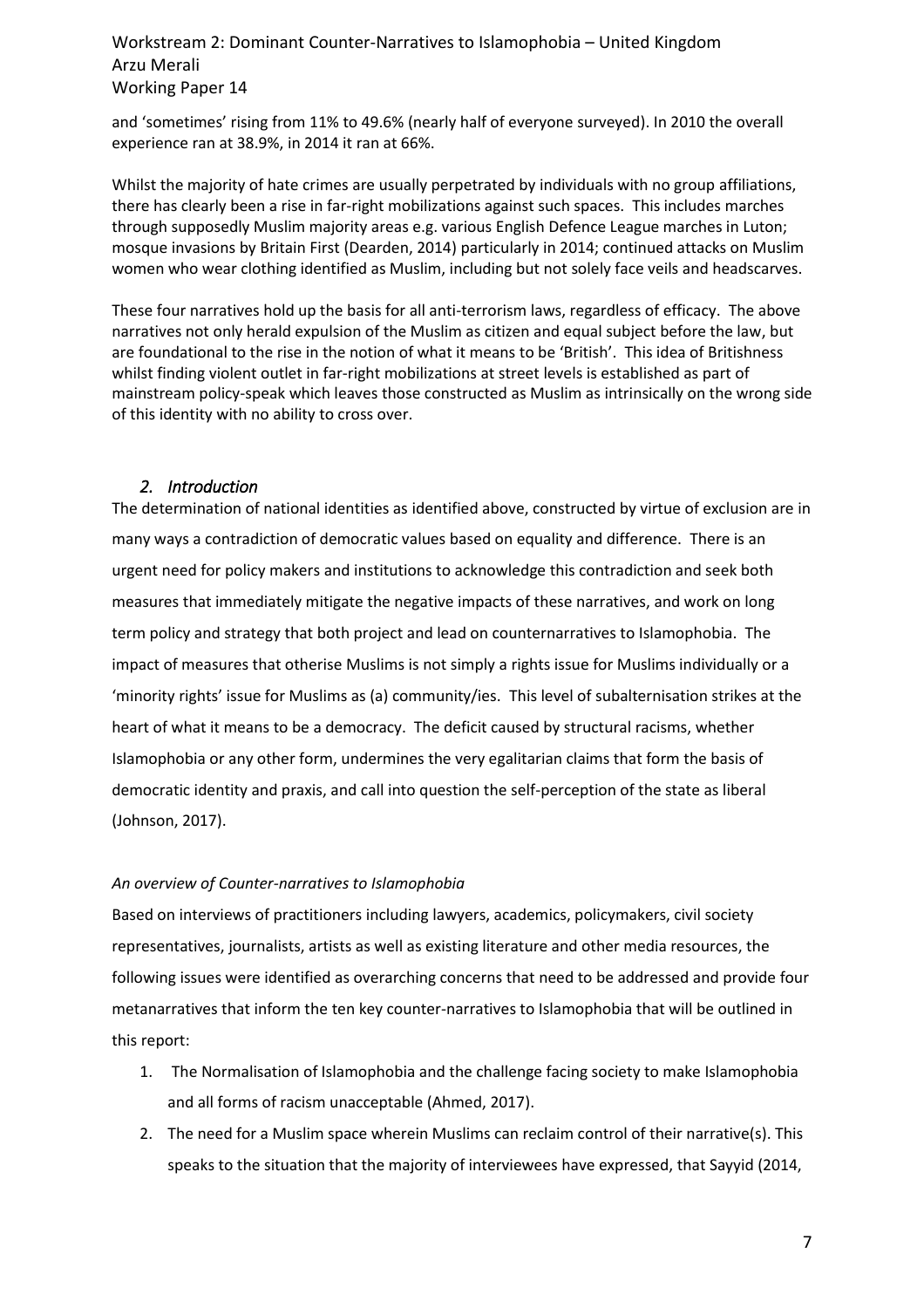and 'sometimes' rising from 11% to 49.6% (nearly half of everyone surveyed). In 2010 the overall experience ran at 38.9%, in 2014 it ran at 66%.

Whilst the majority of hate crimes are usually perpetrated by individuals with no group affiliations, there has clearly been a rise in far-right mobilizations against such spaces. This includes marches through supposedly Muslim majority areas e.g. various English Defence League marches in Luton; mosque invasions by Britain First (Dearden, 2014) particularly in 2014; continued attacks on Muslim women who wear clothing identified as Muslim, including but not solely face veils and headscarves.

These four narratives hold up the basis for all anti-terrorism laws, regardless of efficacy. The above narratives not only herald expulsion of the Muslim as citizen and equal subject before the law, but are foundational to the rise in the notion of what it means to be 'British'. This idea of Britishness whilst finding violent outlet in far-right mobilizations at street levels is established as part of mainstream policy-speak which leaves those constructed as Muslim as intrinsically on the wrong side of this identity with no ability to cross over.

## *2. Introduction*

The determination of national identities as identified above, constructed by virtue of exclusion are in many ways a contradiction of democratic values based on equality and difference. There is an urgent need for policy makers and institutions to acknowledge this contradiction and seek both measures that immediately mitigate the negative impacts of these narratives, and work on long term policy and strategy that both project and lead on counternarratives to Islamophobia. The impact of measures that otherise Muslims is not simply a rights issue for Muslims individually or a 'minority rights' issue for Muslims as (a) community/ies. This level of subalternisation strikes at the heart of what it means to be a democracy. The deficit caused by structural racisms, whether Islamophobia or any other form, undermines the very egalitarian claims that form the basis of democratic identity and praxis, and call into question the self-perception of the state as liberal (Johnson, 2017).

*An overview of Counter-narratives to Islamophobia*

Based on interviews of practitioners including lawyers, academics, policymakers, civil society representatives, journalists, artists as well as existing literature and other media resources, the following issues were identified as overarching concerns that need to be addressed and provide four metanarratives that inform the ten key counter-narratives to Islamophobia that will be outlined in this report:

1. The Normalisation of Islamophobia and the challenge facing society to make Islamophobia and all forms of racism unacceptable (Ahmed, 2017).
2. The need for a Muslim space wherein Muslims can reclaim control of their narrative(s). This speaks to the situation that the majority of interviewees have expressed, that Sayyid (2014,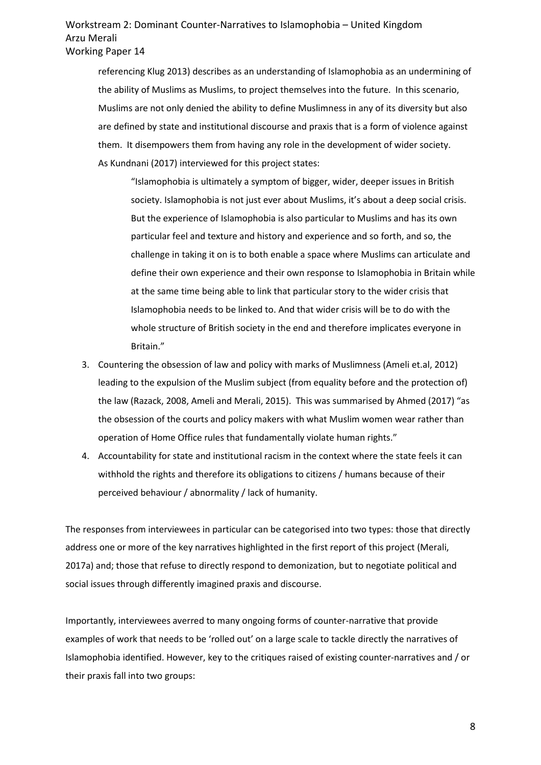referencing Klug 2013) describes as an understanding of Islamophobia as an undermining of the ability of Muslims as Muslims, to project themselves into the future. In this scenario, Muslims are not only denied the ability to define Muslimness in any of its diversity but also are defined by state and institutional discourse and praxis that is a form of violence against them. It disempowers them from having any role in the development of wider society. As Kundnani (2017) interviewed for this project states:

> "Islamophobia is ultimately a symptom of bigger, wider, deeper issues in British society. Islamophobia is not just ever about Muslims, it's about a deep social crisis. But the experience of Islamophobia is also particular to Muslims and has its own particular feel and texture and history and experience and so forth, and so, the challenge in taking it on is to both enable a space where Muslims can articulate and define their own experience and their own response to Islamophobia in Britain while at the same time being able to link that particular story to the wider crisis that Islamophobia needs to be linked to. And that wider crisis will be to do with the whole structure of British society in the end and therefore implicates everyone in Britain."

3. Countering the obsession of law and policy with marks of Muslimness (Ameli et.al, 2012) leading to the expulsion of the Muslim subject (from equality before and the protection of) the law (Razack, 2008, Ameli and Merali, 2015). This was summarised by Ahmed (2017) "as the obsession of the courts and policy makers with what Muslim women wear rather than operation of Home Office rules that fundamentally violate human rights."
4. Accountability for state and institutional racism in the context where the state feels it can withhold the rights and therefore its obligations to citizens / humans because of their perceived behaviour / abnormality / lack of humanity.

The responses from interviewees in particular can be categorised into two types: those that directly address one or more of the key narratives highlighted in the first report of this project (Merali, 2017a) and; those that refuse to directly respond to demonization, but to negotiate political and social issues through differently imagined praxis and discourse.

Importantly, interviewees averred to many ongoing forms of counter-narrative that provide examples of work that needs to be 'rolled out' on a large scale to tackle directly the narratives of Islamophobia identified. However, key to the critiques raised of existing counter-narratives and / or their praxis fall into two groups: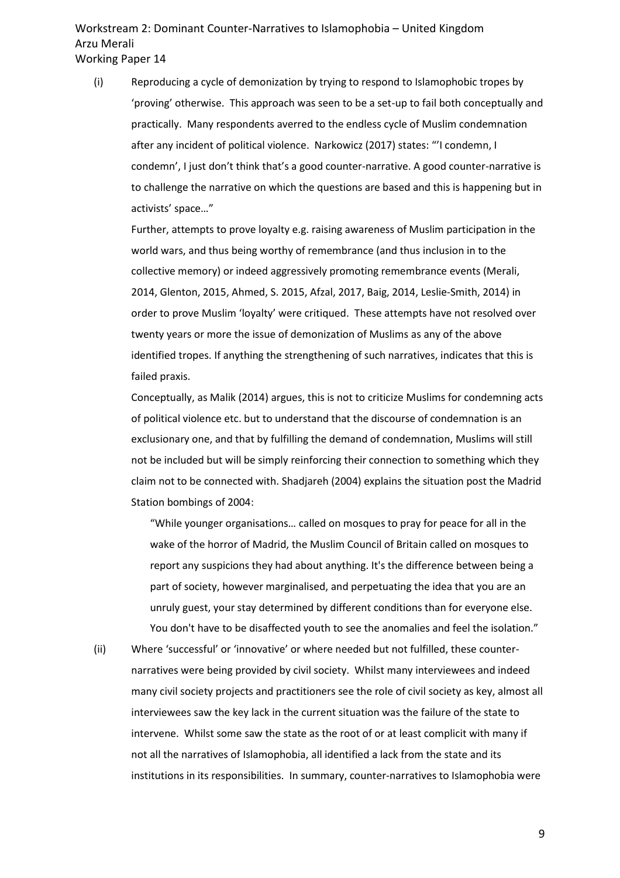(i) Reproducing a cycle of demonization by trying to respond to Islamophobic tropes by 'proving' otherwise. This approach was seen to be a set-up to fail both conceptually and practically. Many respondents averred to the endless cycle of Muslim condemnation after any incident of political violence. Narkowicz (2017) states: "'I condemn, I condemn', I just don't think that's a good counter-narrative. A good counter-narrative is to challenge the narrative on which the questions are based and this is happening but in activists' space…"

Further, attempts to prove loyalty e.g. raising awareness of Muslim participation in the world wars, and thus being worthy of remembrance (and thus inclusion in to the collective memory) or indeed aggressively promoting remembrance events (Merali, 2014, Glenton, 2015, Ahmed, S. 2015, Afzal, 2017, Baig, 2014, Leslie-Smith, 2014) in order to prove Muslim 'loyalty' were critiqued. These attempts have not resolved over twenty years or more the issue of demonization of Muslims as any of the above identified tropes. If anything the strengthening of such narratives, indicates that this is failed praxis.

Conceptually, as Malik (2014) argues, this is not to criticize Muslims for condemning acts of political violence etc. but to understand that the discourse of condemnation is an exclusionary one, and that by fulfilling the demand of condemnation, Muslims will still not be included but will be simply reinforcing their connection to something which they claim not to be connected with. Shadjareh (2004) explains the situation post the Madrid Station bombings of 2004:

> "While younger organisations… called on mosques to pray for peace for all in the wake of the horror of Madrid, the Muslim Council of Britain called on mosques to report any suspicions they had about anything. It's the difference between being a part of society, however marginalised, and perpetuating the idea that you are an unruly guest, your stay determined by different conditions than for everyone else. You don't have to be disaffected youth to see the anomalies and feel the isolation."

(ii) Where 'successful' or 'innovative' or where needed but not fulfilled, these counter-narratives were being provided by civil society. Whilst many interviewees and indeed many civil society projects and practitioners see the role of civil society as key, almost all interviewees saw the key lack in the current situation was the failure of the state to intervene. Whilst some saw the state as the root of or at least complicit with many if not all the narratives of Islamophobia, all identified a lack from the state and its institutions in its responsibilities. In summary, counter-narratives to Islamophobia were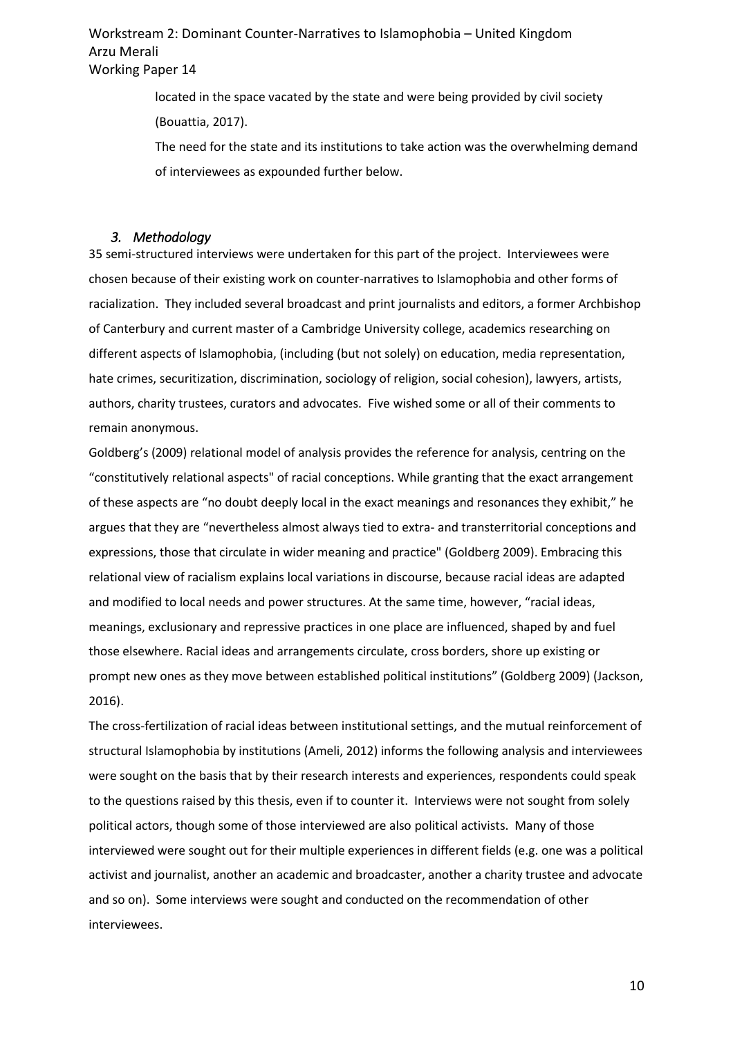located in the space vacated by the state and were being provided by civil society (Bouattia, 2017).

The need for the state and its institutions to take action was the overwhelming demand of interviewees as expounded further below.

### *3. Methodology*

35 semi-structured interviews were undertaken for this part of the project. Interviewees were chosen because of their existing work on counter-narratives to Islamophobia and other forms of racialization. They included several broadcast and print journalists and editors, a former Archbishop of Canterbury and current master of a Cambridge University college, academics researching on different aspects of Islamophobia, (including (but not solely) on education, media representation, hate crimes, securitization, discrimination, sociology of religion, social cohesion), lawyers, artists, authors, charity trustees, curators and advocates. Five wished some or all of their comments to remain anonymous.

Goldberg's (2009) relational model of analysis provides the reference for analysis, centring on the "constitutively relational aspects" of racial conceptions. While granting that the exact arrangement of these aspects are "no doubt deeply local in the exact meanings and resonances they exhibit," he argues that they are "nevertheless almost always tied to extra- and transterritorial conceptions and expressions, those that circulate in wider meaning and practice" (Goldberg 2009). Embracing this relational view of racialism explains local variations in discourse, because racial ideas are adapted and modified to local needs and power structures. At the same time, however, "racial ideas, meanings, exclusionary and repressive practices in one place are influenced, shaped by and fuel those elsewhere. Racial ideas and arrangements circulate, cross borders, shore up existing or prompt new ones as they move between established political institutions" (Goldberg 2009) (Jackson, 2016).

The cross-fertilization of racial ideas between institutional settings, and the mutual reinforcement of structural Islamophobia by institutions (Ameli, 2012) informs the following analysis and interviewees were sought on the basis that by their research interests and experiences, respondents could speak to the questions raised by this thesis, even if to counter it. Interviews were not sought from solely political actors, though some of those interviewed are also political activists. Many of those interviewed were sought out for their multiple experiences in different fields (e.g. one was a political activist and journalist, another an academic and broadcaster, another a charity trustee and advocate and so on). Some interviews were sought and conducted on the recommendation of other interviewees.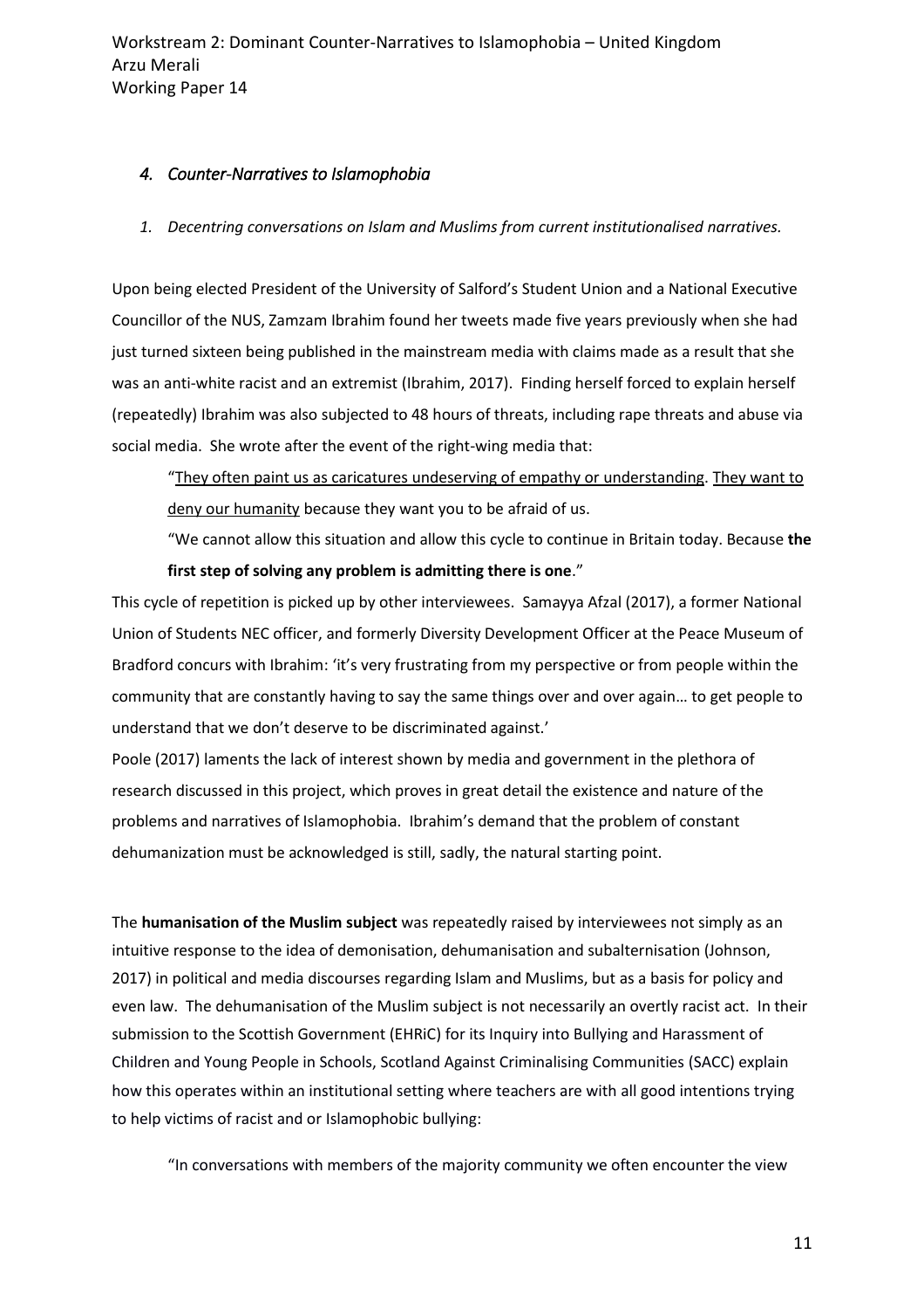## *4. Counter-Narratives to Islamophobia*

### *1. Decentring conversations on Islam and Muslims from current institutionalised narratives.*

Upon being elected President of the University of Salford's Student Union and a National Executive Councillor of the NUS, Zamzam Ibrahim found her tweets made five years previously when she had just turned sixteen being published in the mainstream media with claims made as a result that she was an anti-white racist and an extremist (Ibrahim, 2017). Finding herself forced to explain herself (repeatedly) Ibrahim was also subjected to 48 hours of threats, including rape threats and abuse via social media. She wrote after the event of the right-wing media that:

> "<u>They often paint us as caricatures undeserving of empathy or understanding</u>. <u>They want to deny our humanity</u> because they want you to be afraid of us.
>
> "We cannot allow this situation and allow this cycle to continue in Britain today. Because **the first step of solving any problem is admitting there is one**."

This cycle of repetition is picked up by other interviewees. Samayya Afzal (2017), a former National Union of Students NEC officer, and formerly Diversity Development Officer at the Peace Museum of Bradford concurs with Ibrahim: 'it's very frustrating from my perspective or from people within the community that are constantly having to say the same things over and over again… to get people to understand that we don't deserve to be discriminated against.'

Poole (2017) laments the lack of interest shown by media and government in the plethora of research discussed in this project, which proves in great detail the existence and nature of the problems and narratives of Islamophobia. Ibrahim's demand that the problem of constant dehumanization must be acknowledged is still, sadly, the natural starting point.

The **humanisation of the Muslim subject** was repeatedly raised by interviewees not simply as an intuitive response to the idea of demonisation, dehumanisation and subalternisation (Johnson, 2017) in political and media discourses regarding Islam and Muslims, but as a basis for policy and even law. The dehumanisation of the Muslim subject is not necessarily an overtly racist act. In their submission to the Scottish Government (EHRiC) for its Inquiry into Bullying and Harassment of Children and Young People in Schools, Scotland Against Criminalising Communities (SACC) explain how this operates within an institutional setting where teachers are with all good intentions trying to help victims of racist and or Islamophobic bullying:

> "In conversations with members of the majority community we often encounter the view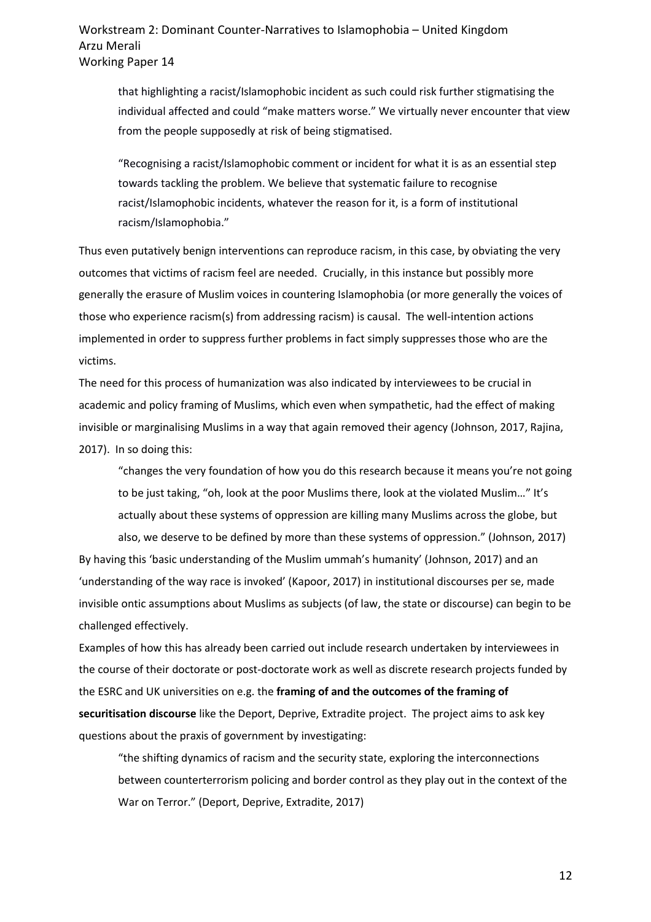> that highlighting a racist/Islamophobic incident as such could risk further stigmatising the individual affected and could "make matters worse." We virtually never encounter that view from the people supposedly at risk of being stigmatised.
>
> "Recognising a racist/Islamophobic comment or incident for what it is as an essential step towards tackling the problem. We believe that systematic failure to recognise racist/Islamophobic incidents, whatever the reason for it, is a form of institutional racism/Islamophobia."

Thus even putatively benign interventions can reproduce racism, in this case, by obviating the very outcomes that victims of racism feel are needed. Crucially, in this instance but possibly more generally the erasure of Muslim voices in countering Islamophobia (or more generally the voices of those who experience racism(s) from addressing racism) is causal. The well-intention actions implemented in order to suppress further problems in fact simply suppresses those who are the victims.

The need for this process of humanization was also indicated by interviewees to be crucial in academic and policy framing of Muslims, which even when sympathetic, had the effect of making invisible or marginalising Muslims in a way that again removed their agency (Johnson, 2017, Rajina, 2017). In so doing this:

> "changes the very foundation of how you do this research because it means you're not going to be just taking, "oh, look at the poor Muslims there, look at the violated Muslim…" It's actually about these systems of oppression are killing many Muslims across the globe, but also, we deserve to be defined by more than these systems of oppression." (Johnson, 2017)

By having this 'basic understanding of the Muslim ummah's humanity' (Johnson, 2017) and an 'understanding of the way race is invoked' (Kapoor, 2017) in institutional discourses per se, made invisible ontic assumptions about Muslims as subjects (of law, the state or discourse) can begin to be challenged effectively.

Examples of how this has already been carried out include research undertaken by interviewees in the course of their doctorate or post-doctorate work as well as discrete research projects funded by the ESRC and UK universities on e.g. the **framing of and the outcomes of the framing of securitisation discourse** like the Deport, Deprive, Extradite project. The project aims to ask key questions about the praxis of government by investigating:

> "the shifting dynamics of racism and the security state, exploring the interconnections between counterterrorism policing and border control as they play out in the context of the War on Terror." (Deport, Deprive, Extradite, 2017)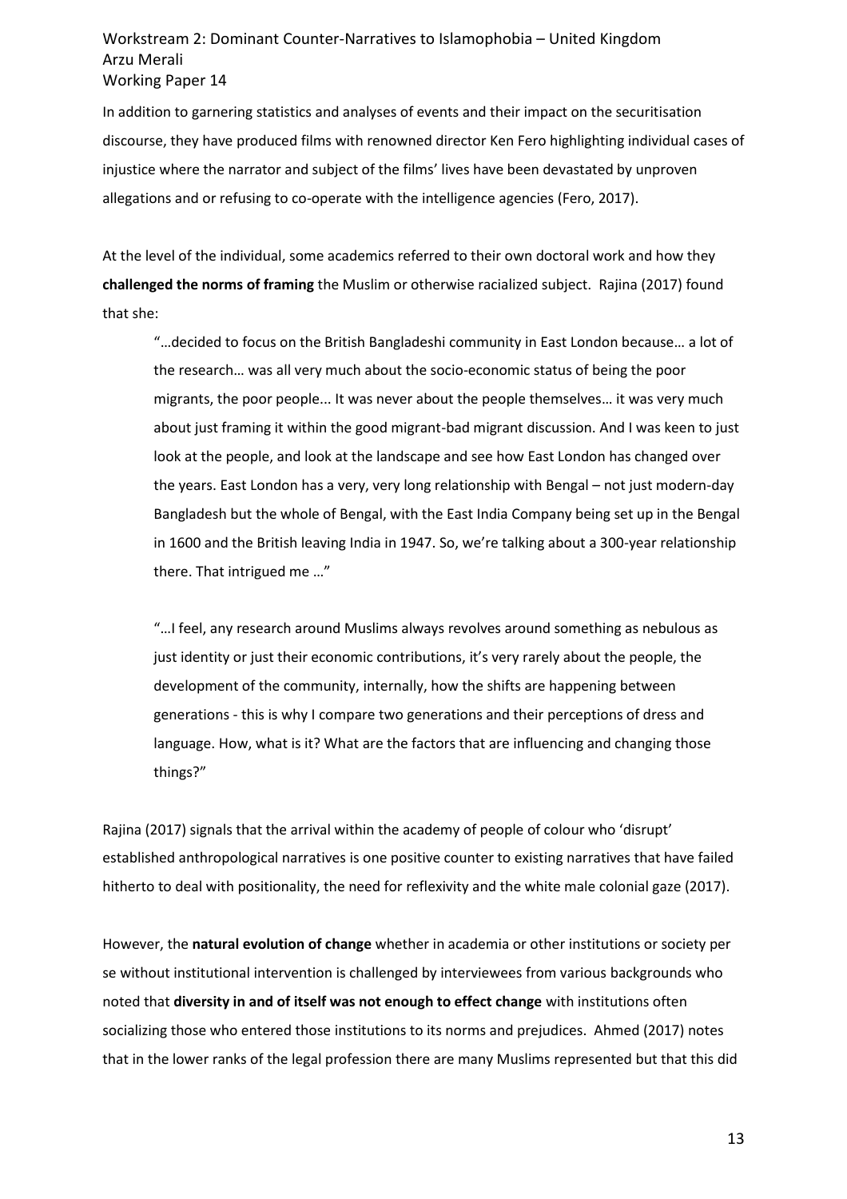In addition to garnering statistics and analyses of events and their impact on the securitisation discourse, they have produced films with renowned director Ken Fero highlighting individual cases of injustice where the narrator and subject of the films' lives have been devastated by unproven allegations and or refusing to co-operate with the intelligence agencies (Fero, 2017).

At the level of the individual, some academics referred to their own doctoral work and how they **challenged the norms of framing** the Muslim or otherwise racialized subject. Rajina (2017) found that she:

> "…decided to focus on the British Bangladeshi community in East London because… a lot of the research… was all very much about the socio-economic status of being the poor migrants, the poor people... It was never about the people themselves… it was very much about just framing it within the good migrant-bad migrant discussion. And I was keen to just look at the people, and look at the landscape and see how East London has changed over the years. East London has a very, very long relationship with Bengal – not just modern-day Bangladesh but the whole of Bengal, with the East India Company being set up in the Bengal in 1600 and the British leaving India in 1947. So, we're talking about a 300-year relationship there. That intrigued me …"
>
> "…I feel, any research around Muslims always revolves around something as nebulous as just identity or just their economic contributions, it's very rarely about the people, the development of the community, internally, how the shifts are happening between generations - this is why I compare two generations and their perceptions of dress and language. How, what is it? What are the factors that are influencing and changing those things?"

Rajina (2017) signals that the arrival within the academy of people of colour who 'disrupt' established anthropological narratives is one positive counter to existing narratives that have failed hitherto to deal with positionality, the need for reflexivity and the white male colonial gaze (2017).

However, the **natural evolution of change** whether in academia or other institutions or society per se without institutional intervention is challenged by interviewees from various backgrounds who noted that **diversity in and of itself was not enough to effect change** with institutions often socializing those who entered those institutions to its norms and prejudices. Ahmed (2017) notes that in the lower ranks of the legal profession there are many Muslims represented but that this did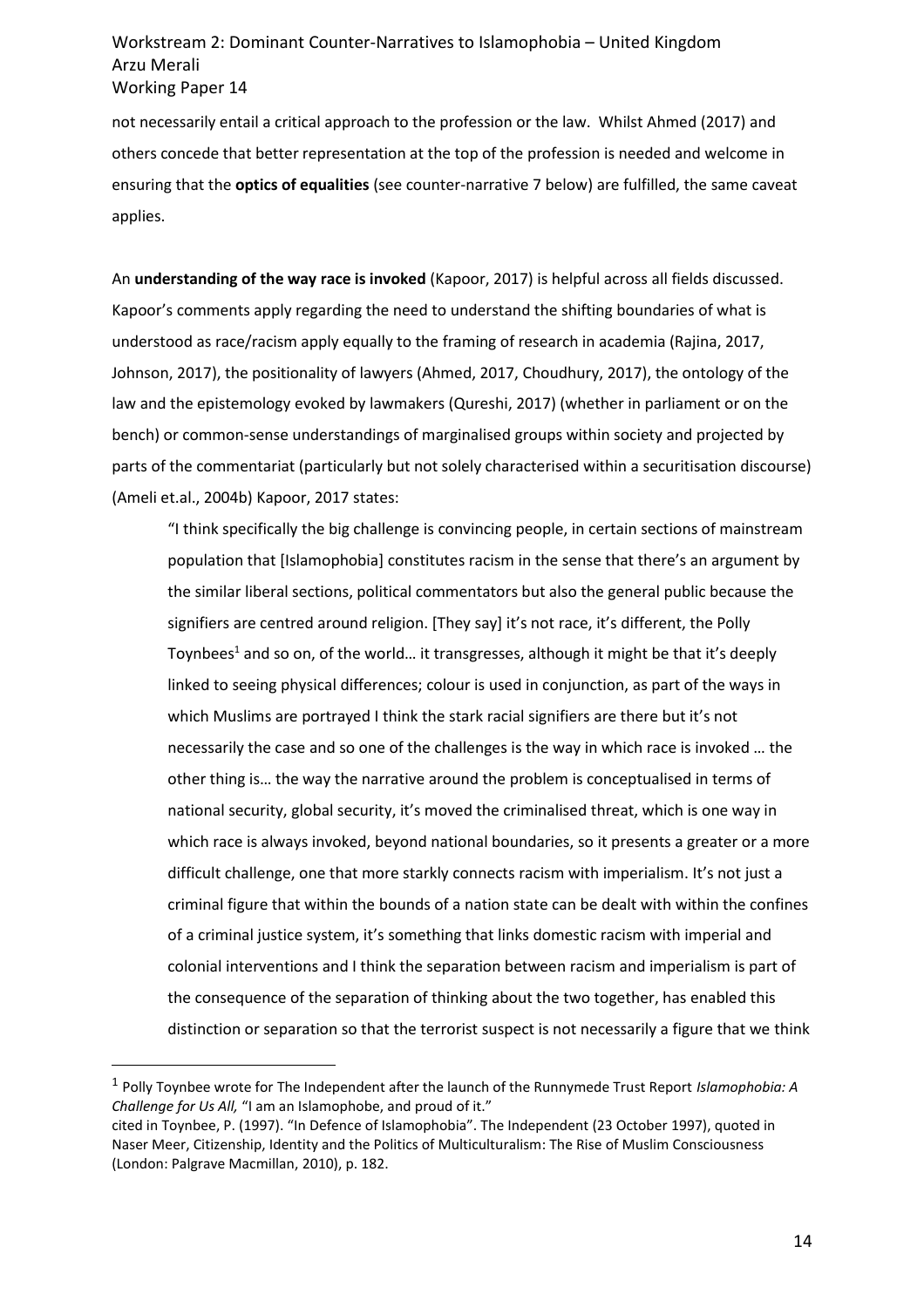not necessarily entail a critical approach to the profession or the law. Whilst Ahmed (2017) and others concede that better representation at the top of the profession is needed and welcome in ensuring that the **optics of equalities** (see counter-narrative 7 below) are fulfilled, the same caveat applies.

An **understanding of the way race is invoked** (Kapoor, 2017) is helpful across all fields discussed. Kapoor's comments apply regarding the need to understand the shifting boundaries of what is understood as race/racism apply equally to the framing of research in academia (Rajina, 2017, Johnson, 2017), the positionality of lawyers (Ahmed, 2017, Choudhury, 2017), the ontology of the law and the epistemology evoked by lawmakers (Qureshi, 2017) (whether in parliament or on the bench) or common-sense understandings of marginalised groups within society and projected by parts of the commentariat (particularly but not solely characterised within a securitisation discourse) (Ameli et.al., 2004b) Kapoor, 2017 states:

> "I think specifically the big challenge is convincing people, in certain sections of mainstream population that [Islamophobia] constitutes racism in the sense that there's an argument by the similar liberal sections, political commentators but also the general public because the signifiers are centred around religion. [They say] it's not race, it's different, the Polly Toynbees[1] and so on, of the world… it transgresses, although it might be that it's deeply linked to seeing physical differences; colour is used in conjunction, as part of the ways in which Muslims are portrayed I think the stark racial signifiers are there but it's not necessarily the case and so one of the challenges is the way in which race is invoked … the other thing is… the way the narrative around the problem is conceptualised in terms of national security, global security, it's moved the criminalised threat, which is one way in which race is always invoked, beyond national boundaries, so it presents a greater or a more difficult challenge, one that more starkly connects racism with imperialism. It's not just a criminal figure that within the bounds of a nation state can be dealt with within the confines of a criminal justice system, it's something that links domestic racism with imperial and colonial interventions and I think the separation between racism and imperialism is part of the consequence of the separation of thinking about the two together, has enabled this distinction or separation so that the terrorist suspect is not necessarily a figure that we think

---

[1] Polly Toynbee wrote for The Independent after the launch of the Runnymede Trust Report *Islamophobia: A Challenge for Us All,* "I am an Islamophobe, and proud of it."
cited in Toynbee, P. (1997). "In Defence of Islamophobia". The Independent (23 October 1997), quoted in Naser Meer, Citizenship, Identity and the Politics of Multiculturalism: The Rise of Muslim Consciousness (London: Palgrave Macmillan, 2010), p. 182.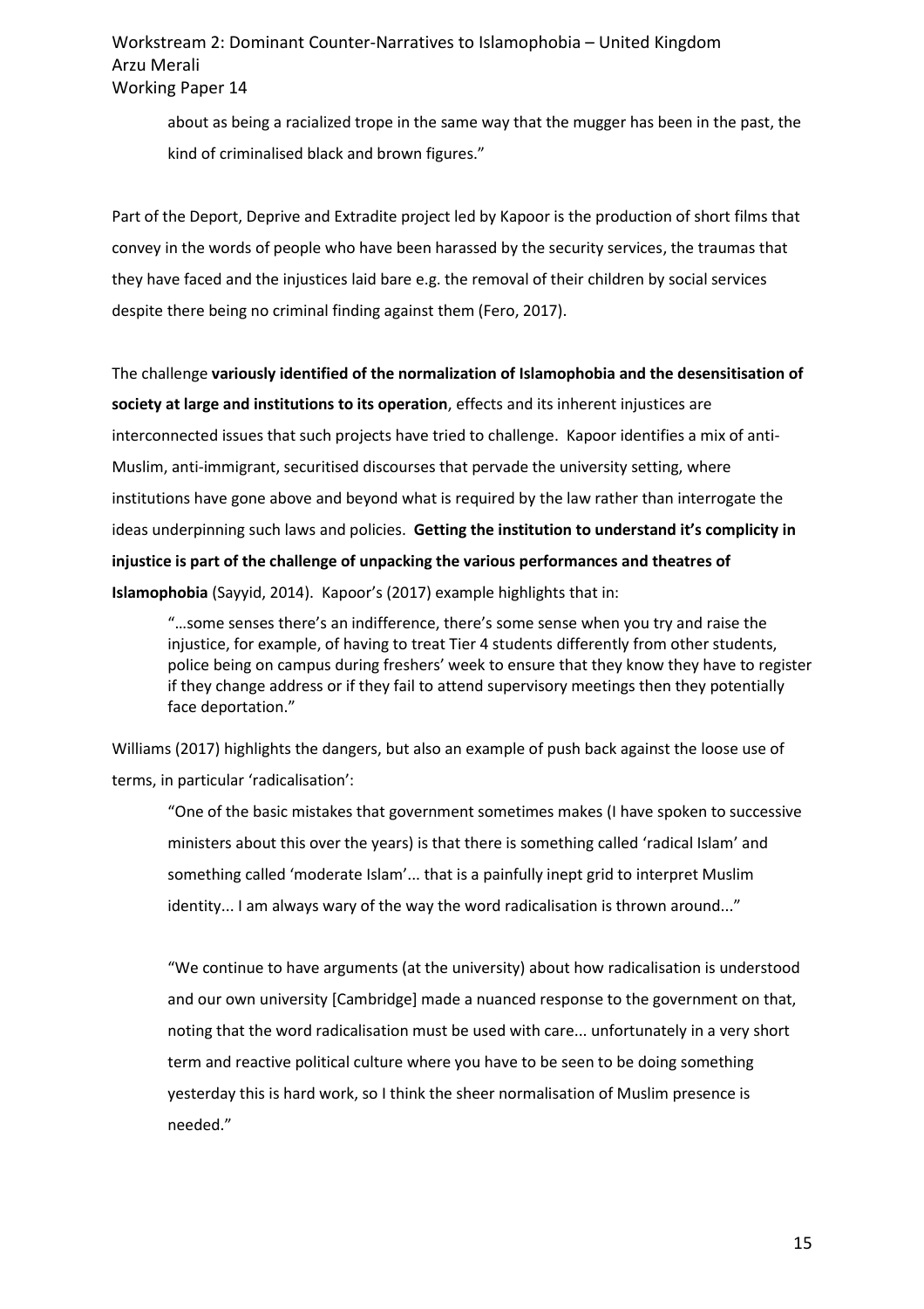> about as being a racialized trope in the same way that the mugger has been in the past, the kind of criminalised black and brown figures."

Part of the Deport, Deprive and Extradite project led by Kapoor is the production of short films that convey in the words of people who have been harassed by the security services, the traumas that they have faced and the injustices laid bare e.g. the removal of their children by social services despite there being no criminal finding against them (Fero, 2017).

The challenge **variously identified of the normalization of Islamophobia and the desensitisation of society at large and institutions to its operation**, effects and its inherent injustices are interconnected issues that such projects have tried to challenge. Kapoor identifies a mix of anti-Muslim, anti-immigrant, securitised discourses that pervade the university setting, where institutions have gone above and beyond what is required by the law rather than interrogate the ideas underpinning such laws and policies. **Getting the institution to understand it's complicity in injustice is part of the challenge of unpacking the various performances and theatres of Islamophobia** (Sayyid, 2014). Kapoor's (2017) example highlights that in:

> "…some senses there's an indifference, there's some sense when you try and raise the injustice, for example, of having to treat Tier 4 students differently from other students, police being on campus during freshers' week to ensure that they know they have to register if they change address or if they fail to attend supervisory meetings then they potentially face deportation."

Williams (2017) highlights the dangers, but also an example of push back against the loose use of terms, in particular 'radicalisation':

> "One of the basic mistakes that government sometimes makes (I have spoken to successive ministers about this over the years) is that there is something called 'radical Islam' and something called 'moderate Islam'... that is a painfully inept grid to interpret Muslim identity... I am always wary of the way the word radicalisation is thrown around..."
>
> "We continue to have arguments (at the university) about how radicalisation is understood and our own university [Cambridge] made a nuanced response to the government on that, noting that the word radicalisation must be used with care... unfortunately in a very short term and reactive political culture where you have to be seen to be doing something yesterday this is hard work, so I think the sheer normalisation of Muslim presence is needed."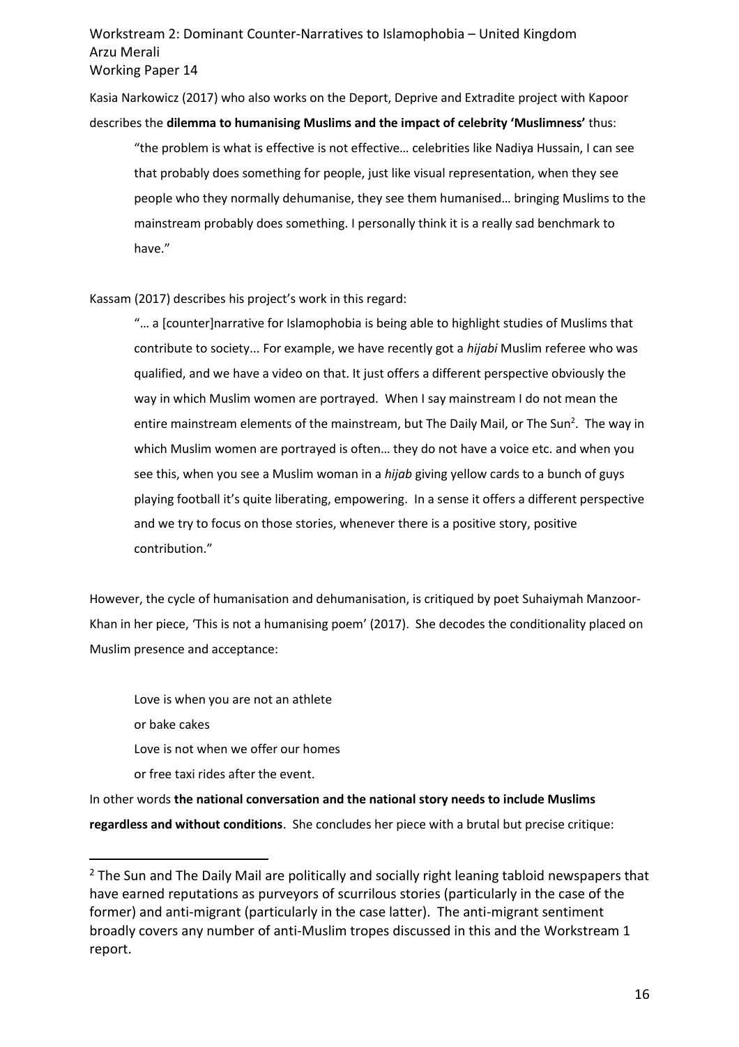Kasia Narkowicz (2017) who also works on the Deport, Deprive and Extradite project with Kapoor describes the **dilemma to humanising Muslims and the impact of celebrity 'Muslimness'** thus:

> "the problem is what is effective is not effective… celebrities like Nadiya Hussain, I can see that probably does something for people, just like visual representation, when they see people who they normally dehumanise, they see them humanised… bringing Muslims to the mainstream probably does something. I personally think it is a really sad benchmark to have."

Kassam (2017) describes his project's work in this regard:

> "… a [counter]narrative for Islamophobia is being able to highlight studies of Muslims that contribute to society... For example, we have recently got a *hijabi* Muslim referee who was qualified, and we have a video on that. It just offers a different perspective obviously the way in which Muslim women are portrayed. When I say mainstream I do not mean the entire mainstream elements of the mainstream, but The Daily Mail, or The Sun[2]. The way in which Muslim women are portrayed is often… they do not have a voice etc. and when you see this, when you see a Muslim woman in a *hijab* giving yellow cards to a bunch of guys playing football it's quite liberating, empowering. In a sense it offers a different perspective and we try to focus on those stories, whenever there is a positive story, positive contribution."

However, the cycle of humanisation and dehumanisation, is critiqued by poet Suhaiymah Manzoor-Khan in her piece, 'This is not a humanising poem' (2017). She decodes the conditionality placed on Muslim presence and acceptance:

> Love is when you are not an athlete
> or bake cakes
> Love is not when we offer our homes
> or free taxi rides after the event.

In other words **the national conversation and the national story needs to include Muslims regardless and without conditions**. She concludes her piece with a brutal but precise critique:

---

[2] The Sun and The Daily Mail are politically and socially right leaning tabloid newspapers that have earned reputations as purveyors of scurrilous stories (particularly in the case of the former) and anti-migrant (particularly in the case latter). The anti-migrant sentiment broadly covers any number of anti-Muslim tropes discussed in this and the Workstream 1 report.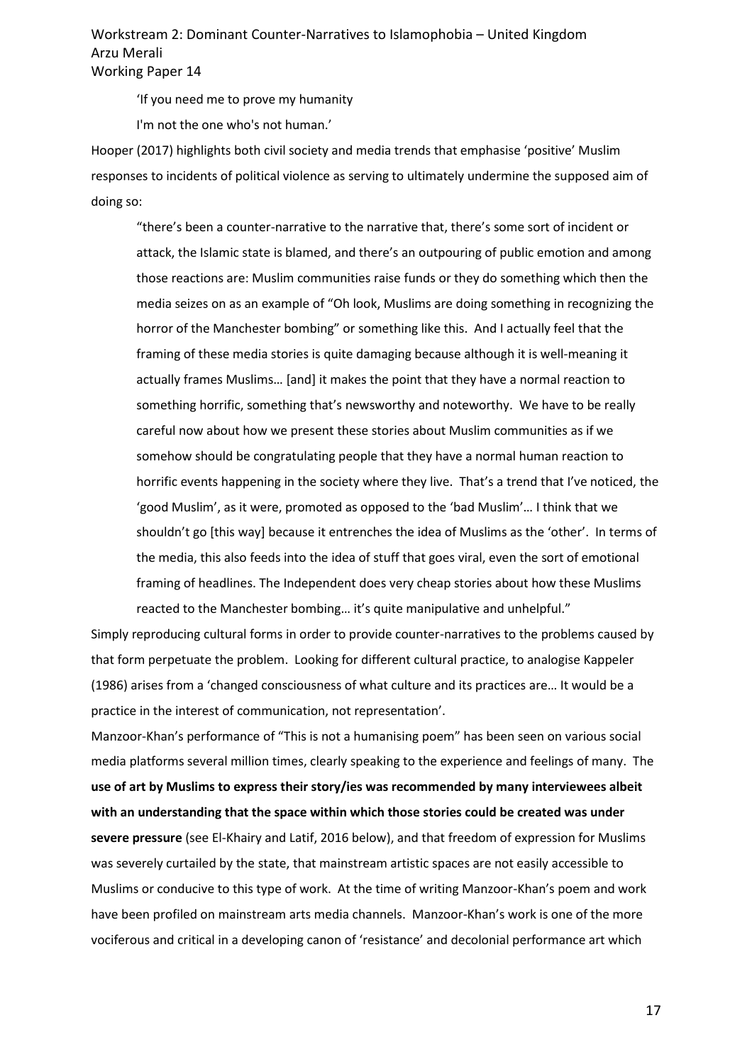> 'If you need me to prove my humanity
>
> I'm not the one who's not human.'

Hooper (2017) highlights both civil society and media trends that emphasise 'positive' Muslim responses to incidents of political violence as serving to ultimately undermine the supposed aim of doing so:

> "there's been a counter-narrative to the narrative that, there's some sort of incident or attack, the Islamic state is blamed, and there's an outpouring of public emotion and among those reactions are: Muslim communities raise funds or they do something which then the media seizes on as an example of "Oh look, Muslims are doing something in recognizing the horror of the Manchester bombing" or something like this. And I actually feel that the framing of these media stories is quite damaging because although it is well-meaning it actually frames Muslims… [and] it makes the point that they have a normal reaction to something horrific, something that's newsworthy and noteworthy. We have to be really careful now about how we present these stories about Muslim communities as if we somehow should be congratulating people that they have a normal human reaction to horrific events happening in the society where they live. That's a trend that I've noticed, the 'good Muslim', as it were, promoted as opposed to the 'bad Muslim'… I think that we shouldn't go [this way] because it entrenches the idea of Muslims as the 'other'. In terms of the media, this also feeds into the idea of stuff that goes viral, even the sort of emotional framing of headlines. The Independent does very cheap stories about how these Muslims reacted to the Manchester bombing… it's quite manipulative and unhelpful."

Simply reproducing cultural forms in order to provide counter-narratives to the problems caused by that form perpetuate the problem. Looking for different cultural practice, to analogise Kappeler (1986) arises from a 'changed consciousness of what culture and its practices are… It would be a practice in the interest of communication, not representation'.

Manzoor-Khan's performance of "This is not a humanising poem" has been seen on various social media platforms several million times, clearly speaking to the experience and feelings of many. The **use of art by Muslims to express their story/ies was recommended by many interviewees albeit with an understanding that the space within which those stories could be created was under severe pressure** (see El-Khairy and Latif, 2016 below), and that freedom of expression for Muslims was severely curtailed by the state, that mainstream artistic spaces are not easily accessible to Muslims or conducive to this type of work. At the time of writing Manzoor-Khan's poem and work have been profiled on mainstream arts media channels. Manzoor-Khan's work is one of the more vociferous and critical in a developing canon of 'resistance' and decolonial performance art which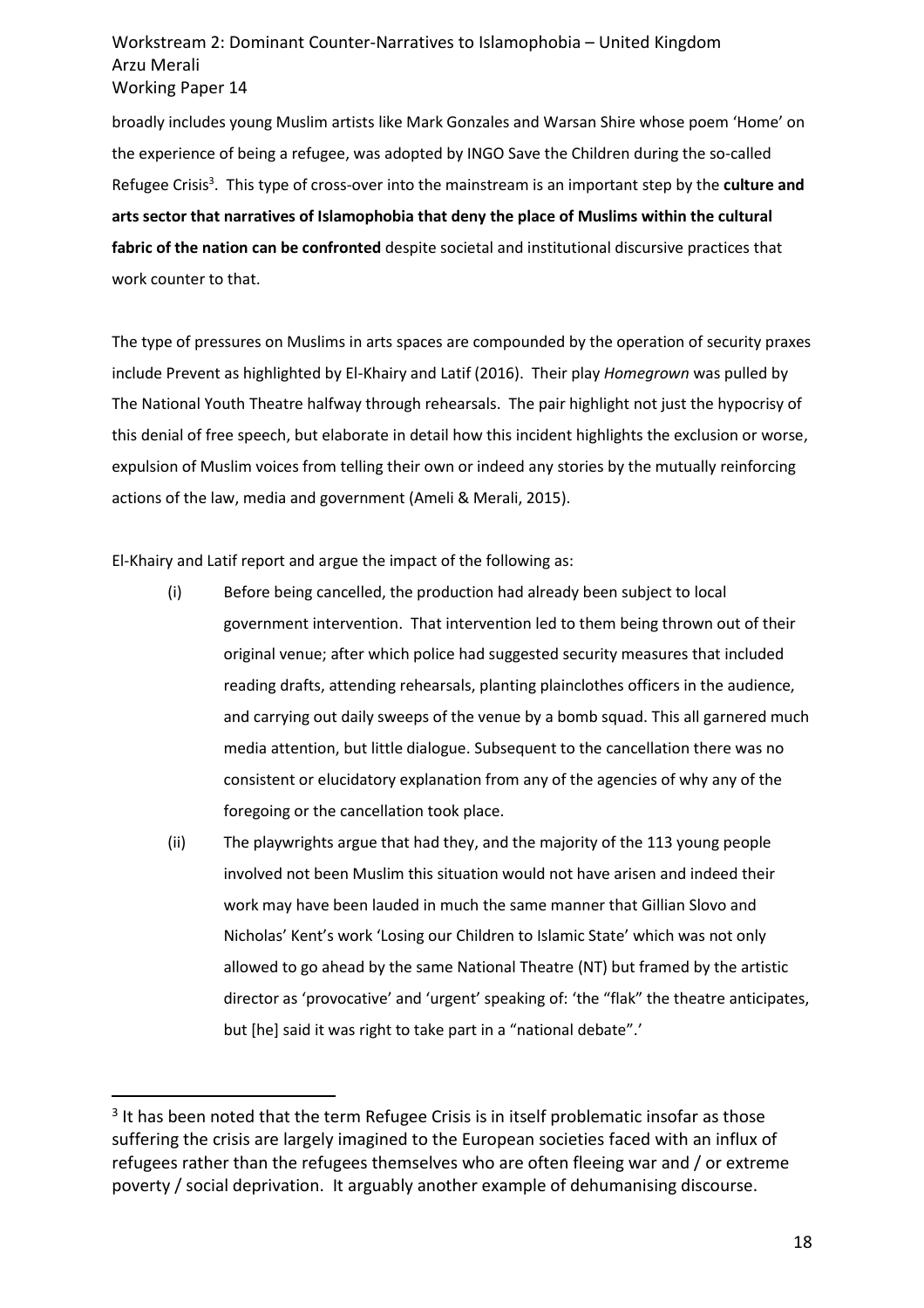broadly includes young Muslim artists like Mark Gonzales and Warsan Shire whose poem 'Home' on the experience of being a refugee, was adopted by INGO Save the Children during the so-called Refugee Crisis[3]. This type of cross-over into the mainstream is an important step by the **culture and arts sector that narratives of Islamophobia that deny the place of Muslims within the cultural fabric of the nation can be confronted** despite societal and institutional discursive practices that work counter to that.

The type of pressures on Muslims in arts spaces are compounded by the operation of security praxes include Prevent as highlighted by El-Khairy and Latif (2016). Their play *Homegrown* was pulled by The National Youth Theatre halfway through rehearsals. The pair highlight not just the hypocrisy of this denial of free speech, but elaborate in detail how this incident highlights the exclusion or worse, expulsion of Muslim voices from telling their own or indeed any stories by the mutually reinforcing actions of the law, media and government (Ameli & Merali, 2015).

El-Khairy and Latif report and argue the impact of the following as:

(i) Before being cancelled, the production had already been subject to local government intervention. That intervention led to them being thrown out of their original venue; after which police had suggested security measures that included reading drafts, attending rehearsals, planting plainclothes officers in the audience, and carrying out daily sweeps of the venue by a bomb squad. This all garnered much media attention, but little dialogue. Subsequent to the cancellation there was no consistent or elucidatory explanation from any of the agencies of why any of the foregoing or the cancellation took place.

(ii) The playwrights argue that had they, and the majority of the 113 young people involved not been Muslim this situation would not have arisen and indeed their work may have been lauded in much the same manner that Gillian Slovo and Nicholas' Kent's work 'Losing our Children to Islamic State' which was not only allowed to go ahead by the same National Theatre (NT) but framed by the artistic director as 'provocative' and 'urgent' speaking of: 'the "flak" the theatre anticipates, but [he] said it was right to take part in a "national debate".'

---

[3] It has been noted that the term Refugee Crisis is in itself problematic insofar as those suffering the crisis are largely imagined to the European societies faced with an influx of refugees rather than the refugees themselves who are often fleeing war and / or extreme poverty / social deprivation. It arguably another example of dehumanising discourse.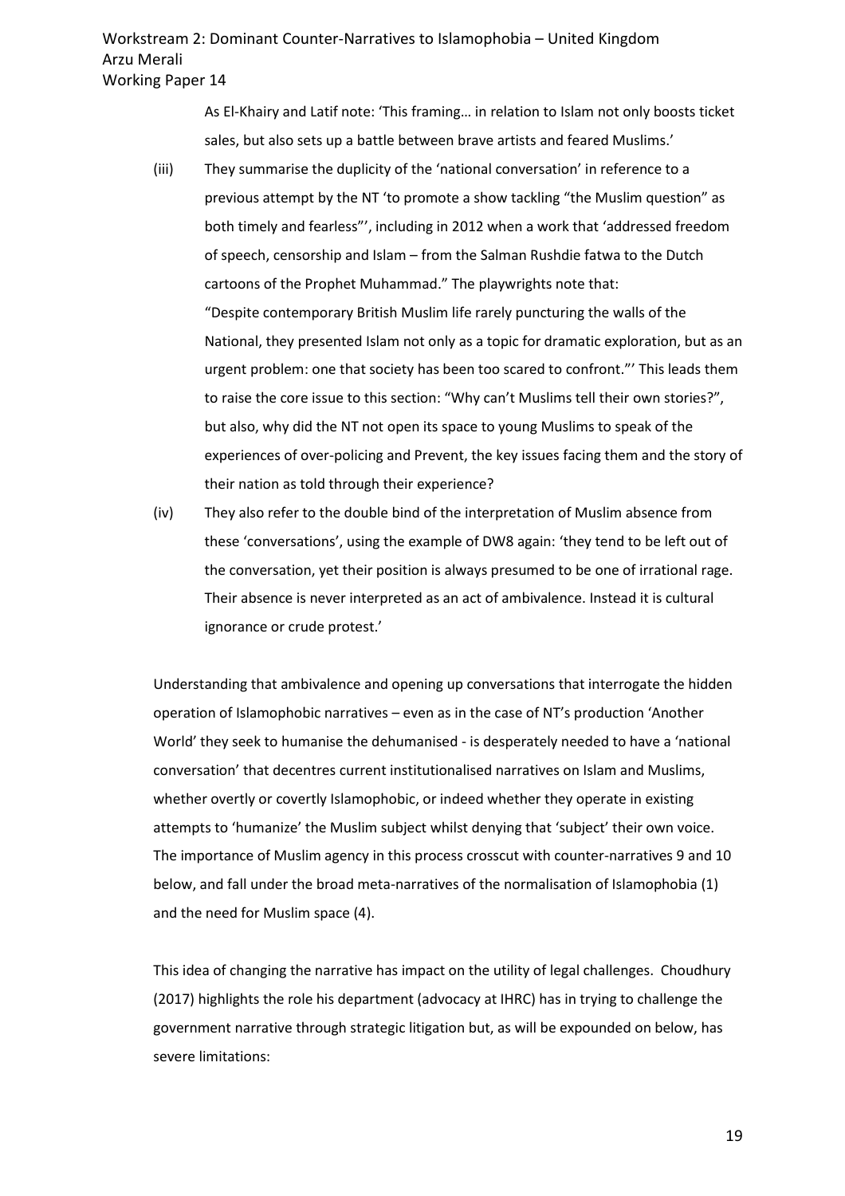As El-Khairy and Latif note: 'This framing… in relation to Islam not only boosts ticket sales, but also sets up a battle between brave artists and feared Muslims.'

(iii) They summarise the duplicity of the 'national conversation' in reference to a previous attempt by the NT 'to promote a show tackling "the Muslim question" as both timely and fearless"', including in 2012 when a work that 'addressed freedom of speech, censorship and Islam – from the Salman Rushdie fatwa to the Dutch cartoons of the Prophet Muhammad." The playwrights note that: "Despite contemporary British Muslim life rarely puncturing the walls of the National, they presented Islam not only as a topic for dramatic exploration, but as an urgent problem: one that society has been too scared to confront."' This leads them to raise the core issue to this section: "Why can't Muslims tell their own stories?", but also, why did the NT not open its space to young Muslims to speak of the experiences of over-policing and Prevent, the key issues facing them and the story of their nation as told through their experience?

(iv) They also refer to the double bind of the interpretation of Muslim absence from these 'conversations', using the example of DW8 again: 'they tend to be left out of the conversation, yet their position is always presumed to be one of irrational rage. Their absence is never interpreted as an act of ambivalence. Instead it is cultural ignorance or crude protest.'

Understanding that ambivalence and opening up conversations that interrogate the hidden operation of Islamophobic narratives – even as in the case of NT's production 'Another World' they seek to humanise the dehumanised - is desperately needed to have a 'national conversation' that decentres current institutionalised narratives on Islam and Muslims, whether overtly or covertly Islamophobic, or indeed whether they operate in existing attempts to 'humanize' the Muslim subject whilst denying that 'subject' their own voice. The importance of Muslim agency in this process crosscut with counter-narratives 9 and 10 below, and fall under the broad meta-narratives of the normalisation of Islamophobia (1) and the need for Muslim space (4).

This idea of changing the narrative has impact on the utility of legal challenges. Choudhury (2017) highlights the role his department (advocacy at IHRC) has in trying to challenge the government narrative through strategic litigation but, as will be expounded on below, has severe limitations: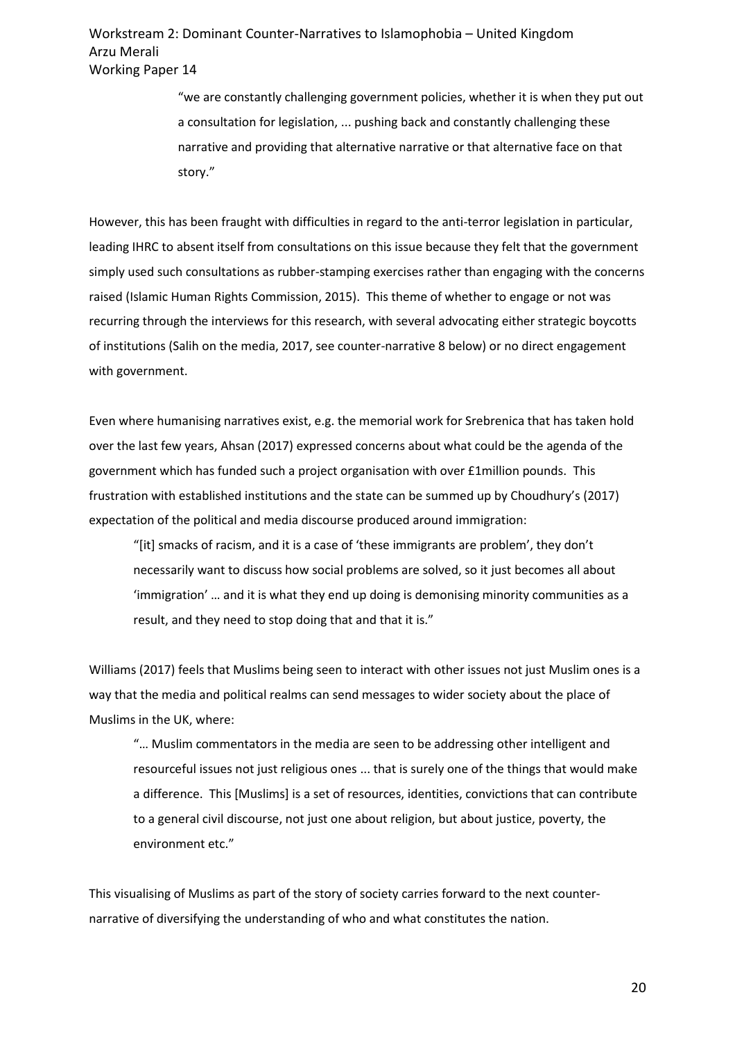> "we are constantly challenging government policies, whether it is when they put out a consultation for legislation, ... pushing back and constantly challenging these narrative and providing that alternative narrative or that alternative face on that story."

However, this has been fraught with difficulties in regard to the anti-terror legislation in particular, leading IHRC to absent itself from consultations on this issue because they felt that the government simply used such consultations as rubber-stamping exercises rather than engaging with the concerns raised (Islamic Human Rights Commission, 2015). This theme of whether to engage or not was recurring through the interviews for this research, with several advocating either strategic boycotts of institutions (Salih on the media, 2017, see counter-narrative 8 below) or no direct engagement with government.

Even where humanising narratives exist, e.g. the memorial work for Srebrenica that has taken hold over the last few years, Ahsan (2017) expressed concerns about what could be the agenda of the government which has funded such a project organisation with over £1million pounds. This frustration with established institutions and the state can be summed up by Choudhury's (2017) expectation of the political and media discourse produced around immigration:

> "[it] smacks of racism, and it is a case of 'these immigrants are problem', they don't necessarily want to discuss how social problems are solved, so it just becomes all about 'immigration' … and it is what they end up doing is demonising minority communities as a result, and they need to stop doing that and that it is."

Williams (2017) feels that Muslims being seen to interact with other issues not just Muslim ones is a way that the media and political realms can send messages to wider society about the place of Muslims in the UK, where:

> "… Muslim commentators in the media are seen to be addressing other intelligent and resourceful issues not just religious ones ... that is surely one of the things that would make a difference. This [Muslims] is a set of resources, identities, convictions that can contribute to a general civil discourse, not just one about religion, but about justice, poverty, the environment etc."

This visualising of Muslims as part of the story of society carries forward to the next counter-narrative of diversifying the understanding of who and what constitutes the nation.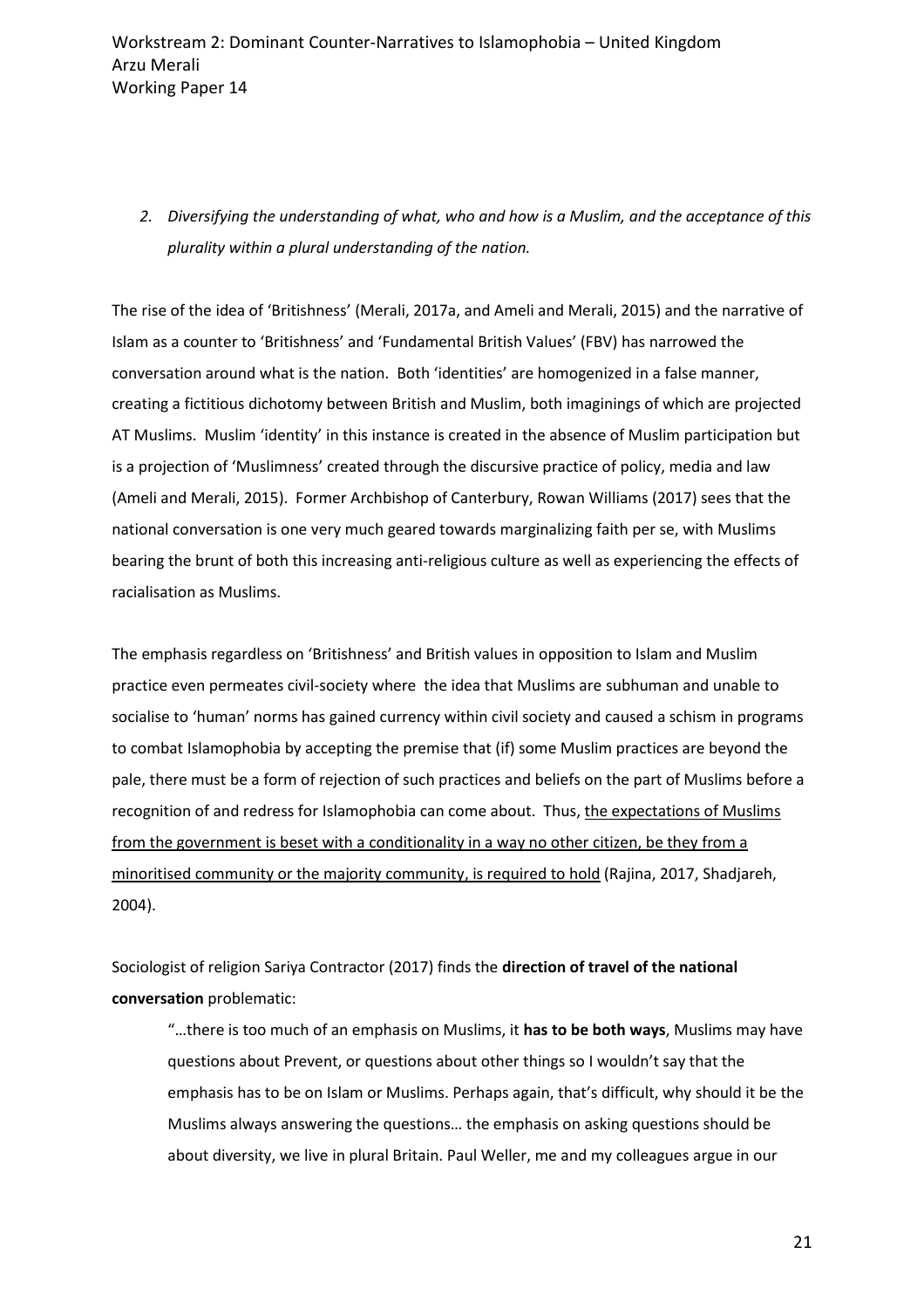*2. Diversifying the understanding of what, who and how is a Muslim, and the acceptance of this plurality within a plural understanding of the nation.*

The rise of the idea of 'Britishness' (Merali, 2017a, and Ameli and Merali, 2015) and the narrative of Islam as a counter to 'Britishness' and 'Fundamental British Values' (FBV) has narrowed the conversation around what is the nation. Both 'identities' are homogenized in a false manner, creating a fictitious dichotomy between British and Muslim, both imaginings of which are projected AT Muslims. Muslim 'identity' in this instance is created in the absence of Muslim participation but is a projection of 'Muslimness' created through the discursive practice of policy, media and law (Ameli and Merali, 2015). Former Archbishop of Canterbury, Rowan Williams (2017) sees that the national conversation is one very much geared towards marginalizing faith per se, with Muslims bearing the brunt of both this increasing anti-religious culture as well as experiencing the effects of racialisation as Muslims.

The emphasis regardless on 'Britishness' and British values in opposition to Islam and Muslim practice even permeates civil-society where the idea that Muslims are subhuman and unable to socialise to 'human' norms has gained currency within civil society and caused a schism in programs to combat Islamophobia by accepting the premise that (if) some Muslim practices are beyond the pale, there must be a form of rejection of such practices and beliefs on the part of Muslims before a recognition of and redress for Islamophobia can come about. Thus, <u>the expectations of Muslims from the government is beset with a conditionality in a way no other citizen, be they from a minoritised community or the majority community, is required to hold</u> (Rajina, 2017, Shadjareh, 2004).

Sociologist of religion Sariya Contractor (2017) finds the **direction of travel of the national conversation** problematic:

> "…there is too much of an emphasis on Muslims, it **has to be both ways**, Muslims may have questions about Prevent, or questions about other things so I wouldn't say that the emphasis has to be on Islam or Muslims. Perhaps again, that's difficult, why should it be the Muslims always answering the questions… the emphasis on asking questions should be about diversity, we live in plural Britain. Paul Weller, me and my colleagues argue in our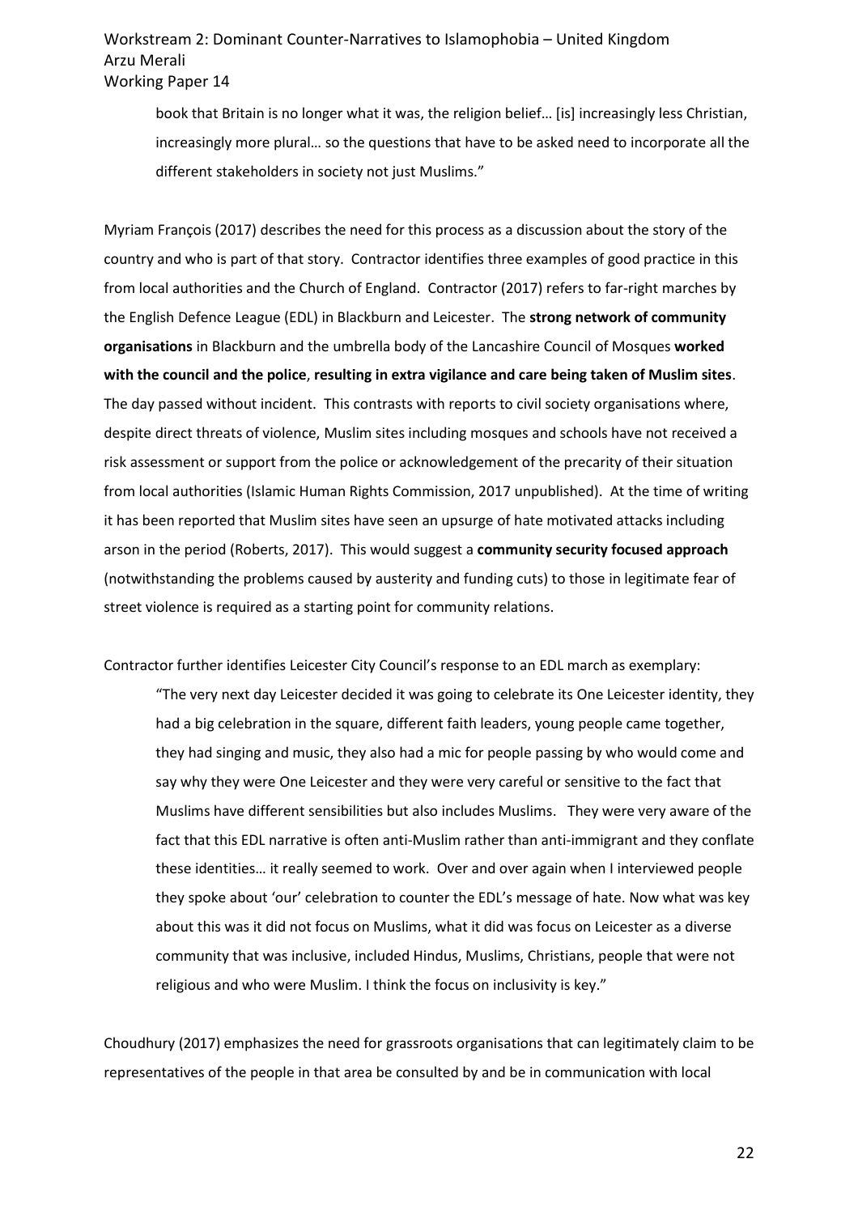> book that Britain is no longer what it was, the religion belief… [is] increasingly less Christian, increasingly more plural… so the questions that have to be asked need to incorporate all the different stakeholders in society not just Muslims."

Myriam François (2017) describes the need for this process as a discussion about the story of the country and who is part of that story. Contractor identifies three examples of good practice in this from local authorities and the Church of England. Contractor (2017) refers to far-right marches by the English Defence League (EDL) in Blackburn and Leicester. The **strong network of community organisations** in Blackburn and the umbrella body of the Lancashire Council of Mosques **worked with the council and the police**, **resulting in extra vigilance and care being taken of Muslim sites**. The day passed without incident. This contrasts with reports to civil society organisations where, despite direct threats of violence, Muslim sites including mosques and schools have not received a risk assessment or support from the police or acknowledgement of the precarity of their situation from local authorities (Islamic Human Rights Commission, 2017 unpublished). At the time of writing it has been reported that Muslim sites have seen an upsurge of hate motivated attacks including arson in the period (Roberts, 2017). This would suggest a **community security focused approach** (notwithstanding the problems caused by austerity and funding cuts) to those in legitimate fear of street violence is required as a starting point for community relations.

Contractor further identifies Leicester City Council's response to an EDL march as exemplary:

> "The very next day Leicester decided it was going to celebrate its One Leicester identity, they had a big celebration in the square, different faith leaders, young people came together, they had singing and music, they also had a mic for people passing by who would come and say why they were One Leicester and they were very careful or sensitive to the fact that Muslims have different sensibilities but also includes Muslims. They were very aware of the fact that this EDL narrative is often anti-Muslim rather than anti-immigrant and they conflate these identities… it really seemed to work. Over and over again when I interviewed people they spoke about 'our' celebration to counter the EDL's message of hate. Now what was key about this was it did not focus on Muslims, what it did was focus on Leicester as a diverse community that was inclusive, included Hindus, Muslims, Christians, people that were not religious and who were Muslim. I think the focus on inclusivity is key."

Choudhury (2017) emphasizes the need for grassroots organisations that can legitimately claim to be representatives of the people in that area be consulted by and be in communication with local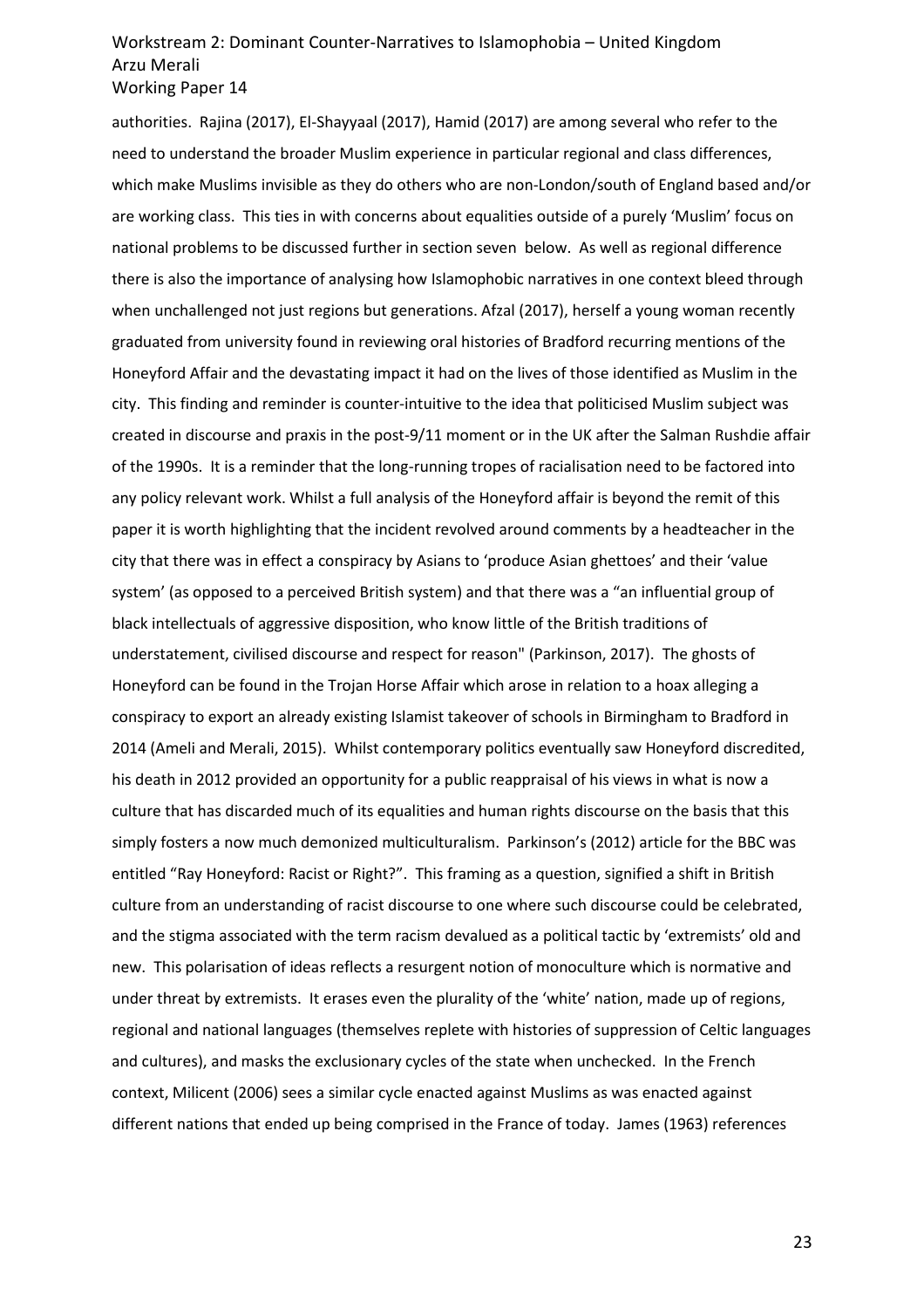authorities. Rajina (2017), El-Shayyaal (2017), Hamid (2017) are among several who refer to the need to understand the broader Muslim experience in particular regional and class differences, which make Muslims invisible as they do others who are non-London/south of England based and/or are working class. This ties in with concerns about equalities outside of a purely 'Muslim' focus on national problems to be discussed further in section seven below. As well as regional difference there is also the importance of analysing how Islamophobic narratives in one context bleed through when unchallenged not just regions but generations. Afzal (2017), herself a young woman recently graduated from university found in reviewing oral histories of Bradford recurring mentions of the Honeyford Affair and the devastating impact it had on the lives of those identified as Muslim in the city. This finding and reminder is counter-intuitive to the idea that politicised Muslim subject was created in discourse and praxis in the post-9/11 moment or in the UK after the Salman Rushdie affair of the 1990s. It is a reminder that the long-running tropes of racialisation need to be factored into any policy relevant work. Whilst a full analysis of the Honeyford affair is beyond the remit of this paper it is worth highlighting that the incident revolved around comments by a headteacher in the city that there was in effect a conspiracy by Asians to 'produce Asian ghettoes' and their 'value system' (as opposed to a perceived British system) and that there was a "an influential group of black intellectuals of aggressive disposition, who know little of the British traditions of understatement, civilised discourse and respect for reason" (Parkinson, 2017). The ghosts of Honeyford can be found in the Trojan Horse Affair which arose in relation to a hoax alleging a conspiracy to export an already existing Islamist takeover of schools in Birmingham to Bradford in 2014 (Ameli and Merali, 2015). Whilst contemporary politics eventually saw Honeyford discredited, his death in 2012 provided an opportunity for a public reappraisal of his views in what is now a culture that has discarded much of its equalities and human rights discourse on the basis that this simply fosters a now much demonized multiculturalism. Parkinson's (2012) article for the BBC was entitled "Ray Honeyford: Racist or Right?". This framing as a question, signified a shift in British culture from an understanding of racist discourse to one where such discourse could be celebrated, and the stigma associated with the term racism devalued as a political tactic by 'extremists' old and new. This polarisation of ideas reflects a resurgent notion of monoculture which is normative and under threat by extremists. It erases even the plurality of the 'white' nation, made up of regions, regional and national languages (themselves replete with histories of suppression of Celtic languages and cultures), and masks the exclusionary cycles of the state when unchecked. In the French context, Milicent (2006) sees a similar cycle enacted against Muslims as was enacted against different nations that ended up being comprised in the France of today. James (1963) references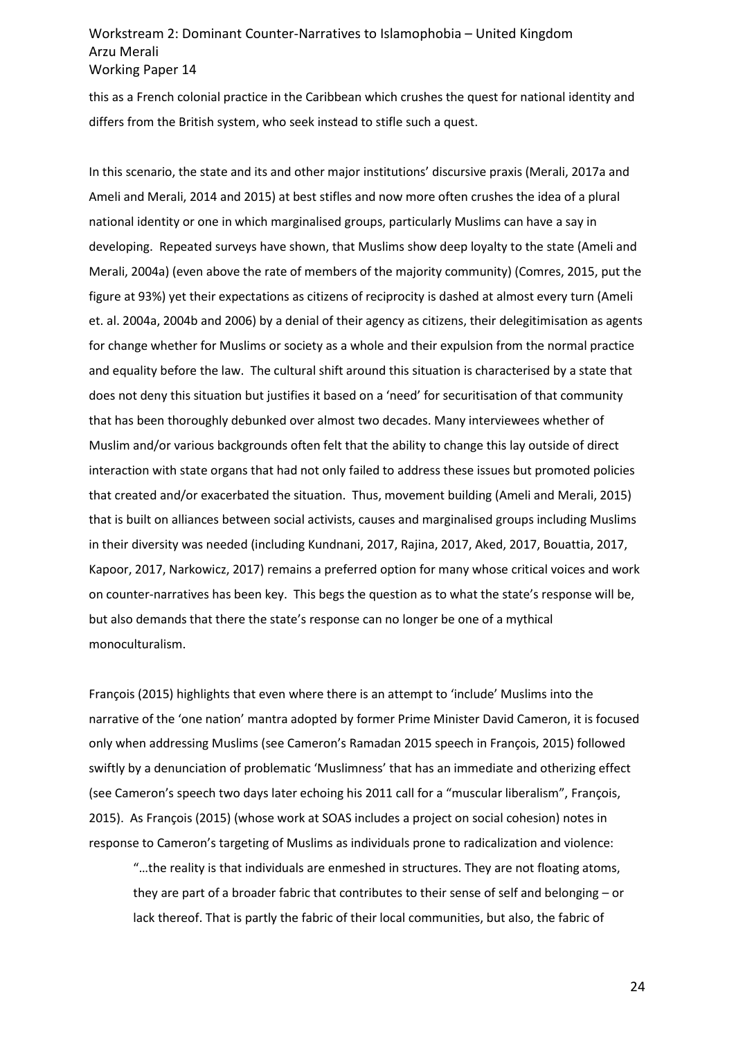this as a French colonial practice in the Caribbean which crushes the quest for national identity and differs from the British system, who seek instead to stifle such a quest.

In this scenario, the state and its and other major institutions' discursive praxis (Merali, 2017a and Ameli and Merali, 2014 and 2015) at best stifles and now more often crushes the idea of a plural national identity or one in which marginalised groups, particularly Muslims can have a say in developing. Repeated surveys have shown, that Muslims show deep loyalty to the state (Ameli and Merali, 2004a) (even above the rate of members of the majority community) (Comres, 2015, put the figure at 93%) yet their expectations as citizens of reciprocity is dashed at almost every turn (Ameli et. al. 2004a, 2004b and 2006) by a denial of their agency as citizens, their delegitimisation as agents for change whether for Muslims or society as a whole and their expulsion from the normal practice and equality before the law. The cultural shift around this situation is characterised by a state that does not deny this situation but justifies it based on a 'need' for securitisation of that community that has been thoroughly debunked over almost two decades. Many interviewees whether of Muslim and/or various backgrounds often felt that the ability to change this lay outside of direct interaction with state organs that had not only failed to address these issues but promoted policies that created and/or exacerbated the situation. Thus, movement building (Ameli and Merali, 2015) that is built on alliances between social activists, causes and marginalised groups including Muslims in their diversity was needed (including Kundnani, 2017, Rajina, 2017, Aked, 2017, Bouattia, 2017, Kapoor, 2017, Narkowicz, 2017) remains a preferred option for many whose critical voices and work on counter-narratives has been key. This begs the question as to what the state's response will be, but also demands that there the state's response can no longer be one of a mythical monoculturalism.

François (2015) highlights that even where there is an attempt to 'include' Muslims into the narrative of the 'one nation' mantra adopted by former Prime Minister David Cameron, it is focused only when addressing Muslims (see Cameron's Ramadan 2015 speech in François, 2015) followed swiftly by a denunciation of problematic 'Muslimness' that has an immediate and otherizing effect (see Cameron's speech two days later echoing his 2011 call for a "muscular liberalism", François, 2015). As François (2015) (whose work at SOAS includes a project on social cohesion) notes in response to Cameron's targeting of Muslims as individuals prone to radicalization and violence:

> "…the reality is that individuals are enmeshed in structures. They are not floating atoms, they are part of a broader fabric that contributes to their sense of self and belonging – or lack thereof. That is partly the fabric of their local communities, but also, the fabric of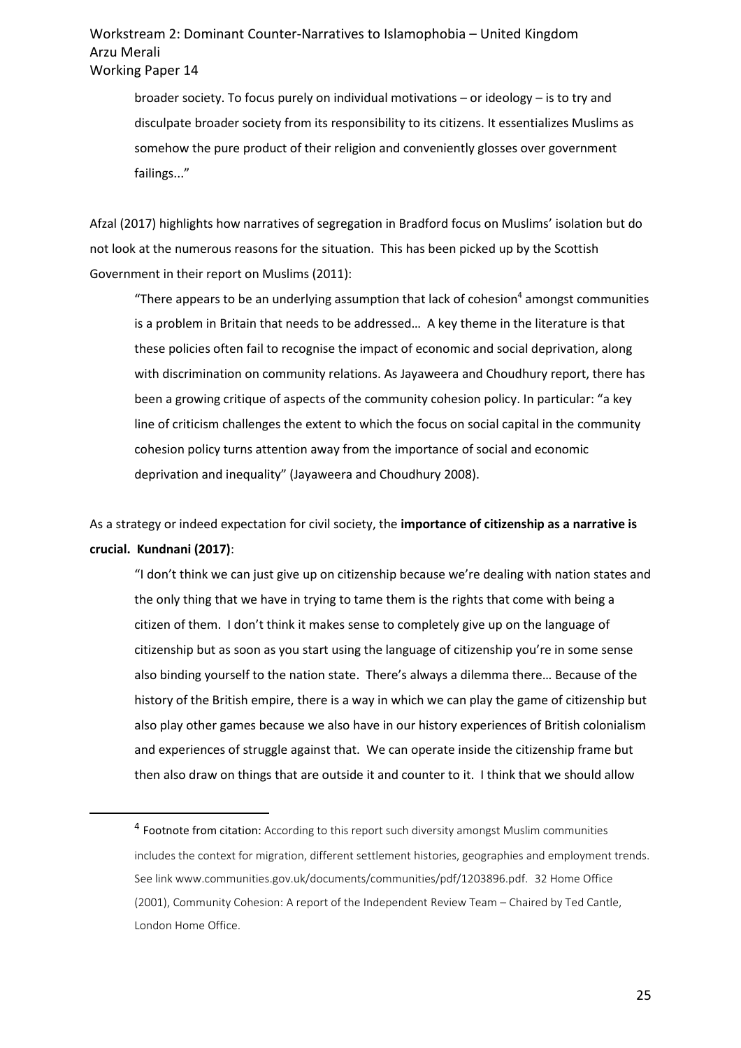> broader society. To focus purely on individual motivations – or ideology – is to try and disculpate broader society from its responsibility to its citizens. It essentializes Muslims as somehow the pure product of their religion and conveniently glosses over government failings..."

Afzal (2017) highlights how narratives of segregation in Bradford focus on Muslims' isolation but do not look at the numerous reasons for the situation. This has been picked up by the Scottish Government in their report on Muslims (2011):

> "There appears to be an underlying assumption that lack of cohesion[4] amongst communities is a problem in Britain that needs to be addressed… A key theme in the literature is that these policies often fail to recognise the impact of economic and social deprivation, along with discrimination on community relations. As Jayaweera and Choudhury report, there has been a growing critique of aspects of the community cohesion policy. In particular: "a key line of criticism challenges the extent to which the focus on social capital in the community cohesion policy turns attention away from the importance of social and economic deprivation and inequality" (Jayaweera and Choudhury 2008).

As a strategy or indeed expectation for civil society, the **importance of citizenship as a narrative is crucial. Kundnani (2017)**:

> "I don't think we can just give up on citizenship because we're dealing with nation states and the only thing that we have in trying to tame them is the rights that come with being a citizen of them. I don't think it makes sense to completely give up on the language of citizenship but as soon as you start using the language of citizenship you're in some sense also binding yourself to the nation state. There's always a dilemma there… Because of the history of the British empire, there is a way in which we can play the game of citizenship but also play other games because we also have in our history experiences of British colonialism and experiences of struggle against that. We can operate inside the citizenship frame but then also draw on things that are outside it and counter to it. I think that we should allow

---

[4] Footnote from citation: According to this report such diversity amongst Muslim communities includes the context for migration, different settlement histories, geographies and employment trends. See link www.communities.gov.uk/documents/communities/pdf/1203896.pdf. 32 Home Office (2001), Community Cohesion: A report of the Independent Review Team – Chaired by Ted Cantle, London Home Office.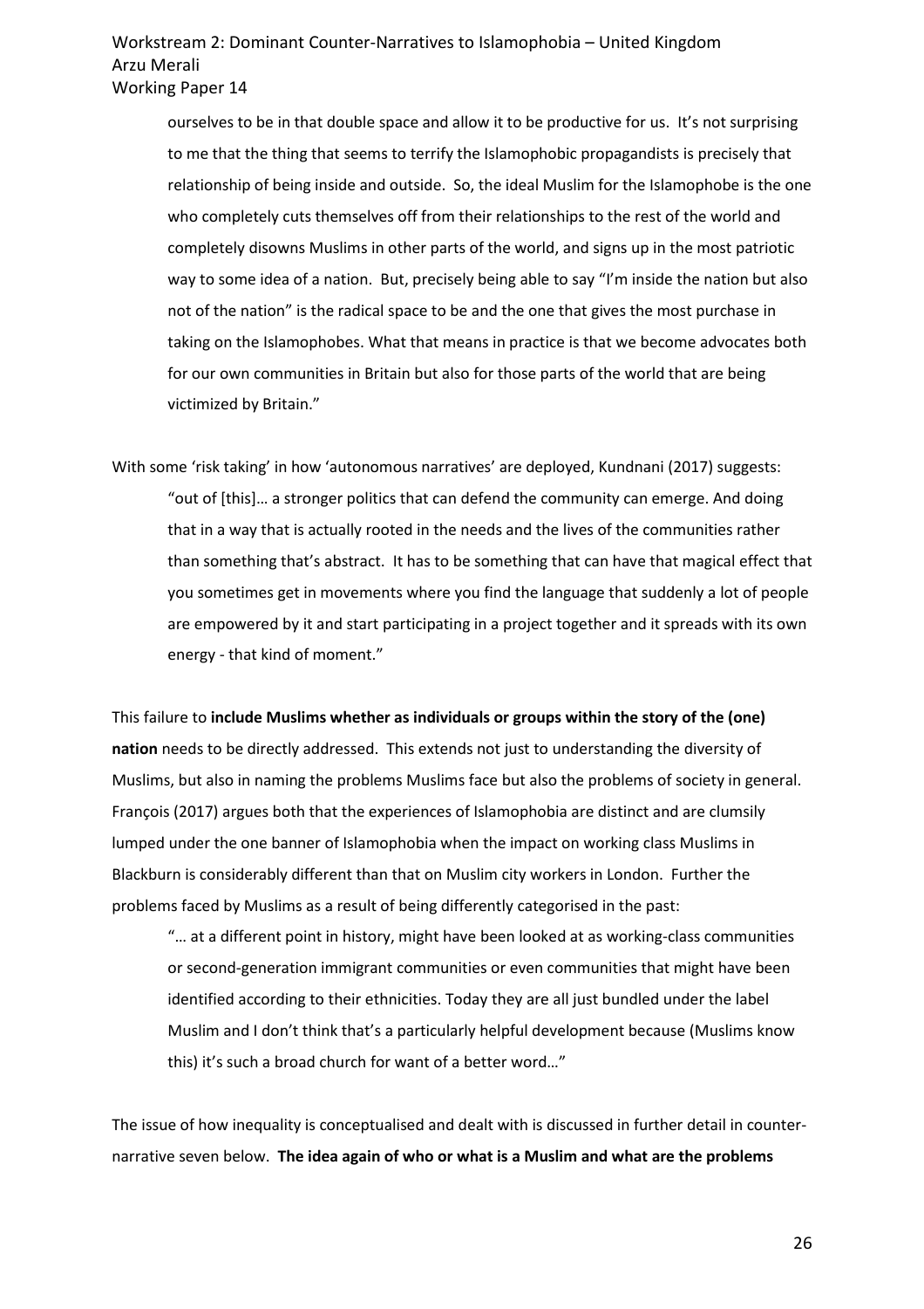> ourselves to be in that double space and allow it to be productive for us. It's not surprising to me that the thing that seems to terrify the Islamophobic propagandists is precisely that relationship of being inside and outside. So, the ideal Muslim for the Islamophobe is the one who completely cuts themselves off from their relationships to the rest of the world and completely disowns Muslims in other parts of the world, and signs up in the most patriotic way to some idea of a nation. But, precisely being able to say "I'm inside the nation but also not of the nation" is the radical space to be and the one that gives the most purchase in taking on the Islamophobes. What that means in practice is that we become advocates both for our own communities in Britain but also for those parts of the world that are being victimized by Britain."

With some 'risk taking' in how 'autonomous narratives' are deployed, Kundnani (2017) suggests:

> "out of [this]… a stronger politics that can defend the community can emerge. And doing that in a way that is actually rooted in the needs and the lives of the communities rather than something that's abstract. It has to be something that can have that magical effect that you sometimes get in movements where you find the language that suddenly a lot of people are empowered by it and start participating in a project together and it spreads with its own energy - that kind of moment."

This failure to **include Muslims whether as individuals or groups within the story of the (one) nation** needs to be directly addressed. This extends not just to understanding the diversity of Muslims, but also in naming the problems Muslims face but also the problems of society in general. François (2017) argues both that the experiences of Islamophobia are distinct and are clumsily lumped under the one banner of Islamophobia when the impact on working class Muslims in Blackburn is considerably different than that on Muslim city workers in London. Further the problems faced by Muslims as a result of being differently categorised in the past:

> "… at a different point in history, might have been looked at as working-class communities or second-generation immigrant communities or even communities that might have been identified according to their ethnicities. Today they are all just bundled under the label Muslim and I don't think that's a particularly helpful development because (Muslims know this) it's such a broad church for want of a better word…"

The issue of how inequality is conceptualised and dealt with is discussed in further detail in counter-narrative seven below. **The idea again of who or what is a Muslim and what are the problems**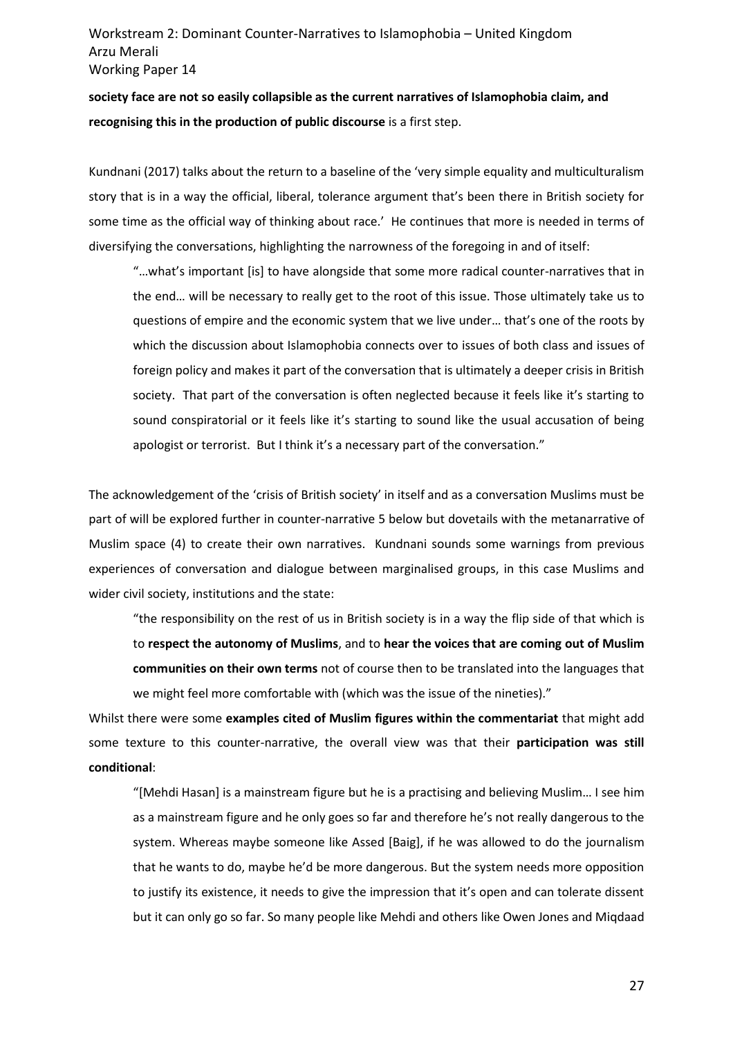**society face are not so easily collapsible as the current narratives of Islamophobia claim, and recognising this in the production of public discourse** is a first step.

Kundnani (2017) talks about the return to a baseline of the 'very simple equality and multiculturalism story that is in a way the official, liberal, tolerance argument that's been there in British society for some time as the official way of thinking about race.' He continues that more is needed in terms of diversifying the conversations, highlighting the narrowness of the foregoing in and of itself:

> "…what's important [is] to have alongside that some more radical counter-narratives that in the end… will be necessary to really get to the root of this issue. Those ultimately take us to questions of empire and the economic system that we live under… that's one of the roots by which the discussion about Islamophobia connects over to issues of both class and issues of foreign policy and makes it part of the conversation that is ultimately a deeper crisis in British society. That part of the conversation is often neglected because it feels like it's starting to sound conspiratorial or it feels like it's starting to sound like the usual accusation of being apologist or terrorist. But I think it's a necessary part of the conversation."

The acknowledgement of the 'crisis of British society' in itself and as a conversation Muslims must be part of will be explored further in counter-narrative 5 below but dovetails with the metanarrative of Muslim space (4) to create their own narratives. Kundnani sounds some warnings from previous experiences of conversation and dialogue between marginalised groups, in this case Muslims and wider civil society, institutions and the state:

> "the responsibility on the rest of us in British society is in a way the flip side of that which is to **respect the autonomy of Muslims**, and to **hear the voices that are coming out of Muslim communities on their own terms** not of course then to be translated into the languages that we might feel more comfortable with (which was the issue of the nineties)."

Whilst there were some **examples cited of Muslim figures within the commentariat** that might add some texture to this counter-narrative, the overall view was that their **participation was still conditional**:

> "[Mehdi Hasan] is a mainstream figure but he is a practising and believing Muslim… I see him as a mainstream figure and he only goes so far and therefore he's not really dangerous to the system. Whereas maybe someone like Assed [Baig], if he was allowed to do the journalism that he wants to do, maybe he'd be more dangerous. But the system needs more opposition to justify its existence, it needs to give the impression that it's open and can tolerate dissent but it can only go so far. So many people like Mehdi and others like Owen Jones and Miqdaad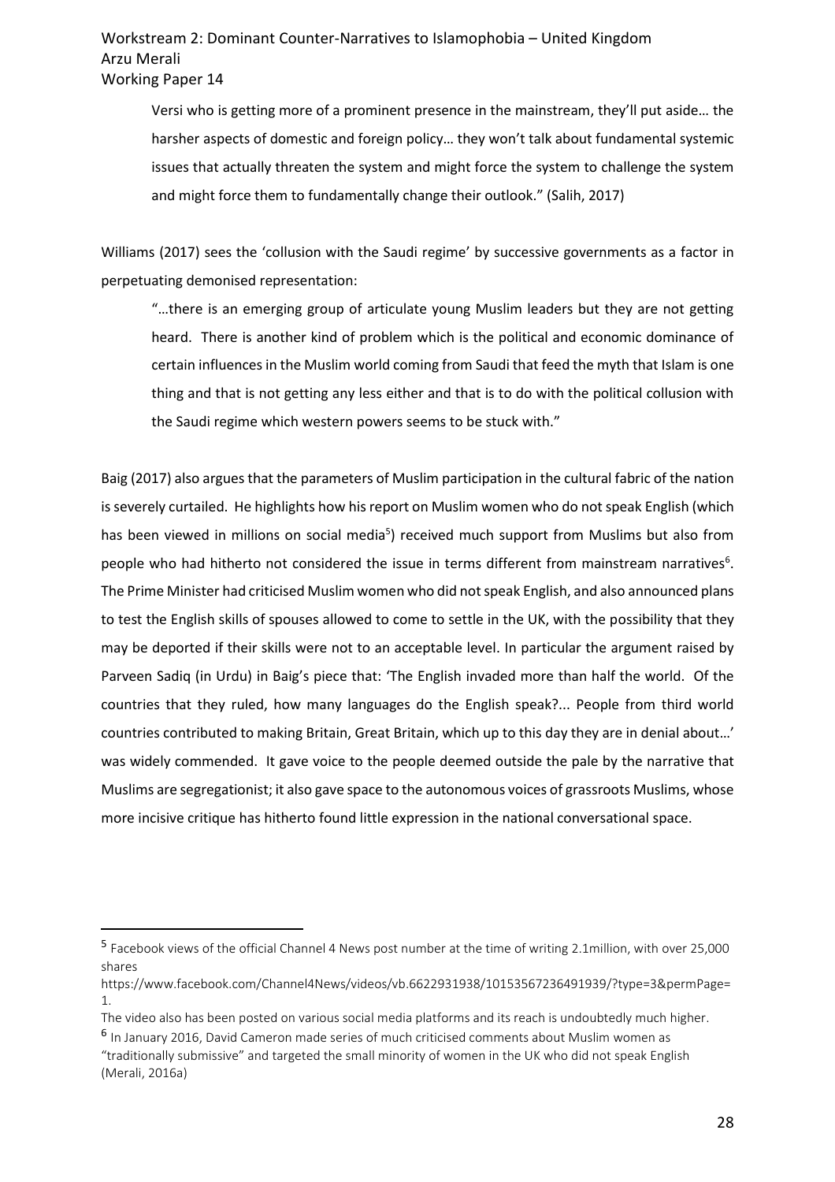> Versi who is getting more of a prominent presence in the mainstream, they'll put aside… the harsher aspects of domestic and foreign policy… they won't talk about fundamental systemic issues that actually threaten the system and might force the system to challenge the system and might force them to fundamentally change their outlook." (Salih, 2017)

Williams (2017) sees the 'collusion with the Saudi regime' by successive governments as a factor in perpetuating demonised representation:

> "…there is an emerging group of articulate young Muslim leaders but they are not getting heard. There is another kind of problem which is the political and economic dominance of certain influences in the Muslim world coming from Saudi that feed the myth that Islam is one thing and that is not getting any less either and that is to do with the political collusion with the Saudi regime which western powers seems to be stuck with."

Baig (2017) also argues that the parameters of Muslim participation in the cultural fabric of the nation is severely curtailed. He highlights how his report on Muslim women who do not speak English (which has been viewed in millions on social media[5]) received much support from Muslims but also from people who had hitherto not considered the issue in terms different from mainstream narratives[6]. The Prime Minister had criticised Muslim women who did not speak English, and also announced plans to test the English skills of spouses allowed to come to settle in the UK, with the possibility that they may be deported if their skills were not to an acceptable level. In particular the argument raised by Parveen Sadiq (in Urdu) in Baig's piece that: 'The English invaded more than half the world. Of the countries that they ruled, how many languages do the English speak?... People from third world countries contributed to making Britain, Great Britain, which up to this day they are in denial about…' was widely commended. It gave voice to the people deemed outside the pale by the narrative that Muslims are segregationist; it also gave space to the autonomous voices of grassroots Muslims, whose more incisive critique has hitherto found little expression in the national conversational space.

---

[5] Facebook views of the official Channel 4 News post number at the time of writing 2.1million, with over 25,000 shares https://www.facebook.com/Channel4News/videos/vb.6622931938/10153567236491939/?type=3&permPage=1.
The video also has been posted on various social media platforms and its reach is undoubtedly much higher.

[6] In January 2016, David Cameron made series of much criticised comments about Muslim women as "traditionally submissive" and targeted the small minority of women in the UK who did not speak English (Merali, 2016a)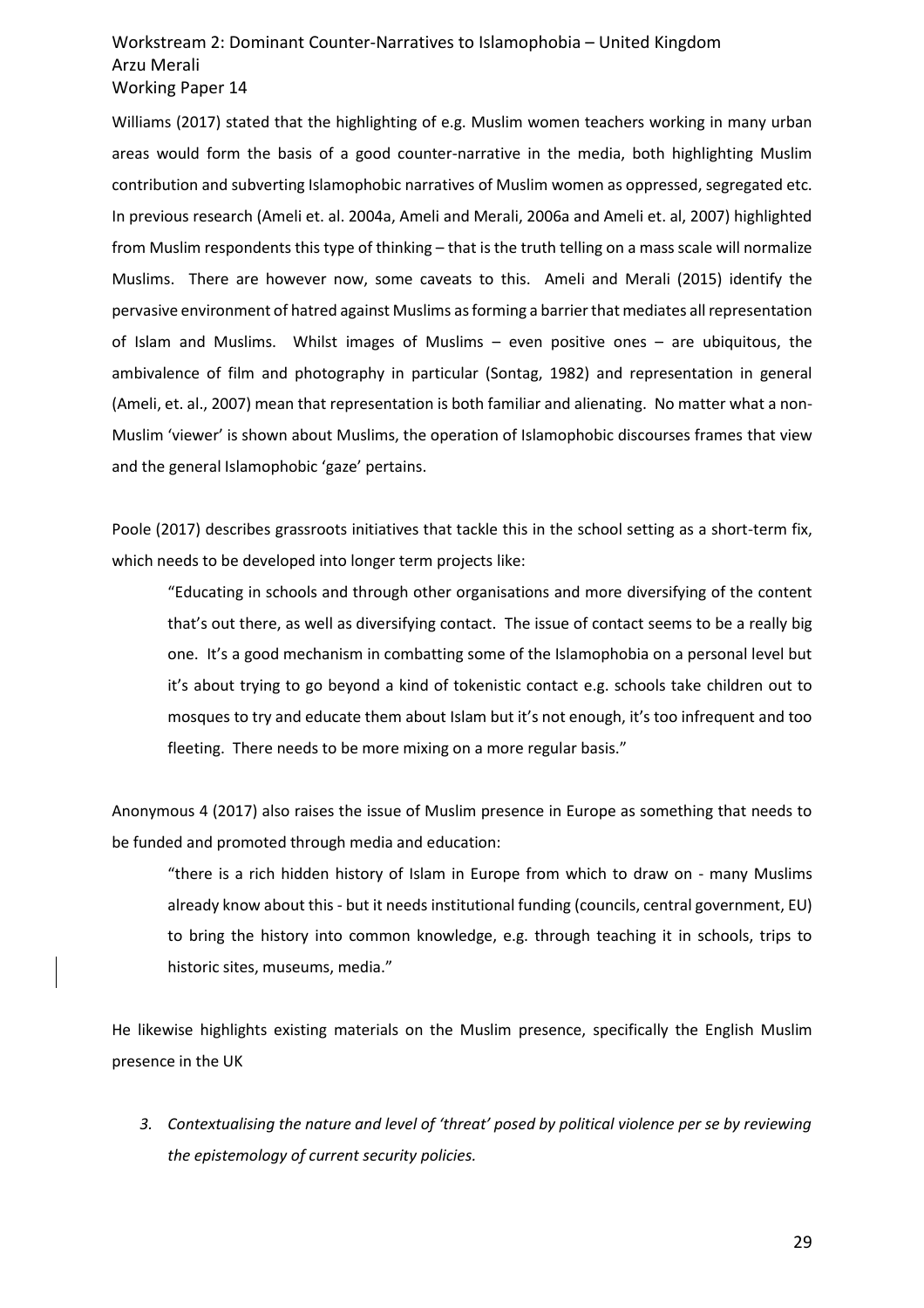Williams (2017) stated that the highlighting of e.g. Muslim women teachers working in many urban areas would form the basis of a good counter-narrative in the media, both highlighting Muslim contribution and subverting Islamophobic narratives of Muslim women as oppressed, segregated etc. In previous research (Ameli et. al. 2004a, Ameli and Merali, 2006a and Ameli et. al, 2007) highlighted from Muslim respondents this type of thinking – that is the truth telling on a mass scale will normalize Muslims. There are however now, some caveats to this. Ameli and Merali (2015) identify the pervasive environment of hatred against Muslims as forming a barrier that mediates all representation of Islam and Muslims. Whilst images of Muslims – even positive ones – are ubiquitous, the ambivalence of film and photography in particular (Sontag, 1982) and representation in general (Ameli, et. al., 2007) mean that representation is both familiar and alienating. No matter what a non-Muslim 'viewer' is shown about Muslims, the operation of Islamophobic discourses frames that view and the general Islamophobic 'gaze' pertains.

Poole (2017) describes grassroots initiatives that tackle this in the school setting as a short-term fix, which needs to be developed into longer term projects like:

> "Educating in schools and through other organisations and more diversifying of the content that's out there, as well as diversifying contact. The issue of contact seems to be a really big one. It's a good mechanism in combatting some of the Islamophobia on a personal level but it's about trying to go beyond a kind of tokenistic contact e.g. schools take children out to mosques to try and educate them about Islam but it's not enough, it's too infrequent and too fleeting. There needs to be more mixing on a more regular basis."

Anonymous 4 (2017) also raises the issue of Muslim presence in Europe as something that needs to be funded and promoted through media and education:

> "there is a rich hidden history of Islam in Europe from which to draw on - many Muslims already know about this - but it needs institutional funding (councils, central government, EU) to bring the history into common knowledge, e.g. through teaching it in schools, trips to historic sites, museums, media."

He likewise highlights existing materials on the Muslim presence, specifically the English Muslim presence in the UK

3. *Contextualising the nature and level of 'threat' posed by political violence per se by reviewing the epistemology of current security policies.*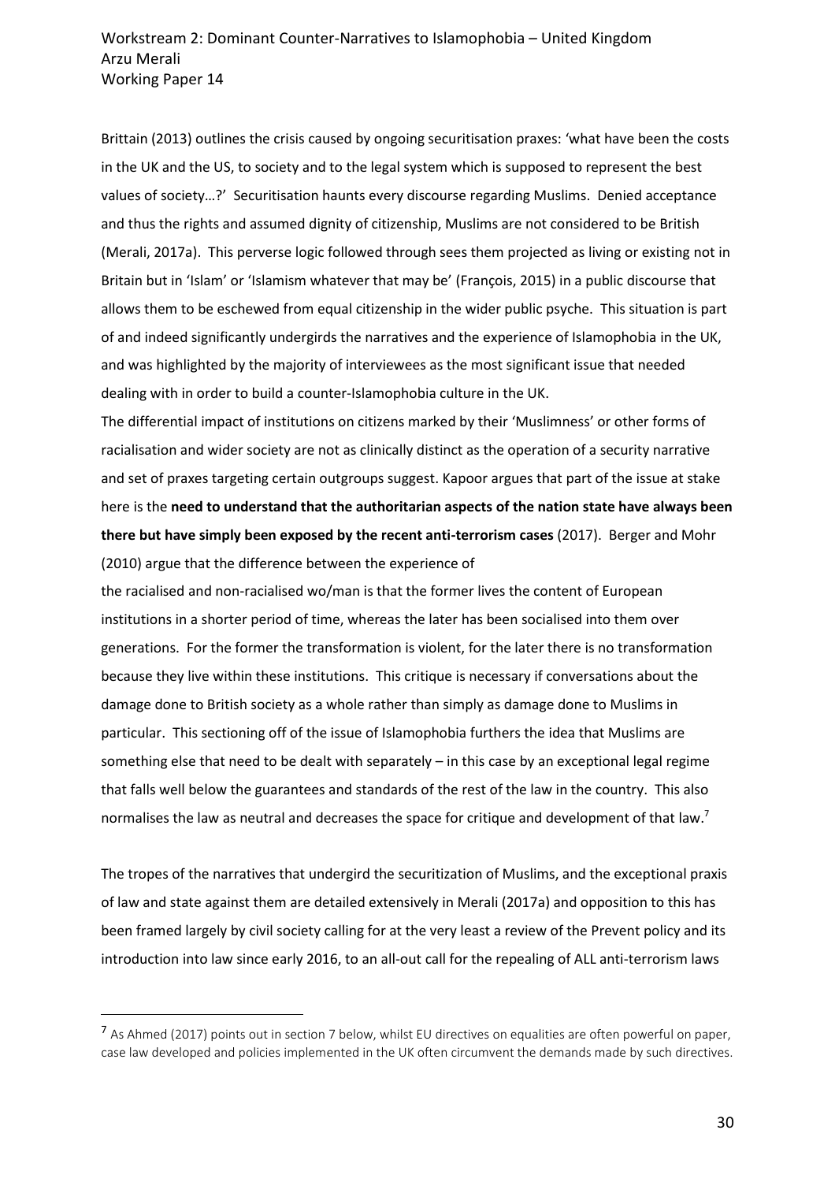Brittain (2013) outlines the crisis caused by ongoing securitisation praxes: 'what have been the costs in the UK and the US, to society and to the legal system which is supposed to represent the best values of society…?' Securitisation haunts every discourse regarding Muslims. Denied acceptance and thus the rights and assumed dignity of citizenship, Muslims are not considered to be British (Merali, 2017a). This perverse logic followed through sees them projected as living or existing not in Britain but in 'Islam' or 'Islamism whatever that may be' (François, 2015) in a public discourse that allows them to be eschewed from equal citizenship in the wider public psyche. This situation is part of and indeed significantly undergirds the narratives and the experience of Islamophobia in the UK, and was highlighted by the majority of interviewees as the most significant issue that needed dealing with in order to build a counter-Islamophobia culture in the UK.

The differential impact of institutions on citizens marked by their 'Muslimness' or other forms of racialisation and wider society are not as clinically distinct as the operation of a security narrative and set of praxes targeting certain outgroups suggest. Kapoor argues that part of the issue at stake here is the **need to understand that the authoritarian aspects of the nation state have always been there but have simply been exposed by the recent anti-terrorism cases** (2017). Berger and Mohr (2010) argue that the difference between the experience of the racialised and non-racialised wo/man is that the former lives the content of European institutions in a shorter period of time, whereas the later has been socialised into them over generations. For the former the transformation is violent, for the later there is no transformation because they live within these institutions. This critique is necessary if conversations about the damage done to British society as a whole rather than simply as damage done to Muslims in particular. This sectioning off of the issue of Islamophobia furthers the idea that Muslims are something else that need to be dealt with separately – in this case by an exceptional legal regime that falls well below the guarantees and standards of the rest of the law in the country. This also normalises the law as neutral and decreases the space for critique and development of that law.[7]

The tropes of the narratives that undergird the securitization of Muslims, and the exceptional praxis of law and state against them are detailed extensively in Merali (2017a) and opposition to this has been framed largely by civil society calling for at the very least a review of the Prevent policy and its introduction into law since early 2016, to an all-out call for the repealing of ALL anti-terrorism laws

[7] As Ahmed (2017) points out in section 7 below, whilst EU directives on equalities are often powerful on paper, case law developed and policies implemented in the UK often circumvent the demands made by such directives.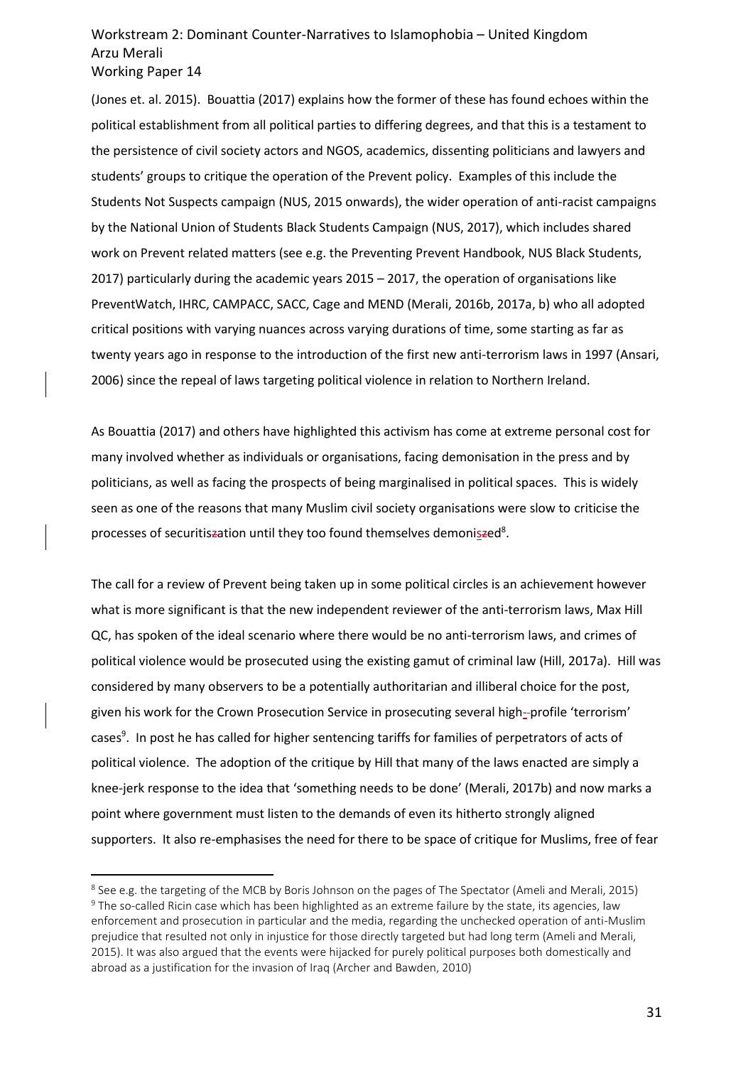(Jones et. al. 2015). Bouattia (2017) explains how the former of these has found echoes within the political establishment from all political parties to differing degrees, and that this is a testament to the persistence of civil society actors and NGOS, academics, dissenting politicians and lawyers and students' groups to critique the operation of the Prevent policy. Examples of this include the Students Not Suspects campaign (NUS, 2015 onwards), the wider operation of anti-racist campaigns by the National Union of Students Black Students Campaign (NUS, 2017), which includes shared work on Prevent related matters (see e.g. the Preventing Prevent Handbook, NUS Black Students, 2017) particularly during the academic years 2015 – 2017, the operation of organisations like PreventWatch, IHRC, CAMPACC, SACC, Cage and MEND (Merali, 2016b, 2017a, b) who all adopted critical positions with varying nuances across varying durations of time, some starting as far as twenty years ago in response to the introduction of the first new anti-terrorism laws in 1997 (Ansari, 2006) since the repeal of laws targeting political violence in relation to Northern Ireland.

As Bouattia (2017) and others have highlighted this activism has come at extreme personal cost for many involved whether as individuals or organisations, facing demonisation in the press and by politicians, as well as facing the prospects of being marginalised in political spaces. This is widely seen as one of the reasons that many Muslim civil society organisations were slow to criticise the processes of securitiszation until they too found themselves demoniszed[8].

The call for a review of Prevent being taken up in some political circles is an achievement however what is more significant is that the new independent reviewer of the anti-terrorism laws, Max Hill QC, has spoken of the ideal scenario where there would be no anti-terrorism laws, and crimes of political violence would be prosecuted using the existing gamut of criminal law (Hill, 2017a). Hill was considered by many observers to be a potentially authoritarian and illiberal choice for the post, given his work for the Crown Prosecution Service in prosecuting several high--profile 'terrorism' cases[9]. In post he has called for higher sentencing tariffs for families of perpetrators of acts of political violence. The adoption of the critique by Hill that many of the laws enacted are simply a knee-jerk response to the idea that 'something needs to be done' (Merali, 2017b) and now marks a point where government must listen to the demands of even its hitherto strongly aligned supporters. It also re-emphasises the need for there to be space of critique for Muslims, free of fear

[8] See e.g. the targeting of the MCB by Boris Johnson on the pages of The Spectator (Ameli and Merali, 2015)

[9] The so-called Ricin case which has been highlighted as an extreme failure by the state, its agencies, law enforcement and prosecution in particular and the media, regarding the unchecked operation of anti-Muslim prejudice that resulted not only in injustice for those directly targeted but had long term (Ameli and Merali, 2015). It was also argued that the events were hijacked for purely political purposes both domestically and abroad as a justification for the invasion of Iraq (Archer and Bawden, 2010)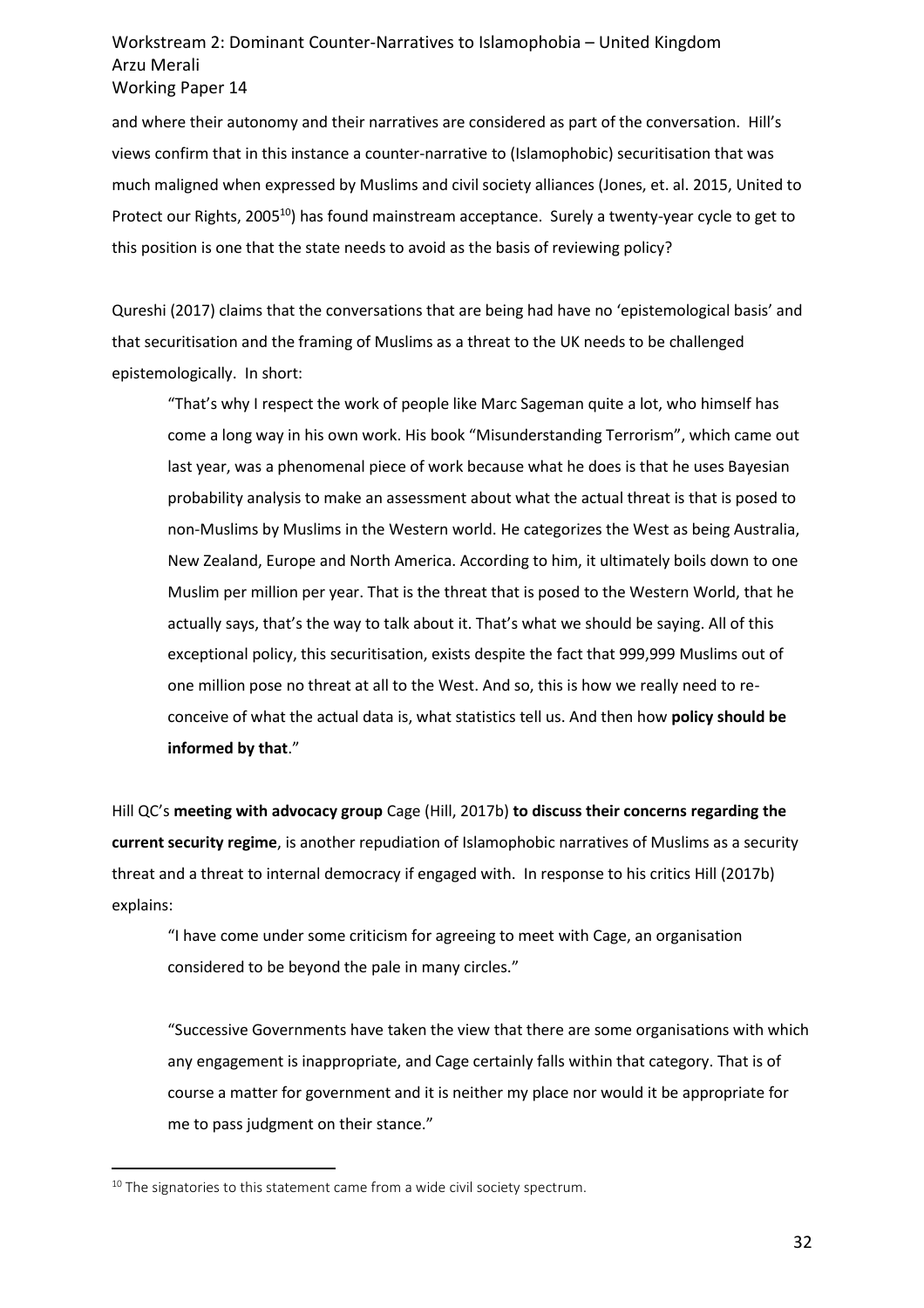and where their autonomy and their narratives are considered as part of the conversation. Hill's views confirm that in this instance a counter-narrative to (Islamophobic) securitisation that was much maligned when expressed by Muslims and civil society alliances (Jones, et. al. 2015, United to Protect our Rights, 2005[10]) has found mainstream acceptance. Surely a twenty-year cycle to get to this position is one that the state needs to avoid as the basis of reviewing policy?

Qureshi (2017) claims that the conversations that are being had have no 'epistemological basis' and that securitisation and the framing of Muslims as a threat to the UK needs to be challenged epistemologically. In short:

> "That's why I respect the work of people like Marc Sageman quite a lot, who himself has come a long way in his own work. His book "Misunderstanding Terrorism", which came out last year, was a phenomenal piece of work because what he does is that he uses Bayesian probability analysis to make an assessment about what the actual threat is that is posed to non-Muslims by Muslims in the Western world. He categorizes the West as being Australia, New Zealand, Europe and North America. According to him, it ultimately boils down to one Muslim per million per year. That is the threat that is posed to the Western World, that he actually says, that's the way to talk about it. That's what we should be saying. All of this exceptional policy, this securitisation, exists despite the fact that 999,999 Muslims out of one million pose no threat at all to the West. And so, this is how we really need to re-conceive of what the actual data is, what statistics tell us. And then how **policy should be informed by that**."

Hill QC's **meeting with advocacy group** Cage (Hill, 2017b) **to discuss their concerns regarding the current security regime**, is another repudiation of Islamophobic narratives of Muslims as a security threat and a threat to internal democracy if engaged with. In response to his critics Hill (2017b) explains:

> "I have come under some criticism for agreeing to meet with Cage, an organisation considered to be beyond the pale in many circles."
>
> "Successive Governments have taken the view that there are some organisations with which any engagement is inappropriate, and Cage certainly falls within that category. That is of course a matter for government and it is neither my place nor would it be appropriate for me to pass judgment on their stance."

[10] The signatories to this statement came from a wide civil society spectrum.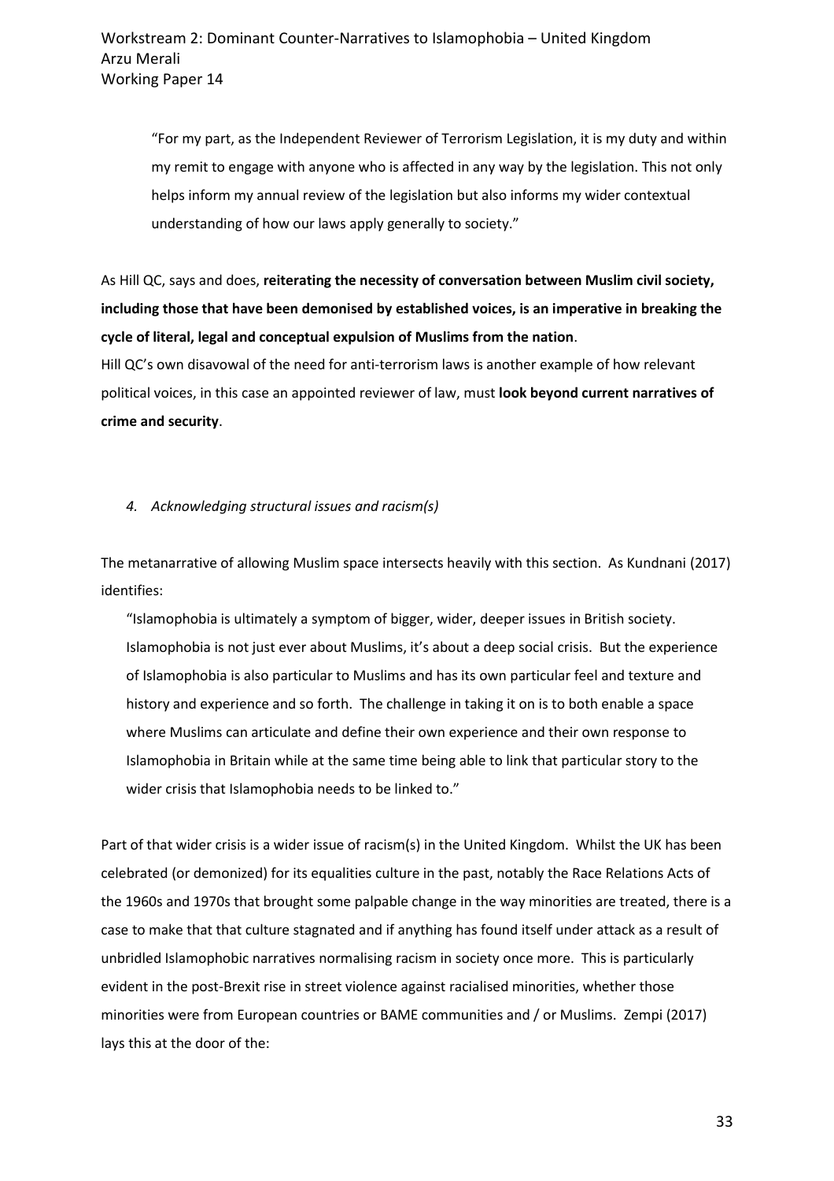> "For my part, as the Independent Reviewer of Terrorism Legislation, it is my duty and within my remit to engage with anyone who is affected in any way by the legislation. This not only helps inform my annual review of the legislation but also informs my wider contextual understanding of how our laws apply generally to society."

As Hill QC, says and does, **reiterating the necessity of conversation between Muslim civil society, including those that have been demonised by established voices, is an imperative in breaking the cycle of literal, legal and conceptual expulsion of Muslims from the nation**.

Hill QC's own disavowal of the need for anti-terrorism laws is another example of how relevant political voices, in this case an appointed reviewer of law, must **look beyond current narratives of crime and security**.

*4. Acknowledging structural issues and racism(s)*

The metanarrative of allowing Muslim space intersects heavily with this section. As Kundnani (2017) identifies:

> "Islamophobia is ultimately a symptom of bigger, wider, deeper issues in British society. Islamophobia is not just ever about Muslims, it's about a deep social crisis. But the experience of Islamophobia is also particular to Muslims and has its own particular feel and texture and history and experience and so forth. The challenge in taking it on is to both enable a space where Muslims can articulate and define their own experience and their own response to Islamophobia in Britain while at the same time being able to link that particular story to the wider crisis that Islamophobia needs to be linked to."

Part of that wider crisis is a wider issue of racism(s) in the United Kingdom. Whilst the UK has been celebrated (or demonized) for its equalities culture in the past, notably the Race Relations Acts of the 1960s and 1970s that brought some palpable change in the way minorities are treated, there is a case to make that that culture stagnated and if anything has found itself under attack as a result of unbridled Islamophobic narratives normalising racism in society once more. This is particularly evident in the post-Brexit rise in street violence against racialised minorities, whether those minorities were from European countries or BAME communities and / or Muslims. Zempi (2017) lays this at the door of the: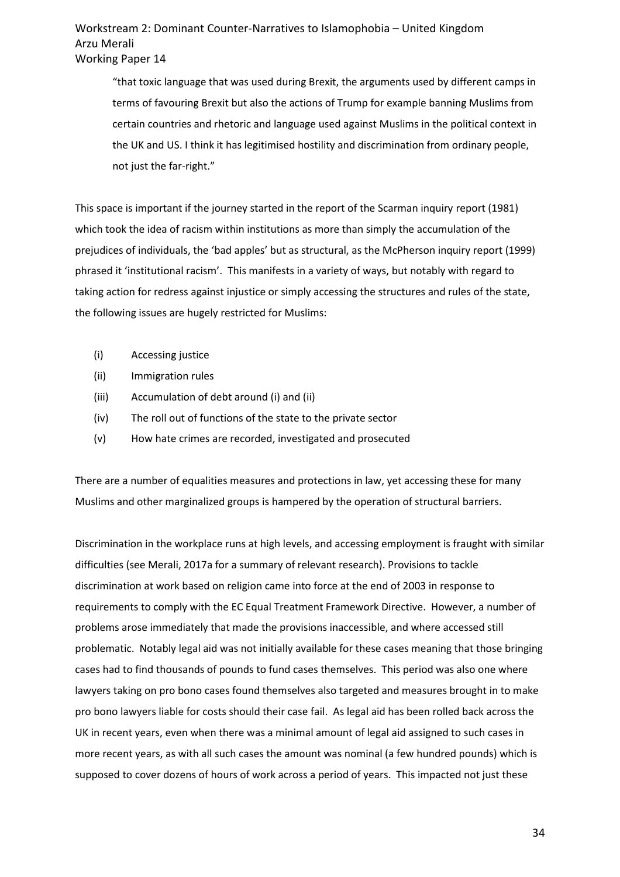> "that toxic language that was used during Brexit, the arguments used by different camps in terms of favouring Brexit but also the actions of Trump for example banning Muslims from certain countries and rhetoric and language used against Muslims in the political context in the UK and US. I think it has legitimised hostility and discrimination from ordinary people, not just the far-right."

This space is important if the journey started in the report of the Scarman inquiry report (1981) which took the idea of racism within institutions as more than simply the accumulation of the prejudices of individuals, the 'bad apples' but as structural, as the McPherson inquiry report (1999) phrased it 'institutional racism'. This manifests in a variety of ways, but notably with regard to taking action for redress against injustice or simply accessing the structures and rules of the state, the following issues are hugely restricted for Muslims:

(i) Accessing justice
(ii) Immigration rules
(iii) Accumulation of debt around (i) and (ii)
(iv) The roll out of functions of the state to the private sector
(v) How hate crimes are recorded, investigated and prosecuted

There are a number of equalities measures and protections in law, yet accessing these for many Muslims and other marginalized groups is hampered by the operation of structural barriers.

Discrimination in the workplace runs at high levels, and accessing employment is fraught with similar difficulties (see Merali, 2017a for a summary of relevant research). Provisions to tackle discrimination at work based on religion came into force at the end of 2003 in response to requirements to comply with the EC Equal Treatment Framework Directive. However, a number of problems arose immediately that made the provisions inaccessible, and where accessed still problematic. Notably legal aid was not initially available for these cases meaning that those bringing cases had to find thousands of pounds to fund cases themselves. This period was also one where lawyers taking on pro bono cases found themselves also targeted and measures brought in to make pro bono lawyers liable for costs should their case fail. As legal aid has been rolled back across the UK in recent years, even when there was a minimal amount of legal aid assigned to such cases in more recent years, as with all such cases the amount was nominal (a few hundred pounds) which is supposed to cover dozens of hours of work across a period of years. This impacted not just these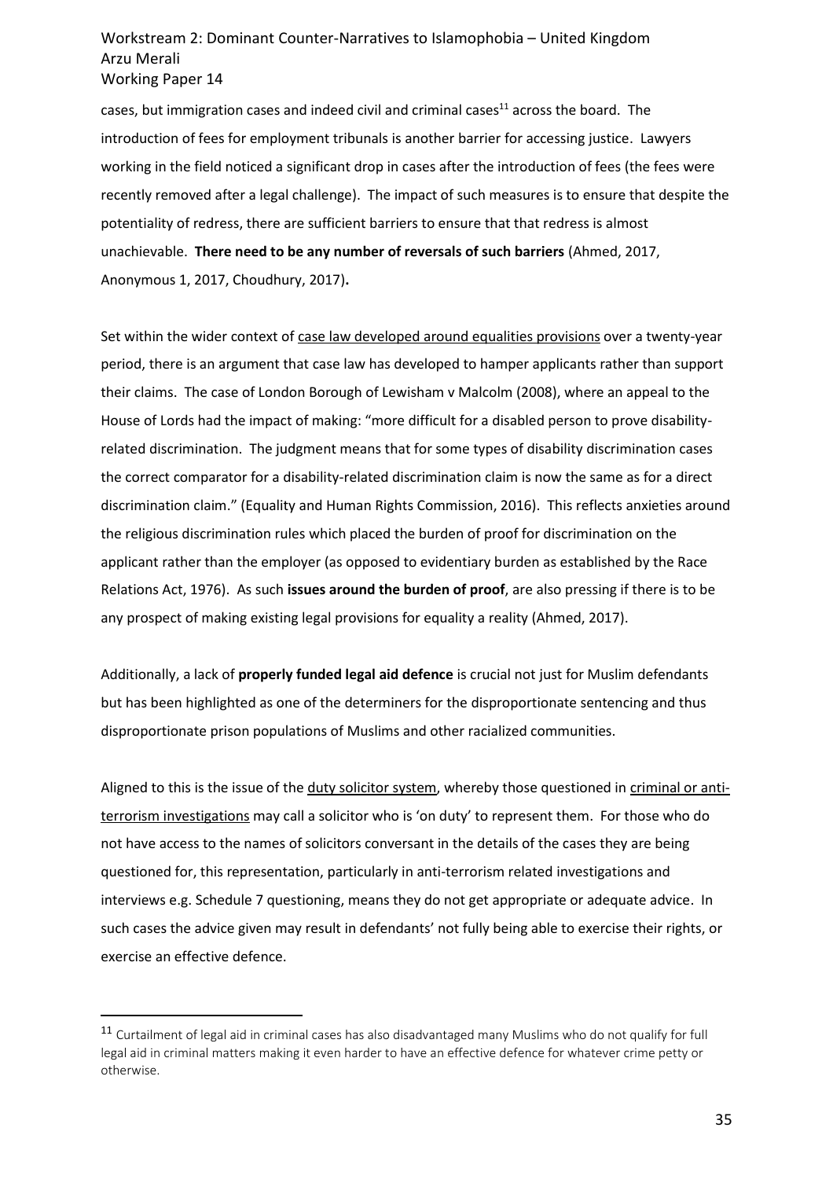cases, but immigration cases and indeed civil and criminal cases[11] across the board. The introduction of fees for employment tribunals is another barrier for accessing justice. Lawyers working in the field noticed a significant drop in cases after the introduction of fees (the fees were recently removed after a legal challenge). The impact of such measures is to ensure that despite the potentiality of redress, there are sufficient barriers to ensure that that redress is almost unachievable. **There need to be any number of reversals of such barriers** (Ahmed, 2017, Anonymous 1, 2017, Choudhury, 2017)**.**

Set within the wider context of <u>case law developed around equalities provisions</u> over a twenty-year period, there is an argument that case law has developed to hamper applicants rather than support their claims. The case of London Borough of Lewisham v Malcolm (2008), where an appeal to the House of Lords had the impact of making: "more difficult for a disabled person to prove disability-related discrimination. The judgment means that for some types of disability discrimination cases the correct comparator for a disability-related discrimination claim is now the same as for a direct discrimination claim." (Equality and Human Rights Commission, 2016). This reflects anxieties around the religious discrimination rules which placed the burden of proof for discrimination on the applicant rather than the employer (as opposed to evidentiary burden as established by the Race Relations Act, 1976). As such **issues around the burden of proof**, are also pressing if there is to be any prospect of making existing legal provisions for equality a reality (Ahmed, 2017).

Additionally, a lack of **properly funded legal aid defence** is crucial not just for Muslim defendants but has been highlighted as one of the determiners for the disproportionate sentencing and thus disproportionate prison populations of Muslims and other racialized communities.

Aligned to this is the issue of the <u>duty solicitor system</u>, whereby those questioned in <u>criminal or anti-terrorism investigations</u> may call a solicitor who is 'on duty' to represent them. For those who do not have access to the names of solicitors conversant in the details of the cases they are being questioned for, this representation, particularly in anti-terrorism related investigations and interviews e.g. Schedule 7 questioning, means they do not get appropriate or adequate advice. In such cases the advice given may result in defendants' not fully being able to exercise their rights, or exercise an effective defence.

---

[11] Curtailment of legal aid in criminal cases has also disadvantaged many Muslims who do not qualify for full legal aid in criminal matters making it even harder to have an effective defence for whatever crime petty or otherwise.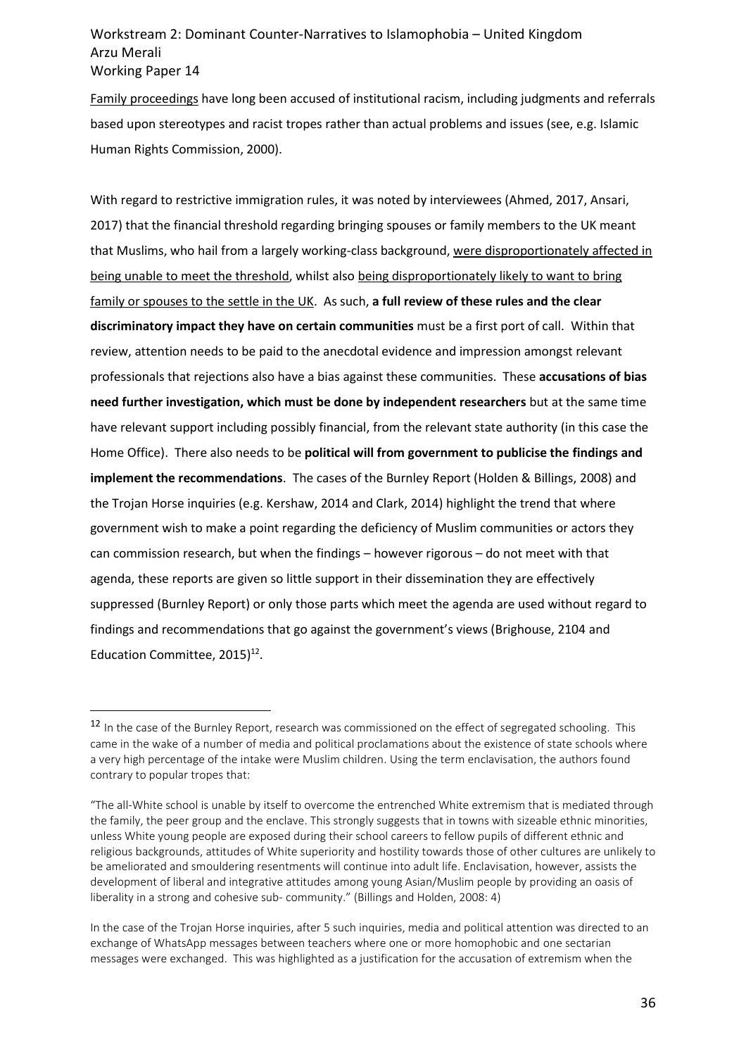Family proceedings have long been accused of institutional racism, including judgments and referrals based upon stereotypes and racist tropes rather than actual problems and issues (see, e.g. Islamic Human Rights Commission, 2000).

With regard to restrictive immigration rules, it was noted by interviewees (Ahmed, 2017, Ansari, 2017) that the financial threshold regarding bringing spouses or family members to the UK meant that Muslims, who hail from a largely working-class background, were disproportionately affected in being unable to meet the threshold, whilst also being disproportionately likely to want to bring family or spouses to the settle in the UK. As such, **a full review of these rules and the clear discriminatory impact they have on certain communities** must be a first port of call. Within that review, attention needs to be paid to the anecdotal evidence and impression amongst relevant professionals that rejections also have a bias against these communities. These **accusations of bias need further investigation, which must be done by independent researchers** but at the same time have relevant support including possibly financial, from the relevant state authority (in this case the Home Office). There also needs to be **political will from government to publicise the findings and implement the recommendations**. The cases of the Burnley Report (Holden & Billings, 2008) and the Trojan Horse inquiries (e.g. Kershaw, 2014 and Clark, 2014) highlight the trend that where government wish to make a point regarding the deficiency of Muslim communities or actors they can commission research, but when the findings – however rigorous – do not meet with that agenda, these reports are given so little support in their dissemination they are effectively suppressed (Burnley Report) or only those parts which meet the agenda are used without regard to findings and recommendations that go against the government's views (Brighouse, 2104 and Education Committee, 2015)[12].

---

[12] In the case of the Burnley Report, research was commissioned on the effect of segregated schooling. This came in the wake of a number of media and political proclamations about the existence of state schools where a very high percentage of the intake were Muslim children. Using the term enclavisation, the authors found contrary to popular tropes that:

"The all-White school is unable by itself to overcome the entrenched White extremism that is mediated through the family, the peer group and the enclave. This strongly suggests that in towns with sizeable ethnic minorities, unless White young people are exposed during their school careers to fellow pupils of different ethnic and religious backgrounds, attitudes of White superiority and hostility towards those of other cultures are unlikely to be ameliorated and smouldering resentments will continue into adult life. Enclavisation, however, assists the development of liberal and integrative attitudes among young Asian/Muslim people by providing an oasis of liberality in a strong and cohesive sub- community." (Billings and Holden, 2008: 4)

In the case of the Trojan Horse inquiries, after 5 such inquiries, media and political attention was directed to an exchange of WhatsApp messages between teachers where one or more homophobic and one sectarian messages were exchanged. This was highlighted as a justification for the accusation of extremism when the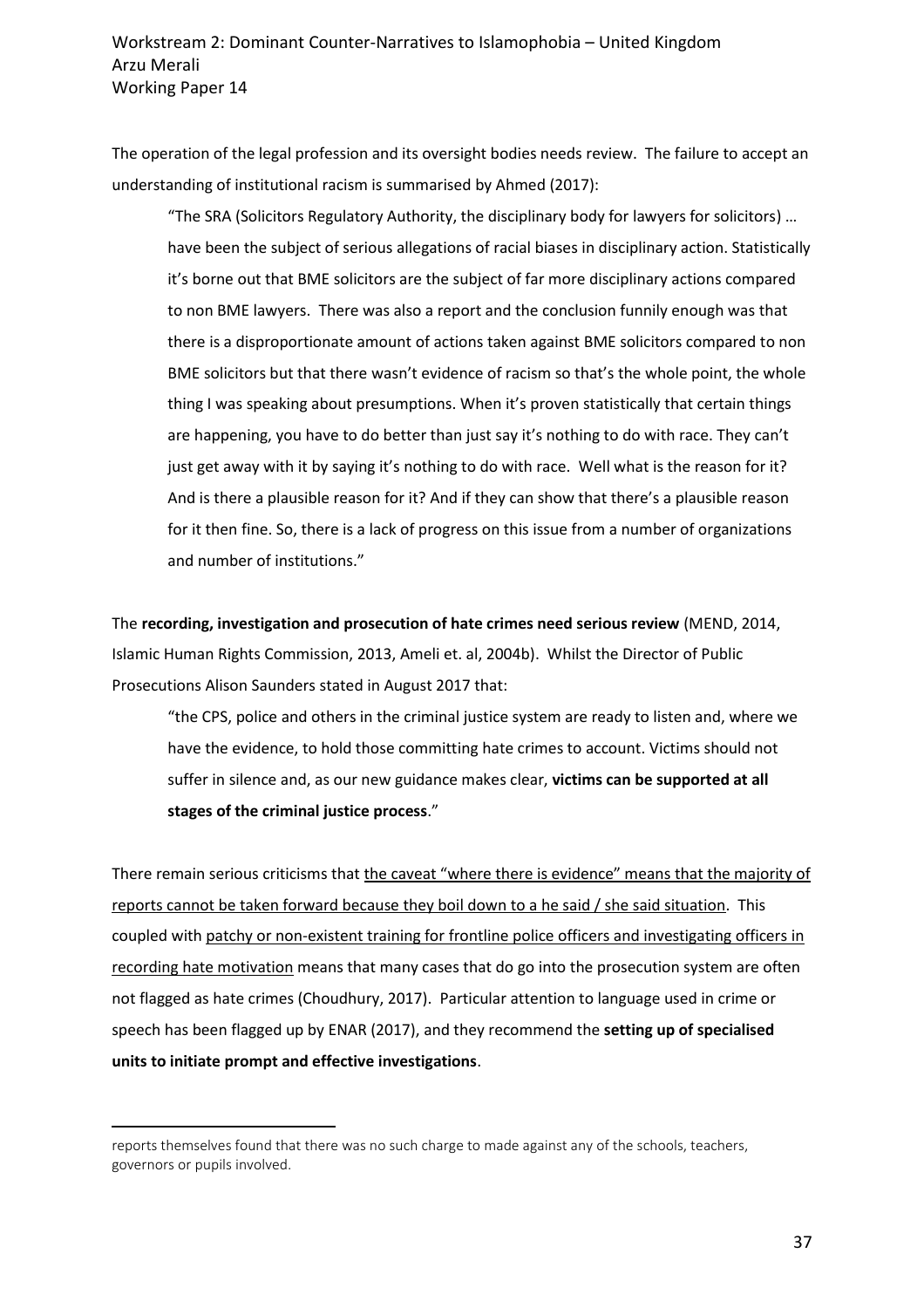The operation of the legal profession and its oversight bodies needs review. The failure to accept an understanding of institutional racism is summarised by Ahmed (2017):

> "The SRA (Solicitors Regulatory Authority, the disciplinary body for lawyers for solicitors) … have been the subject of serious allegations of racial biases in disciplinary action. Statistically it's borne out that BME solicitors are the subject of far more disciplinary actions compared to non BME lawyers. There was also a report and the conclusion funnily enough was that there is a disproportionate amount of actions taken against BME solicitors compared to non BME solicitors but that there wasn't evidence of racism so that's the whole point, the whole thing I was speaking about presumptions. When it's proven statistically that certain things are happening, you have to do better than just say it's nothing to do with race. They can't just get away with it by saying it's nothing to do with race. Well what is the reason for it? And is there a plausible reason for it? And if they can show that there's a plausible reason for it then fine. So, there is a lack of progress on this issue from a number of organizations and number of institutions."

The **recording, investigation and prosecution of hate crimes need serious review** (MEND, 2014, Islamic Human Rights Commission, 2013, Ameli et. al, 2004b). Whilst the Director of Public Prosecutions Alison Saunders stated in August 2017 that:

> "the CPS, police and others in the criminal justice system are ready to listen and, where we have the evidence, to hold those committing hate crimes to account. Victims should not suffer in silence and, as our new guidance makes clear, **victims can be supported at all stages of the criminal justice process**."

There remain serious criticisms that <u>the caveat "where there is evidence" means that the majority of reports cannot be taken forward because they boil down to a he said / she said situation</u>. This coupled with <u>patchy or non-existent training for frontline police officers and investigating officers in recording hate motivation</u> means that many cases that do go into the prosecution system are often not flagged as hate crimes (Choudhury, 2017). Particular attention to language used in crime or speech has been flagged up by ENAR (2017), and they recommend the **setting up of specialised units to initiate prompt and effective investigations**.

---

reports themselves found that there was no such charge to made against any of the schools, teachers, governors or pupils involved.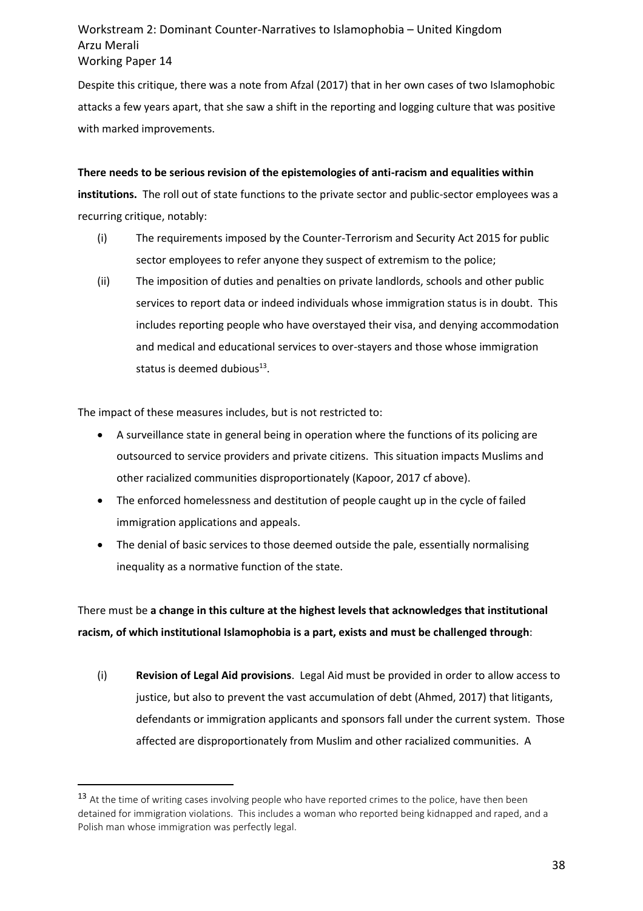Despite this critique, there was a note from Afzal (2017) that in her own cases of two Islamophobic attacks a few years apart, that she saw a shift in the reporting and logging culture that was positive with marked improvements.

**There needs to be serious revision of the epistemologies of anti-racism and equalities within institutions.** The roll out of state functions to the private sector and public-sector employees was a recurring critique, notably:

(i) The requirements imposed by the Counter-Terrorism and Security Act 2015 for public sector employees to refer anyone they suspect of extremism to the police;

(ii) The imposition of duties and penalties on private landlords, schools and other public services to report data or indeed individuals whose immigration status is in doubt. This includes reporting people who have overstayed their visa, and denying accommodation and medical and educational services to over-stayers and those whose immigration status is deemed dubious[13].

The impact of these measures includes, but is not restricted to:

- A surveillance state in general being in operation where the functions of its policing are outsourced to service providers and private citizens. This situation impacts Muslims and other racialized communities disproportionately (Kapoor, 2017 cf above).
- The enforced homelessness and destitution of people caught up in the cycle of failed immigration applications and appeals.
- The denial of basic services to those deemed outside the pale, essentially normalising inequality as a normative function of the state.

There must be **a change in this culture at the highest levels that acknowledges that institutional racism, of which institutional Islamophobia is a part, exists and must be challenged through**:

(i) **Revision of Legal Aid provisions**. Legal Aid must be provided in order to allow access to justice, but also to prevent the vast accumulation of debt (Ahmed, 2017) that litigants, defendants or immigration applicants and sponsors fall under the current system. Those affected are disproportionately from Muslim and other racialized communities. A

[13] At the time of writing cases involving people who have reported crimes to the police, have then been detained for immigration violations. This includes a woman who reported being kidnapped and raped, and a Polish man whose immigration was perfectly legal.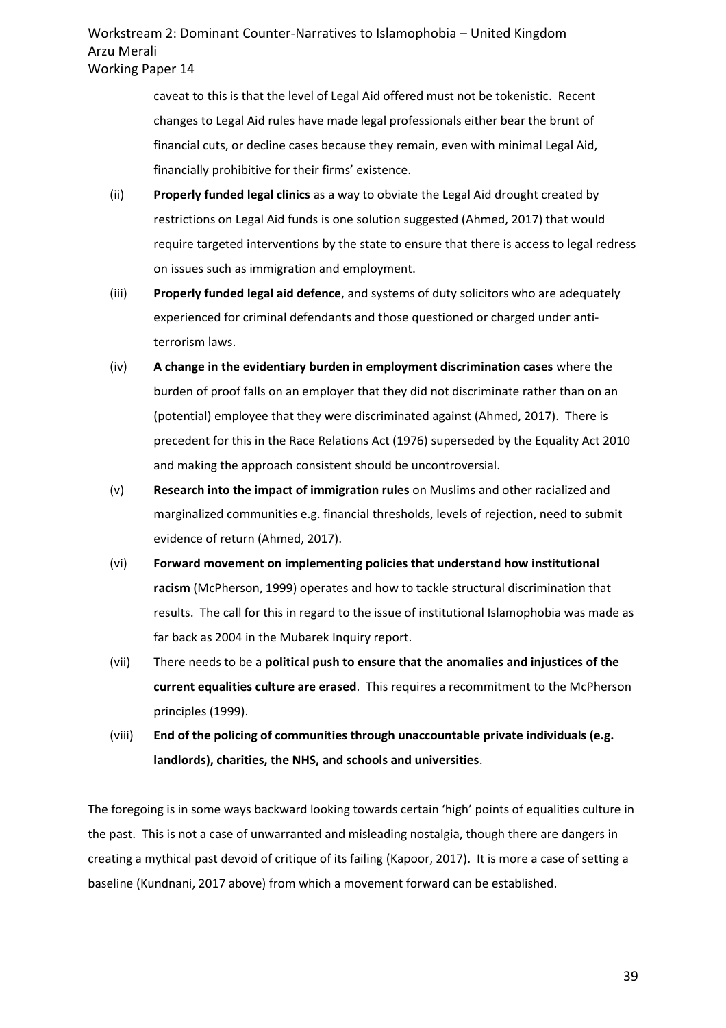caveat to this is that the level of Legal Aid offered must not be tokenistic. Recent changes to Legal Aid rules have made legal professionals either bear the brunt of financial cuts, or decline cases because they remain, even with minimal Legal Aid, financially prohibitive for their firms' existence.

(ii) **Properly funded legal clinics** as a way to obviate the Legal Aid drought created by restrictions on Legal Aid funds is one solution suggested (Ahmed, 2017) that would require targeted interventions by the state to ensure that there is access to legal redress on issues such as immigration and employment.

(iii) **Properly funded legal aid defence**, and systems of duty solicitors who are adequately experienced for criminal defendants and those questioned or charged under anti-terrorism laws.

(iv) **A change in the evidentiary burden in employment discrimination cases** where the burden of proof falls on an employer that they did not discriminate rather than on an (potential) employee that they were discriminated against (Ahmed, 2017). There is precedent for this in the Race Relations Act (1976) superseded by the Equality Act 2010 and making the approach consistent should be uncontroversial.

(v) **Research into the impact of immigration rules** on Muslims and other racialized and marginalized communities e.g. financial thresholds, levels of rejection, need to submit evidence of return (Ahmed, 2017).

(vi) **Forward movement on implementing policies that understand how institutional racism** (McPherson, 1999) operates and how to tackle structural discrimination that results. The call for this in regard to the issue of institutional Islamophobia was made as far back as 2004 in the Mubarek Inquiry report.

(vii) There needs to be a **political push to ensure that the anomalies and injustices of the current equalities culture are erased**. This requires a recommitment to the McPherson principles (1999).

(viii) **End of the policing of communities through unaccountable private individuals (e.g. landlords), charities, the NHS, and schools and universities**.

The foregoing is in some ways backward looking towards certain 'high' points of equalities culture in the past. This is not a case of unwarranted and misleading nostalgia, though there are dangers in creating a mythical past devoid of critique of its failing (Kapoor, 2017). It is more a case of setting a baseline (Kundnani, 2017 above) from which a movement forward can be established.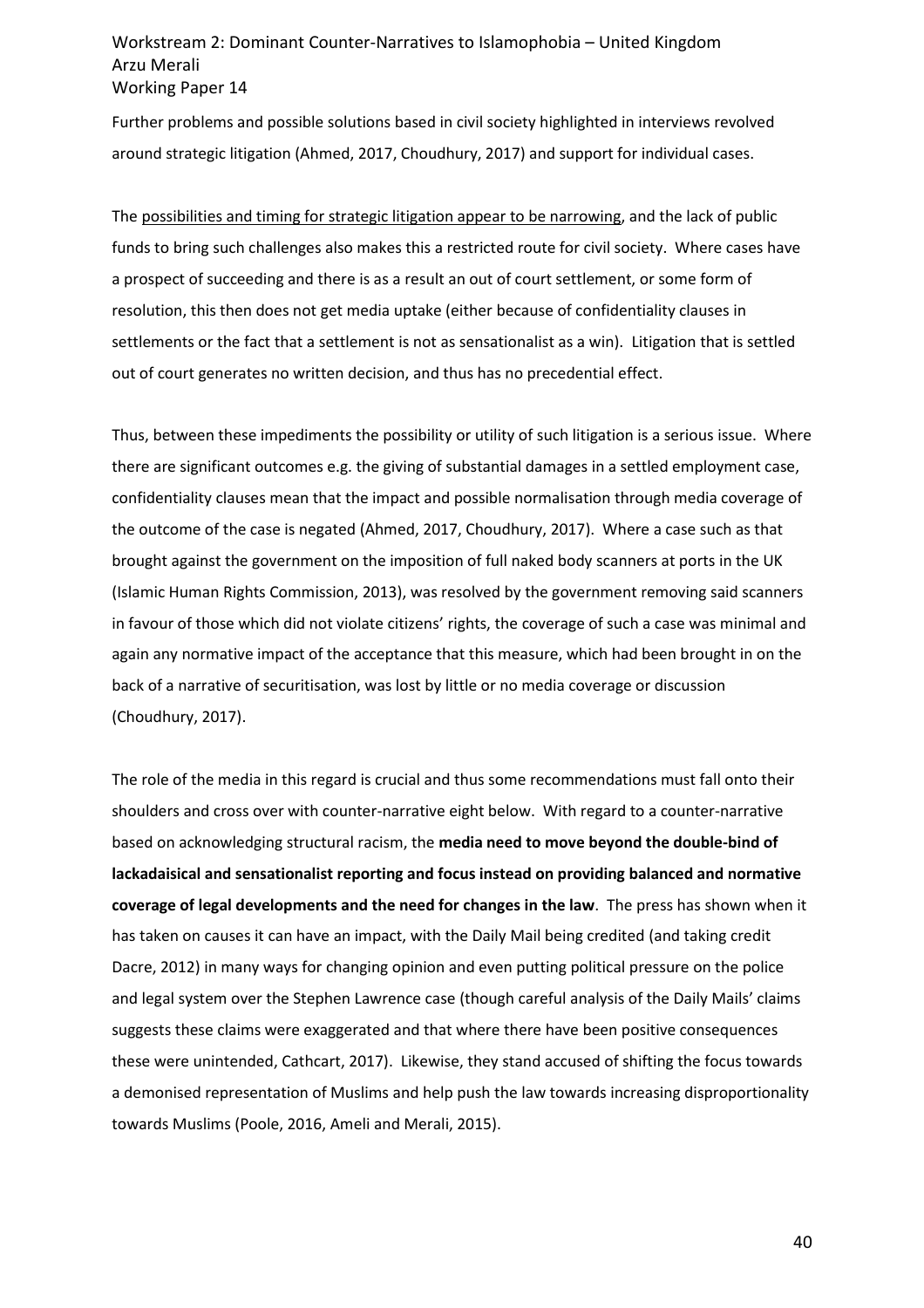Further problems and possible solutions based in civil society highlighted in interviews revolved around strategic litigation (Ahmed, 2017, Choudhury, 2017) and support for individual cases.

The <u>possibilities and timing for strategic litigation appear to be narrowing</u>, and the lack of public funds to bring such challenges also makes this a restricted route for civil society. Where cases have a prospect of succeeding and there is as a result an out of court settlement, or some form of resolution, this then does not get media uptake (either because of confidentiality clauses in settlements or the fact that a settlement is not as sensationalist as a win). Litigation that is settled out of court generates no written decision, and thus has no precedential effect.

Thus, between these impediments the possibility or utility of such litigation is a serious issue. Where there are significant outcomes e.g. the giving of substantial damages in a settled employment case, confidentiality clauses mean that the impact and possible normalisation through media coverage of the outcome of the case is negated (Ahmed, 2017, Choudhury, 2017). Where a case such as that brought against the government on the imposition of full naked body scanners at ports in the UK (Islamic Human Rights Commission, 2013), was resolved by the government removing said scanners in favour of those which did not violate citizens' rights, the coverage of such a case was minimal and again any normative impact of the acceptance that this measure, which had been brought in on the back of a narrative of securitisation, was lost by little or no media coverage or discussion (Choudhury, 2017).

The role of the media in this regard is crucial and thus some recommendations must fall onto their shoulders and cross over with counter-narrative eight below. With regard to a counter-narrative based on acknowledging structural racism, the **media need to move beyond the double-bind of lackadaisical and sensationalist reporting and focus instead on providing balanced and normative coverage of legal developments and the need for changes in the law**. The press has shown when it has taken on causes it can have an impact, with the Daily Mail being credited (and taking credit Dacre, 2012) in many ways for changing opinion and even putting political pressure on the police and legal system over the Stephen Lawrence case (though careful analysis of the Daily Mails' claims suggests these claims were exaggerated and that where there have been positive consequences these were unintended, Cathcart, 2017). Likewise, they stand accused of shifting the focus towards a demonised representation of Muslims and help push the law towards increasing disproportionality towards Muslims (Poole, 2016, Ameli and Merali, 2015).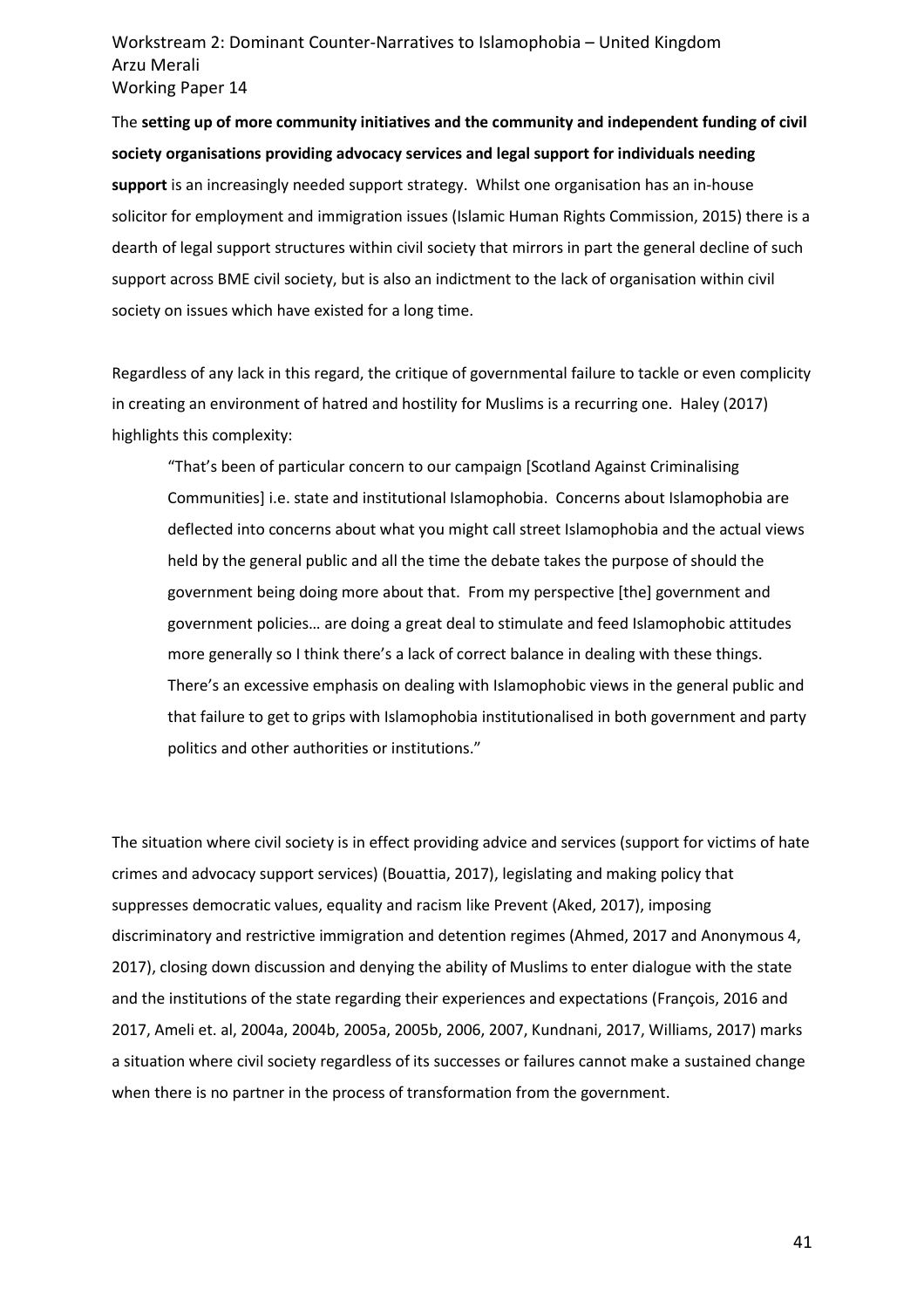The **setting up of more community initiatives and the community and independent funding of civil society organisations providing advocacy services and legal support for individuals needing support** is an increasingly needed support strategy. Whilst one organisation has an in-house solicitor for employment and immigration issues (Islamic Human Rights Commission, 2015) there is a dearth of legal support structures within civil society that mirrors in part the general decline of such support across BME civil society, but is also an indictment to the lack of organisation within civil society on issues which have existed for a long time.

Regardless of any lack in this regard, the critique of governmental failure to tackle or even complicity in creating an environment of hatred and hostility for Muslims is a recurring one. Haley (2017) highlights this complexity:

> "That's been of particular concern to our campaign [Scotland Against Criminalising Communities] i.e. state and institutional Islamophobia. Concerns about Islamophobia are deflected into concerns about what you might call street Islamophobia and the actual views held by the general public and all the time the debate takes the purpose of should the government being doing more about that. From my perspective [the] government and government policies… are doing a great deal to stimulate and feed Islamophobic attitudes more generally so I think there's a lack of correct balance in dealing with these things. There's an excessive emphasis on dealing with Islamophobic views in the general public and that failure to get to grips with Islamophobia institutionalised in both government and party politics and other authorities or institutions."

The situation where civil society is in effect providing advice and services (support for victims of hate crimes and advocacy support services) (Bouattia, 2017), legislating and making policy that suppresses democratic values, equality and racism like Prevent (Aked, 2017), imposing discriminatory and restrictive immigration and detention regimes (Ahmed, 2017 and Anonymous 4, 2017), closing down discussion and denying the ability of Muslims to enter dialogue with the state and the institutions of the state regarding their experiences and expectations (François, 2016 and 2017, Ameli et. al, 2004a, 2004b, 2005a, 2005b, 2006, 2007, Kundnani, 2017, Williams, 2017) marks a situation where civil society regardless of its successes or failures cannot make a sustained change when there is no partner in the process of transformation from the government.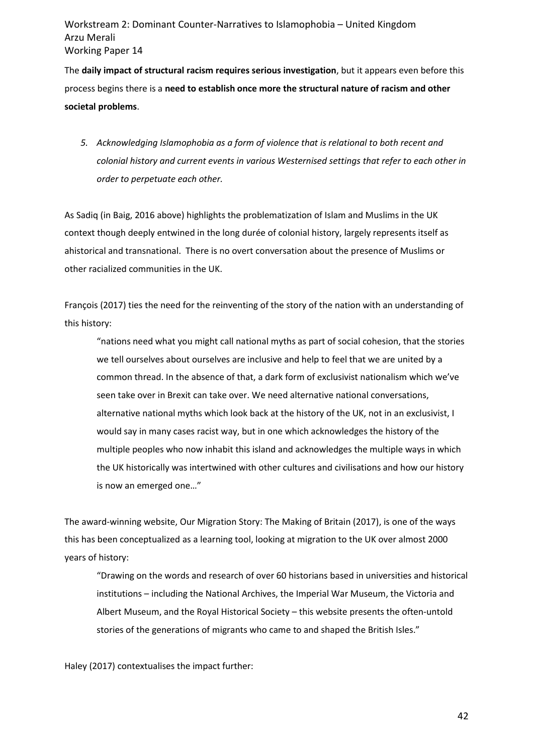The **daily impact of structural racism requires serious investigation**, but it appears even before this process begins there is a **need to establish once more the structural nature of racism and other societal problems**.

5. *Acknowledging Islamophobia as a form of violence that is relational to both recent and colonial history and current events in various Westernised settings that refer to each other in order to perpetuate each other.*

As Sadiq (in Baig, 2016 above) highlights the problematization of Islam and Muslims in the UK context though deeply entwined in the long durée of colonial history, largely represents itself as ahistorical and transnational. There is no overt conversation about the presence of Muslims or other racialized communities in the UK.

François (2017) ties the need for the reinventing of the story of the nation with an understanding of this history:

> "nations need what you might call national myths as part of social cohesion, that the stories we tell ourselves about ourselves are inclusive and help to feel that we are united by a common thread. In the absence of that, a dark form of exclusivist nationalism which we've seen take over in Brexit can take over. We need alternative national conversations, alternative national myths which look back at the history of the UK, not in an exclusivist, I would say in many cases racist way, but in one which acknowledges the history of the multiple peoples who now inhabit this island and acknowledges the multiple ways in which the UK historically was intertwined with other cultures and civilisations and how our history is now an emerged one…"

The award-winning website, Our Migration Story: The Making of Britain (2017), is one of the ways this has been conceptualized as a learning tool, looking at migration to the UK over almost 2000 years of history:

> "Drawing on the words and research of over 60 historians based in universities and historical institutions – including the National Archives, the Imperial War Museum, the Victoria and Albert Museum, and the Royal Historical Society – this website presents the often-untold stories of the generations of migrants who came to and shaped the British Isles."

Haley (2017) contextualises the impact further: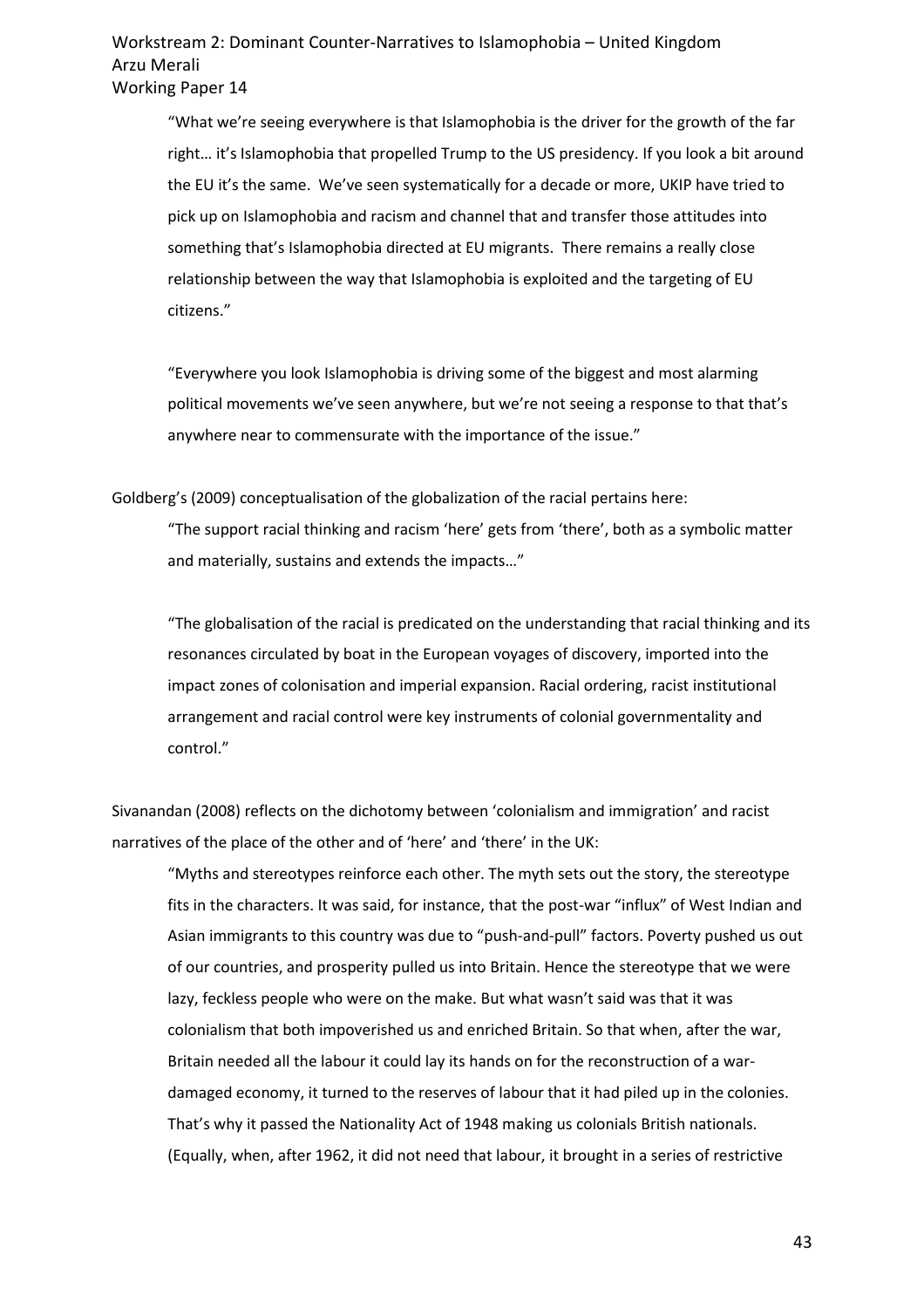> "What we're seeing everywhere is that Islamophobia is the driver for the growth of the far right… it's Islamophobia that propelled Trump to the US presidency. If you look a bit around the EU it's the same. We've seen systematically for a decade or more, UKIP have tried to pick up on Islamophobia and racism and channel that and transfer those attitudes into something that's Islamophobia directed at EU migrants. There remains a really close relationship between the way that Islamophobia is exploited and the targeting of EU citizens."
>
> "Everywhere you look Islamophobia is driving some of the biggest and most alarming political movements we've seen anywhere, but we're not seeing a response to that that's anywhere near to commensurate with the importance of the issue."

Goldberg's (2009) conceptualisation of the globalization of the racial pertains here:

> "The support racial thinking and racism 'here' gets from 'there', both as a symbolic matter and materially, sustains and extends the impacts…"
>
> "The globalisation of the racial is predicated on the understanding that racial thinking and its resonances circulated by boat in the European voyages of discovery, imported into the impact zones of colonisation and imperial expansion. Racial ordering, racist institutional arrangement and racial control were key instruments of colonial governmentality and control."

Sivanandan (2008) reflects on the dichotomy between 'colonialism and immigration' and racist narratives of the place of the other and of 'here' and 'there' in the UK:

> "Myths and stereotypes reinforce each other. The myth sets out the story, the stereotype fits in the characters. It was said, for instance, that the post-war "influx" of West Indian and Asian immigrants to this country was due to "push-and-pull" factors. Poverty pushed us out of our countries, and prosperity pulled us into Britain. Hence the stereotype that we were lazy, feckless people who were on the make. But what wasn't said was that it was colonialism that both impoverished us and enriched Britain. So that when, after the war, Britain needed all the labour it could lay its hands on for the reconstruction of a war-damaged economy, it turned to the reserves of labour that it had piled up in the colonies. That's why it passed the Nationality Act of 1948 making us colonials British nationals. (Equally, when, after 1962, it did not need that labour, it brought in a series of restrictive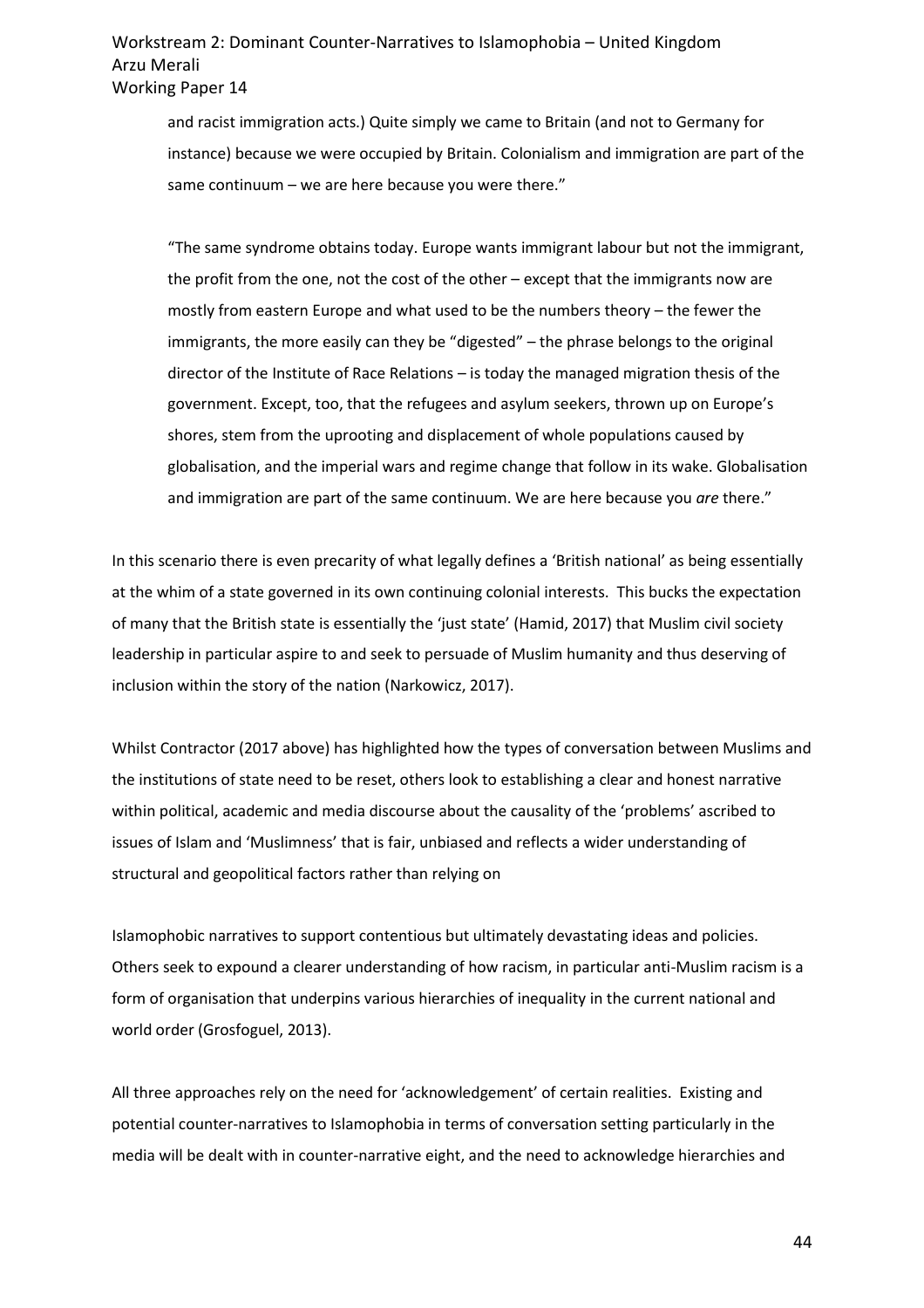> and racist immigration acts.) Quite simply we came to Britain (and not to Germany for instance) because we were occupied by Britain. Colonialism and immigration are part of the same continuum – we are here because you were there."
>
> "The same syndrome obtains today. Europe wants immigrant labour but not the immigrant, the profit from the one, not the cost of the other – except that the immigrants now are mostly from eastern Europe and what used to be the numbers theory – the fewer the immigrants, the more easily can they be "digested" – the phrase belongs to the original director of the Institute of Race Relations – is today the managed migration thesis of the government. Except, too, that the refugees and asylum seekers, thrown up on Europe's shores, stem from the uprooting and displacement of whole populations caused by globalisation, and the imperial wars and regime change that follow in its wake. Globalisation and immigration are part of the same continuum. We are here because you *are* there."

In this scenario there is even precarity of what legally defines a 'British national' as being essentially at the whim of a state governed in its own continuing colonial interests. This bucks the expectation of many that the British state is essentially the 'just state' (Hamid, 2017) that Muslim civil society leadership in particular aspire to and seek to persuade of Muslim humanity and thus deserving of inclusion within the story of the nation (Narkowicz, 2017).

Whilst Contractor (2017 above) has highlighted how the types of conversation between Muslims and the institutions of state need to be reset, others look to establishing a clear and honest narrative within political, academic and media discourse about the causality of the 'problems' ascribed to issues of Islam and 'Muslimness' that is fair, unbiased and reflects a wider understanding of structural and geopolitical factors rather than relying on

Islamophobic narratives to support contentious but ultimately devastating ideas and policies. Others seek to expound a clearer understanding of how racism, in particular anti-Muslim racism is a form of organisation that underpins various hierarchies of inequality in the current national and world order (Grosfoguel, 2013).

All three approaches rely on the need for 'acknowledgement' of certain realities. Existing and potential counter-narratives to Islamophobia in terms of conversation setting particularly in the media will be dealt with in counter-narrative eight, and the need to acknowledge hierarchies and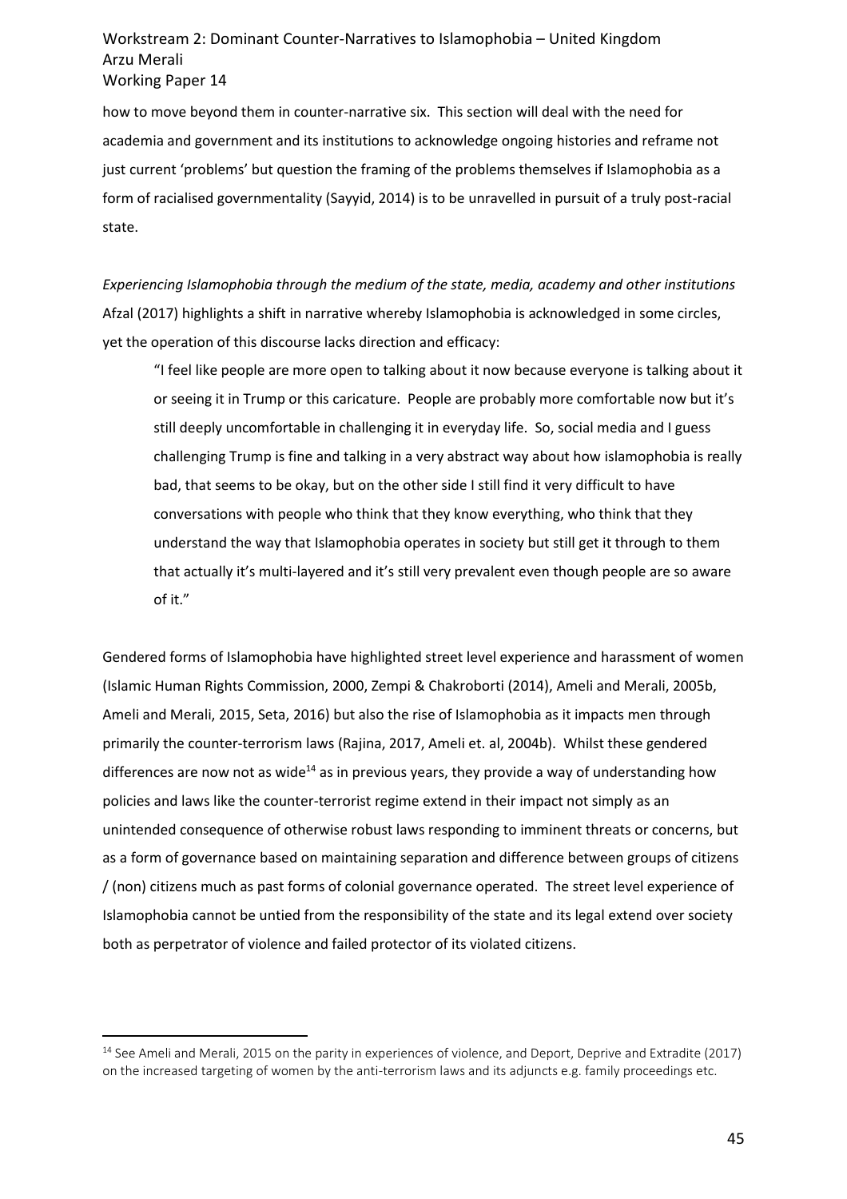how to move beyond them in counter-narrative six. This section will deal with the need for academia and government and its institutions to acknowledge ongoing histories and reframe not just current 'problems' but question the framing of the problems themselves if Islamophobia as a form of racialised governmentality (Sayyid, 2014) is to be unravelled in pursuit of a truly post-racial state.

*Experiencing Islamophobia through the medium of the state, media, academy and other institutions*

Afzal (2017) highlights a shift in narrative whereby Islamophobia is acknowledged in some circles, yet the operation of this discourse lacks direction and efficacy:

> "I feel like people are more open to talking about it now because everyone is talking about it or seeing it in Trump or this caricature. People are probably more comfortable now but it's still deeply uncomfortable in challenging it in everyday life. So, social media and I guess challenging Trump is fine and talking in a very abstract way about how islamophobia is really bad, that seems to be okay, but on the other side I still find it very difficult to have conversations with people who think that they know everything, who think that they understand the way that Islamophobia operates in society but still get it through to them that actually it's multi-layered and it's still very prevalent even though people are so aware of it."

Gendered forms of Islamophobia have highlighted street level experience and harassment of women (Islamic Human Rights Commission, 2000, Zempi & Chakroborti (2014), Ameli and Merali, 2005b, Ameli and Merali, 2015, Seta, 2016) but also the rise of Islamophobia as it impacts men through primarily the counter-terrorism laws (Rajina, 2017, Ameli et. al, 2004b). Whilst these gendered differences are now not as wide[14] as in previous years, they provide a way of understanding how policies and laws like the counter-terrorist regime extend in their impact not simply as an unintended consequence of otherwise robust laws responding to imminent threats or concerns, but as a form of governance based on maintaining separation and difference between groups of citizens / (non) citizens much as past forms of colonial governance operated. The street level experience of Islamophobia cannot be untied from the responsibility of the state and its legal extend over society both as perpetrator of violence and failed protector of its violated citizens.

---

[14] See Ameli and Merali, 2015 on the parity in experiences of violence, and Deport, Deprive and Extradite (2017) on the increased targeting of women by the anti-terrorism laws and its adjuncts e.g. family proceedings etc.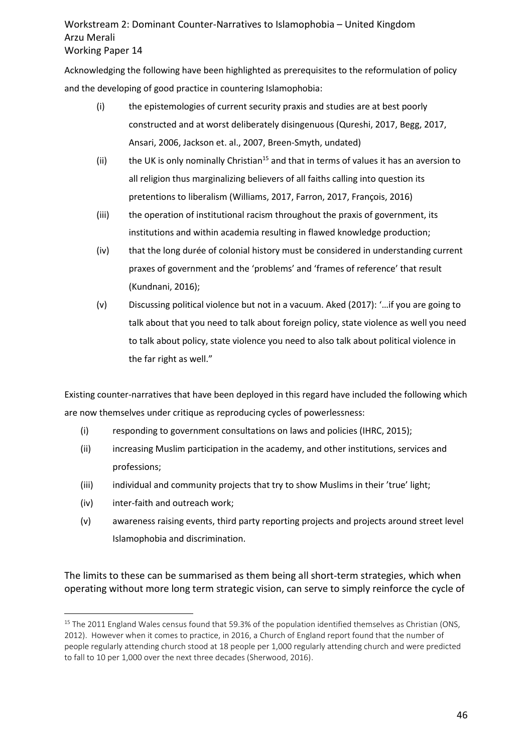Acknowledging the following have been highlighted as prerequisites to the reformulation of policy and the developing of good practice in countering Islamophobia:

(i) the epistemologies of current security praxis and studies are at best poorly constructed and at worst deliberately disingenuous (Qureshi, 2017, Begg, 2017, Ansari, 2006, Jackson et. al., 2007, Breen-Smyth, undated)

(ii) the UK is only nominally Christian[15] and that in terms of values it has an aversion to all religion thus marginalizing believers of all faiths calling into question its pretentions to liberalism (Williams, 2017, Farron, 2017, François, 2016)

(iii) the operation of institutional racism throughout the praxis of government, its institutions and within academia resulting in flawed knowledge production;

(iv) that the long durée of colonial history must be considered in understanding current praxes of government and the 'problems' and 'frames of reference' that result (Kundnani, 2016);

(v) Discussing political violence but not in a vacuum. Aked (2017): '…if you are going to talk about that you need to talk about foreign policy, state violence as well you need to talk about policy, state violence you need to also talk about political violence in the far right as well."

Existing counter-narratives that have been deployed in this regard have included the following which are now themselves under critique as reproducing cycles of powerlessness:

(i) responding to government consultations on laws and policies (IHRC, 2015);

(ii) increasing Muslim participation in the academy, and other institutions, services and professions;

(iii) individual and community projects that try to show Muslims in their 'true' light;

(iv) inter-faith and outreach work;

(v) awareness raising events, third party reporting projects and projects around street level Islamophobia and discrimination.

The limits to these can be summarised as them being all short-term strategies, which when operating without more long term strategic vision, can serve to simply reinforce the cycle of

---

[15] The 2011 England Wales census found that 59.3% of the population identified themselves as Christian (ONS, 2012). However when it comes to practice, in 2016, a Church of England report found that the number of people regularly attending church stood at 18 people per 1,000 regularly attending church and were predicted to fall to 10 per 1,000 over the next three decades (Sherwood, 2016).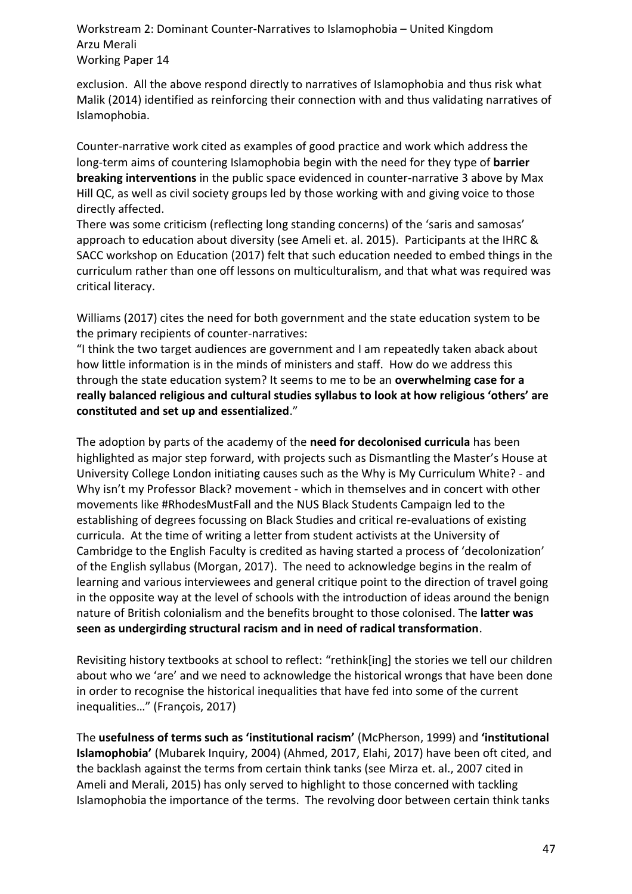exclusion. All the above respond directly to narratives of Islamophobia and thus risk what Malik (2014) identified as reinforcing their connection with and thus validating narratives of Islamophobia.

Counter-narrative work cited as examples of good practice and work which address the long-term aims of countering Islamophobia begin with the need for they type of **barrier breaking interventions** in the public space evidenced in counter-narrative 3 above by Max Hill QC, as well as civil society groups led by those working with and giving voice to those directly affected.

There was some criticism (reflecting long standing concerns) of the 'saris and samosas' approach to education about diversity (see Ameli et. al. 2015). Participants at the IHRC & SACC workshop on Education (2017) felt that such education needed to embed things in the curriculum rather than one off lessons on multiculturalism, and that what was required was critical literacy.

Williams (2017) cites the need for both government and the state education system to be the primary recipients of counter-narratives:

"I think the two target audiences are government and I am repeatedly taken aback about how little information is in the minds of ministers and staff. How do we address this through the state education system? It seems to me to be an **overwhelming case for a really balanced religious and cultural studies syllabus to look at how religious 'others' are constituted and set up and essentialized**."

The adoption by parts of the academy of the **need for decolonised curricula** has been highlighted as major step forward, with projects such as Dismantling the Master's House at University College London initiating causes such as the Why is My Curriculum White? - and Why isn't my Professor Black? movement - which in themselves and in concert with other movements like #RhodesMustFall and the NUS Black Students Campaign led to the establishing of degrees focussing on Black Studies and critical re-evaluations of existing curricula. At the time of writing a letter from student activists at the University of Cambridge to the English Faculty is credited as having started a process of 'decolonization' of the English syllabus (Morgan, 2017). The need to acknowledge begins in the realm of learning and various interviewees and general critique point to the direction of travel going in the opposite way at the level of schools with the introduction of ideas around the benign nature of British colonialism and the benefits brought to those colonised. The **latter was seen as undergirding structural racism and in need of radical transformation**.

Revisiting history textbooks at school to reflect: "rethink[ing] the stories we tell our children about who we 'are' and we need to acknowledge the historical wrongs that have been done in order to recognise the historical inequalities that have fed into some of the current inequalities…" (François, 2017)

The **usefulness of terms such as 'institutional racism'** (McPherson, 1999) and **'institutional Islamophobia'** (Mubarek Inquiry, 2004) (Ahmed, 2017, Elahi, 2017) have been oft cited, and the backlash against the terms from certain think tanks (see Mirza et. al., 2007 cited in Ameli and Merali, 2015) has only served to highlight to those concerned with tackling Islamophobia the importance of the terms. The revolving door between certain think tanks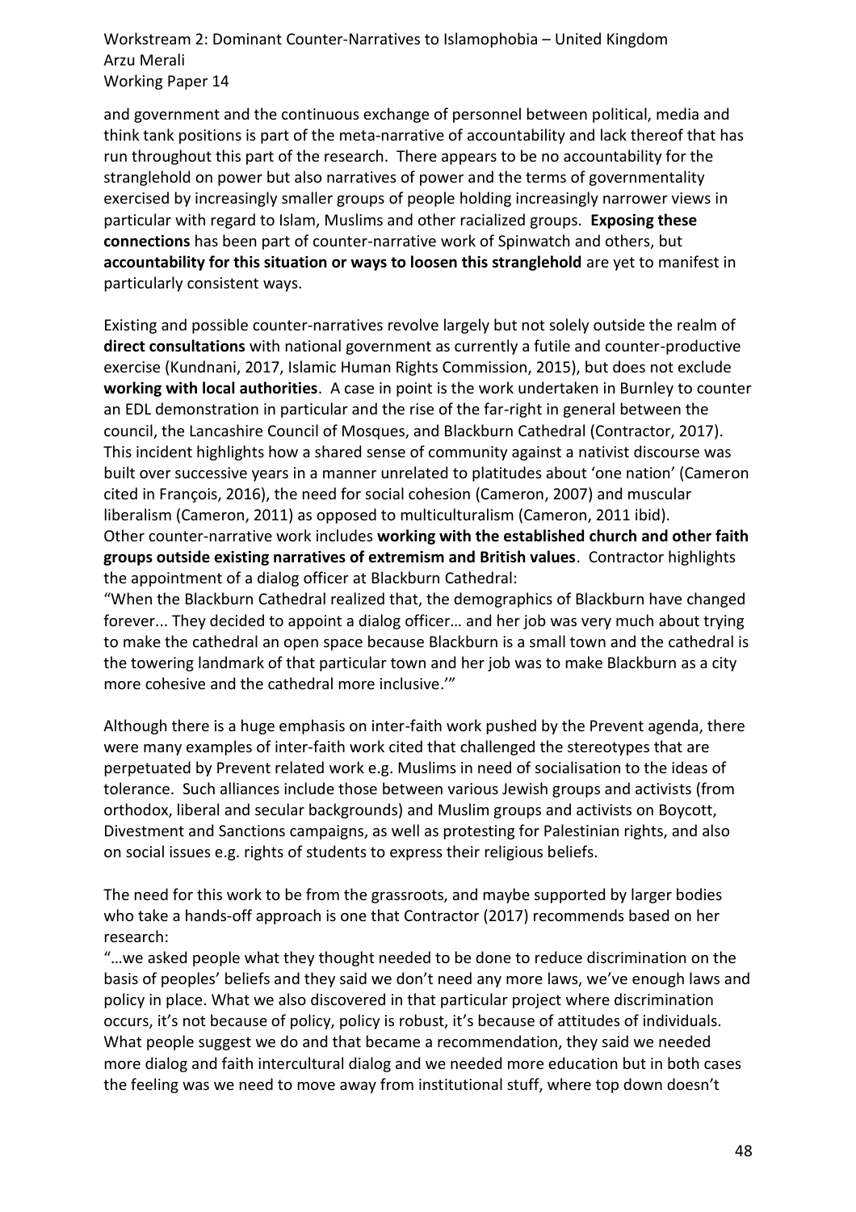and government and the continuous exchange of personnel between political, media and think tank positions is part of the meta-narrative of accountability and lack thereof that has run throughout this part of the research. There appears to be no accountability for the stranglehold on power but also narratives of power and the terms of governmentality exercised by increasingly smaller groups of people holding increasingly narrower views in particular with regard to Islam, Muslims and other racialized groups. **Exposing these connections** has been part of counter-narrative work of Spinwatch and others, but **accountability for this situation or ways to loosen this stranglehold** are yet to manifest in particularly consistent ways.

Existing and possible counter-narratives revolve largely but not solely outside the realm of **direct consultations** with national government as currently a futile and counter-productive exercise (Kundnani, 2017, Islamic Human Rights Commission, 2015), but does not exclude **working with local authorities**. A case in point is the work undertaken in Burnley to counter an EDL demonstration in particular and the rise of the far-right in general between the council, the Lancashire Council of Mosques, and Blackburn Cathedral (Contractor, 2017). This incident highlights how a shared sense of community against a nativist discourse was built over successive years in a manner unrelated to platitudes about 'one nation' (Cameron cited in François, 2016), the need for social cohesion (Cameron, 2007) and muscular liberalism (Cameron, 2011) as opposed to multiculturalism (Cameron, 2011 ibid).
Other counter-narrative work includes **working with the established church and other faith groups outside existing narratives of extremism and British values**. Contractor highlights the appointment of a dialog officer at Blackburn Cathedral:
"When the Blackburn Cathedral realized that, the demographics of Blackburn have changed forever... They decided to appoint a dialog officer… and her job was very much about trying to make the cathedral an open space because Blackburn is a small town and the cathedral is the towering landmark of that particular town and her job was to make Blackburn as a city more cohesive and the cathedral more inclusive.'"

Although there is a huge emphasis on inter-faith work pushed by the Prevent agenda, there were many examples of inter-faith work cited that challenged the stereotypes that are perpetuated by Prevent related work e.g. Muslims in need of socialisation to the ideas of tolerance. Such alliances include those between various Jewish groups and activists (from orthodox, liberal and secular backgrounds) and Muslim groups and activists on Boycott, Divestment and Sanctions campaigns, as well as protesting for Palestinian rights, and also on social issues e.g. rights of students to express their religious beliefs.

The need for this work to be from the grassroots, and maybe supported by larger bodies who take a hands-off approach is one that Contractor (2017) recommends based on her research:
"…we asked people what they thought needed to be done to reduce discrimination on the basis of peoples' beliefs and they said we don't need any more laws, we've enough laws and policy in place. What we also discovered in that particular project where discrimination occurs, it's not because of policy, policy is robust, it's because of attitudes of individuals. What people suggest we do and that became a recommendation, they said we needed more dialog and faith intercultural dialog and we needed more education but in both cases the feeling was we need to move away from institutional stuff, where top down doesn't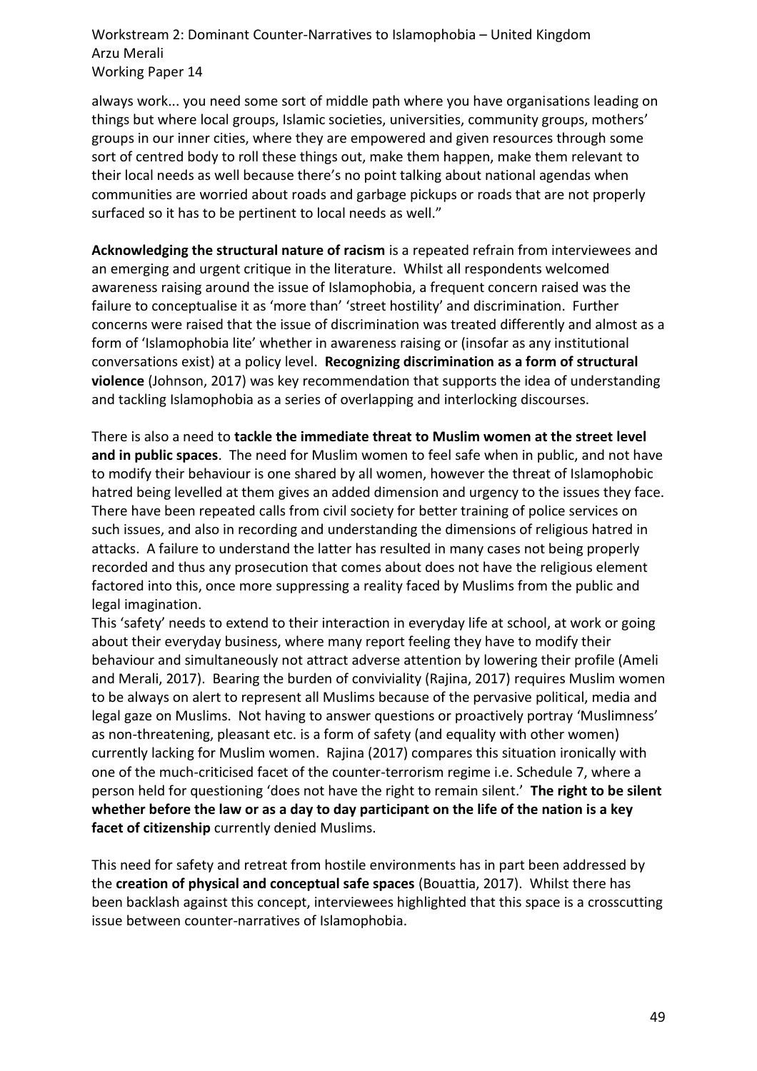always work... you need some sort of middle path where you have organisations leading on things but where local groups, Islamic societies, universities, community groups, mothers' groups in our inner cities, where they are empowered and given resources through some sort of centred body to roll these things out, make them happen, make them relevant to their local needs as well because there's no point talking about national agendas when communities are worried about roads and garbage pickups or roads that are not properly surfaced so it has to be pertinent to local needs as well."

**Acknowledging the structural nature of racism** is a repeated refrain from interviewees and an emerging and urgent critique in the literature. Whilst all respondents welcomed awareness raising around the issue of Islamophobia, a frequent concern raised was the failure to conceptualise it as 'more than' 'street hostility' and discrimination. Further concerns were raised that the issue of discrimination was treated differently and almost as a form of 'Islamophobia lite' whether in awareness raising or (insofar as any institutional conversations exist) at a policy level. **Recognizing discrimination as a form of structural violence** (Johnson, 2017) was key recommendation that supports the idea of understanding and tackling Islamophobia as a series of overlapping and interlocking discourses.

There is also a need to **tackle the immediate threat to Muslim women at the street level and in public spaces**. The need for Muslim women to feel safe when in public, and not have to modify their behaviour is one shared by all women, however the threat of Islamophobic hatred being levelled at them gives an added dimension and urgency to the issues they face. There have been repeated calls from civil society for better training of police services on such issues, and also in recording and understanding the dimensions of religious hatred in attacks. A failure to understand the latter has resulted in many cases not being properly recorded and thus any prosecution that comes about does not have the religious element factored into this, once more suppressing a reality faced by Muslims from the public and legal imagination.

This 'safety' needs to extend to their interaction in everyday life at school, at work or going about their everyday business, where many report feeling they have to modify their behaviour and simultaneously not attract adverse attention by lowering their profile (Ameli and Merali, 2017). Bearing the burden of conviviality (Rajina, 2017) requires Muslim women to be always on alert to represent all Muslims because of the pervasive political, media and legal gaze on Muslims. Not having to answer questions or proactively portray 'Muslimness' as non-threatening, pleasant etc. is a form of safety (and equality with other women) currently lacking for Muslim women. Rajina (2017) compares this situation ironically with one of the much-criticised facet of the counter-terrorism regime i.e. Schedule 7, where a person held for questioning 'does not have the right to remain silent.' **The right to be silent whether before the law or as a day to day participant on the life of the nation is a key facet of citizenship** currently denied Muslims.

This need for safety and retreat from hostile environments has in part been addressed by the **creation of physical and conceptual safe spaces** (Bouattia, 2017). Whilst there has been backlash against this concept, interviewees highlighted that this space is a crosscutting issue between counter-narratives of Islamophobia.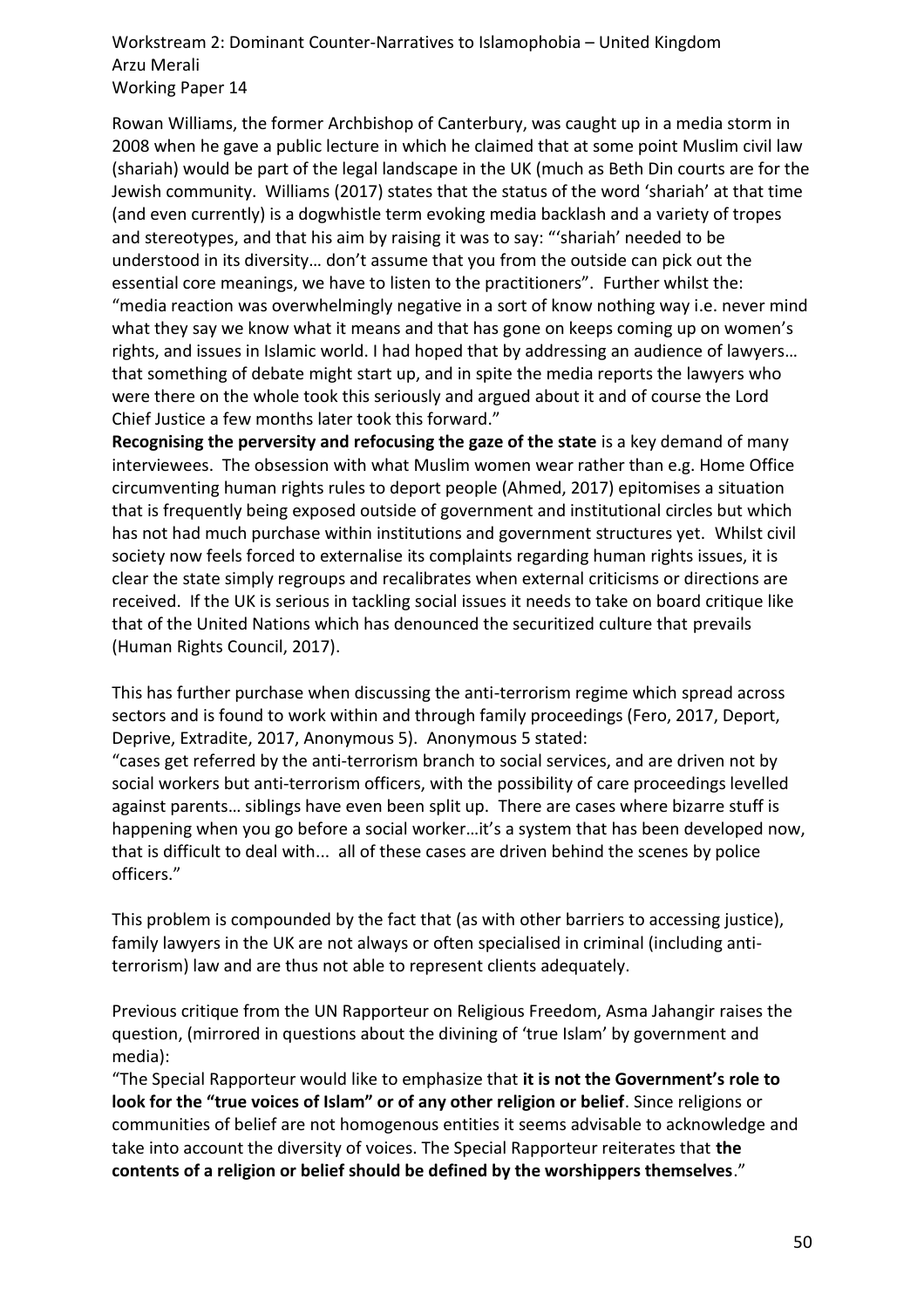Rowan Williams, the former Archbishop of Canterbury, was caught up in a media storm in 2008 when he gave a public lecture in which he claimed that at some point Muslim civil law (shariah) would be part of the legal landscape in the UK (much as Beth Din courts are for the Jewish community. Williams (2017) states that the status of the word 'shariah' at that time (and even currently) is a dogwhistle term evoking media backlash and a variety of tropes and stereotypes, and that his aim by raising it was to say: "'shariah' needed to be understood in its diversity… don't assume that you from the outside can pick out the essential core meanings, we have to listen to the practitioners". Further whilst the: "media reaction was overwhelmingly negative in a sort of know nothing way i.e. never mind what they say we know what it means and that has gone on keeps coming up on women's rights, and issues in Islamic world. I had hoped that by addressing an audience of lawyers… that something of debate might start up, and in spite the media reports the lawyers who were there on the whole took this seriously and argued about it and of course the Lord Chief Justice a few months later took this forward."

**Recognising the perversity and refocusing the gaze of the state** is a key demand of many interviewees. The obsession with what Muslim women wear rather than e.g. Home Office circumventing human rights rules to deport people (Ahmed, 2017) epitomises a situation that is frequently being exposed outside of government and institutional circles but which has not had much purchase within institutions and government structures yet. Whilst civil society now feels forced to externalise its complaints regarding human rights issues, it is clear the state simply regroups and recalibrates when external criticisms or directions are received. If the UK is serious in tackling social issues it needs to take on board critique like that of the United Nations which has denounced the securitized culture that prevails (Human Rights Council, 2017).

This has further purchase when discussing the anti-terrorism regime which spread across sectors and is found to work within and through family proceedings (Fero, 2017, Deport, Deprive, Extradite, 2017, Anonymous 5). Anonymous 5 stated:
"cases get referred by the anti-terrorism branch to social services, and are driven not by social workers but anti-terrorism officers, with the possibility of care proceedings levelled against parents… siblings have even been split up. There are cases where bizarre stuff is happening when you go before a social worker…it's a system that has been developed now, that is difficult to deal with... all of these cases are driven behind the scenes by police officers."

This problem is compounded by the fact that (as with other barriers to accessing justice), family lawyers in the UK are not always or often specialised in criminal (including anti-terrorism) law and are thus not able to represent clients adequately.

Previous critique from the UN Rapporteur on Religious Freedom, Asma Jahangir raises the question, (mirrored in questions about the divining of 'true Islam' by government and media):
"The Special Rapporteur would like to emphasize that **it is not the Government's role to look for the "true voices of Islam" or of any other religion or belief**. Since religions or communities of belief are not homogenous entities it seems advisable to acknowledge and take into account the diversity of voices. The Special Rapporteur reiterates that **the contents of a religion or belief should be defined by the worshippers themselves**."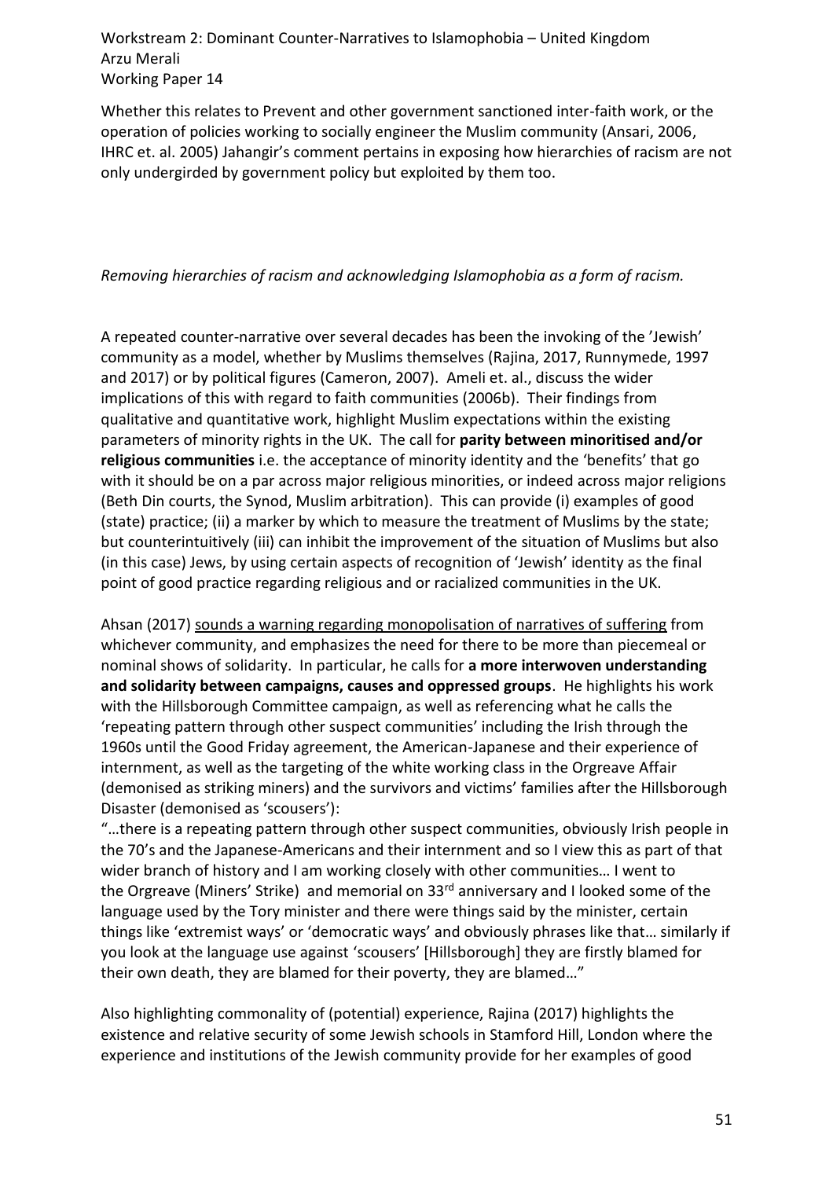Whether this relates to Prevent and other government sanctioned inter-faith work, or the operation of policies working to socially engineer the Muslim community (Ansari, 2006, IHRC et. al. 2005) Jahangir's comment pertains in exposing how hierarchies of racism are not only undergirded by government policy but exploited by them too.

*Removing hierarchies of racism and acknowledging Islamophobia as a form of racism.*

A repeated counter-narrative over several decades has been the invoking of the 'Jewish' community as a model, whether by Muslims themselves (Rajina, 2017, Runnymede, 1997 and 2017) or by political figures (Cameron, 2007). Ameli et. al., discuss the wider implications of this with regard to faith communities (2006b). Their findings from qualitative and quantitative work, highlight Muslim expectations within the existing parameters of minority rights in the UK. The call for **parity between minoritised and/or religious communities** i.e. the acceptance of minority identity and the 'benefits' that go with it should be on a par across major religious minorities, or indeed across major religions (Beth Din courts, the Synod, Muslim arbitration). This can provide (i) examples of good (state) practice; (ii) a marker by which to measure the treatment of Muslims by the state; but counterintuitively (iii) can inhibit the improvement of the situation of Muslims but also (in this case) Jews, by using certain aspects of recognition of 'Jewish' identity as the final point of good practice regarding religious and or racialized communities in the UK.

Ahsan (2017) sounds a warning regarding monopolisation of narratives of suffering from whichever community, and emphasizes the need for there to be more than piecemeal or nominal shows of solidarity. In particular, he calls for **a more interwoven understanding and solidarity between campaigns, causes and oppressed groups**. He highlights his work with the Hillsborough Committee campaign, as well as referencing what he calls the 'repeating pattern through other suspect communities' including the Irish through the 1960s until the Good Friday agreement, the American-Japanese and their experience of internment, as well as the targeting of the white working class in the Orgreave Affair (demonised as striking miners) and the survivors and victims' families after the Hillsborough Disaster (demonised as 'scousers'):

"…there is a repeating pattern through other suspect communities, obviously Irish people in the 70's and the Japanese-Americans and their internment and so I view this as part of that wider branch of history and I am working closely with other communities… I went to the Orgreave (Miners' Strike) and memorial on 33rd anniversary and I looked some of the language used by the Tory minister and there were things said by the minister, certain things like 'extremist ways' or 'democratic ways' and obviously phrases like that… similarly if you look at the language use against 'scousers' [Hillsborough] they are firstly blamed for their own death, they are blamed for their poverty, they are blamed…"

Also highlighting commonality of (potential) experience, Rajina (2017) highlights the existence and relative security of some Jewish schools in Stamford Hill, London where the experience and institutions of the Jewish community provide for her examples of good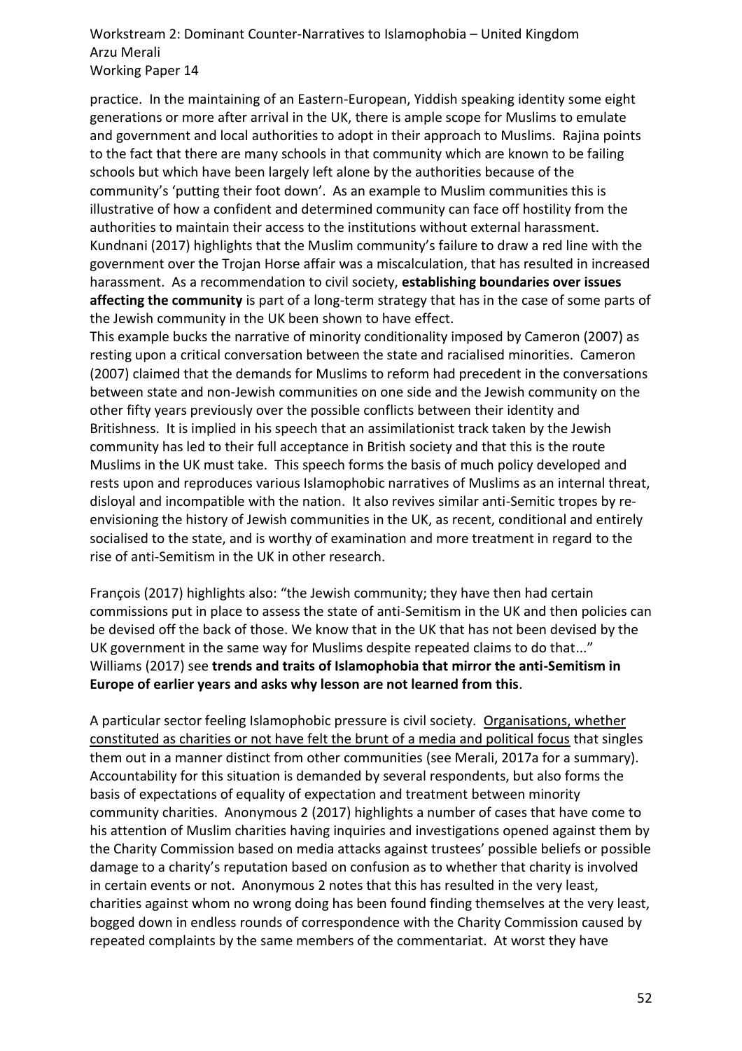practice. In the maintaining of an Eastern-European, Yiddish speaking identity some eight generations or more after arrival in the UK, there is ample scope for Muslims to emulate and government and local authorities to adopt in their approach to Muslims. Rajina points to the fact that there are many schools in that community which are known to be failing schools but which have been largely left alone by the authorities because of the community's 'putting their foot down'. As an example to Muslim communities this is illustrative of how a confident and determined community can face off hostility from the authorities to maintain their access to the institutions without external harassment. Kundnani (2017) highlights that the Muslim community's failure to draw a red line with the government over the Trojan Horse affair was a miscalculation, that has resulted in increased harassment. As a recommendation to civil society, **establishing boundaries over issues affecting the community** is part of a long-term strategy that has in the case of some parts of the Jewish community in the UK been shown to have effect.

This example bucks the narrative of minority conditionality imposed by Cameron (2007) as resting upon a critical conversation between the state and racialised minorities. Cameron (2007) claimed that the demands for Muslims to reform had precedent in the conversations between state and non-Jewish communities on one side and the Jewish community on the other fifty years previously over the possible conflicts between their identity and Britishness. It is implied in his speech that an assimilationist track taken by the Jewish community has led to their full acceptance in British society and that this is the route Muslims in the UK must take. This speech forms the basis of much policy developed and rests upon and reproduces various Islamophobic narratives of Muslims as an internal threat, disloyal and incompatible with the nation. It also revives similar anti-Semitic tropes by re-envisioning the history of Jewish communities in the UK, as recent, conditional and entirely socialised to the state, and is worthy of examination and more treatment in regard to the rise of anti-Semitism in the UK in other research.

François (2017) highlights also: "the Jewish community; they have then had certain commissions put in place to assess the state of anti-Semitism in the UK and then policies can be devised off the back of those. We know that in the UK that has not been devised by the UK government in the same way for Muslims despite repeated claims to do that..." Williams (2017) see **trends and traits of Islamophobia that mirror the anti-Semitism in Europe of earlier years and asks why lesson are not learned from this**.

A particular sector feeling Islamophobic pressure is civil society. <u>Organisations, whether constituted as charities or not have felt the brunt of a media and political focus</u> that singles them out in a manner distinct from other communities (see Merali, 2017a for a summary). Accountability for this situation is demanded by several respondents, but also forms the basis of expectations of equality of expectation and treatment between minority community charities. Anonymous 2 (2017) highlights a number of cases that have come to his attention of Muslim charities having inquiries and investigations opened against them by the Charity Commission based on media attacks against trustees' possible beliefs or possible damage to a charity's reputation based on confusion as to whether that charity is involved in certain events or not. Anonymous 2 notes that this has resulted in the very least, charities against whom no wrong doing has been found finding themselves at the very least, bogged down in endless rounds of correspondence with the Charity Commission caused by repeated complaints by the same members of the commentariat. At worst they have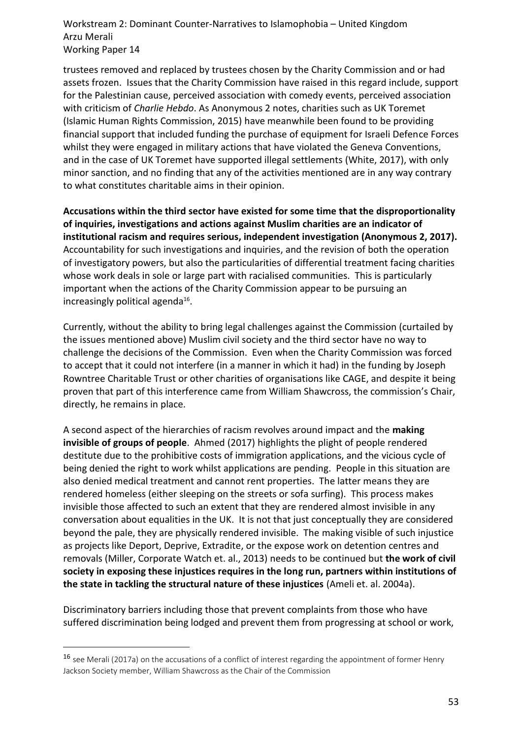trustees removed and replaced by trustees chosen by the Charity Commission and or had assets frozen. Issues that the Charity Commission have raised in this regard include, support for the Palestinian cause, perceived association with comedy events, perceived association with criticism of *Charlie Hebdo*. As Anonymous 2 notes, charities such as UK Toremet (Islamic Human Rights Commission, 2015) have meanwhile been found to be providing financial support that included funding the purchase of equipment for Israeli Defence Forces whilst they were engaged in military actions that have violated the Geneva Conventions, and in the case of UK Toremet have supported illegal settlements (White, 2017), with only minor sanction, and no finding that any of the activities mentioned are in any way contrary to what constitutes charitable aims in their opinion.

**Accusations within the third sector have existed for some time that the disproportionality of inquiries, investigations and actions against Muslim charities are an indicator of institutional racism and requires serious, independent investigation (Anonymous 2, 2017).** Accountability for such investigations and inquiries, and the revision of both the operation of investigatory powers, but also the particularities of differential treatment facing charities whose work deals in sole or large part with racialised communities. This is particularly important when the actions of the Charity Commission appear to be pursuing an increasingly political agenda[16].

Currently, without the ability to bring legal challenges against the Commission (curtailed by the issues mentioned above) Muslim civil society and the third sector have no way to challenge the decisions of the Commission. Even when the Charity Commission was forced to accept that it could not interfere (in a manner in which it had) in the funding by Joseph Rowntree Charitable Trust or other charities of organisations like CAGE, and despite it being proven that part of this interference came from William Shawcross, the commission's Chair, directly, he remains in place.

A second aspect of the hierarchies of racism revolves around impact and the **making invisible of groups of people**. Ahmed (2017) highlights the plight of people rendered destitute due to the prohibitive costs of immigration applications, and the vicious cycle of being denied the right to work whilst applications are pending. People in this situation are also denied medical treatment and cannot rent properties. The latter means they are rendered homeless (either sleeping on the streets or sofa surfing). This process makes invisible those affected to such an extent that they are rendered almost invisible in any conversation about equalities in the UK. It is not that just conceptually they are considered beyond the pale, they are physically rendered invisible. The making visible of such injustice as projects like Deport, Deprive, Extradite, or the expose work on detention centres and removals (Miller, Corporate Watch et. al., 2013) needs to be continued but **the work of civil society in exposing these injustices requires in the long run, partners within institutions of the state in tackling the structural nature of these injustices** (Ameli et. al. 2004a).

Discriminatory barriers including those that prevent complaints from those who have suffered discrimination being lodged and prevent them from progressing at school or work,

[16] see Merali (2017a) on the accusations of a conflict of interest regarding the appointment of former Henry Jackson Society member, William Shawcross as the Chair of the Commission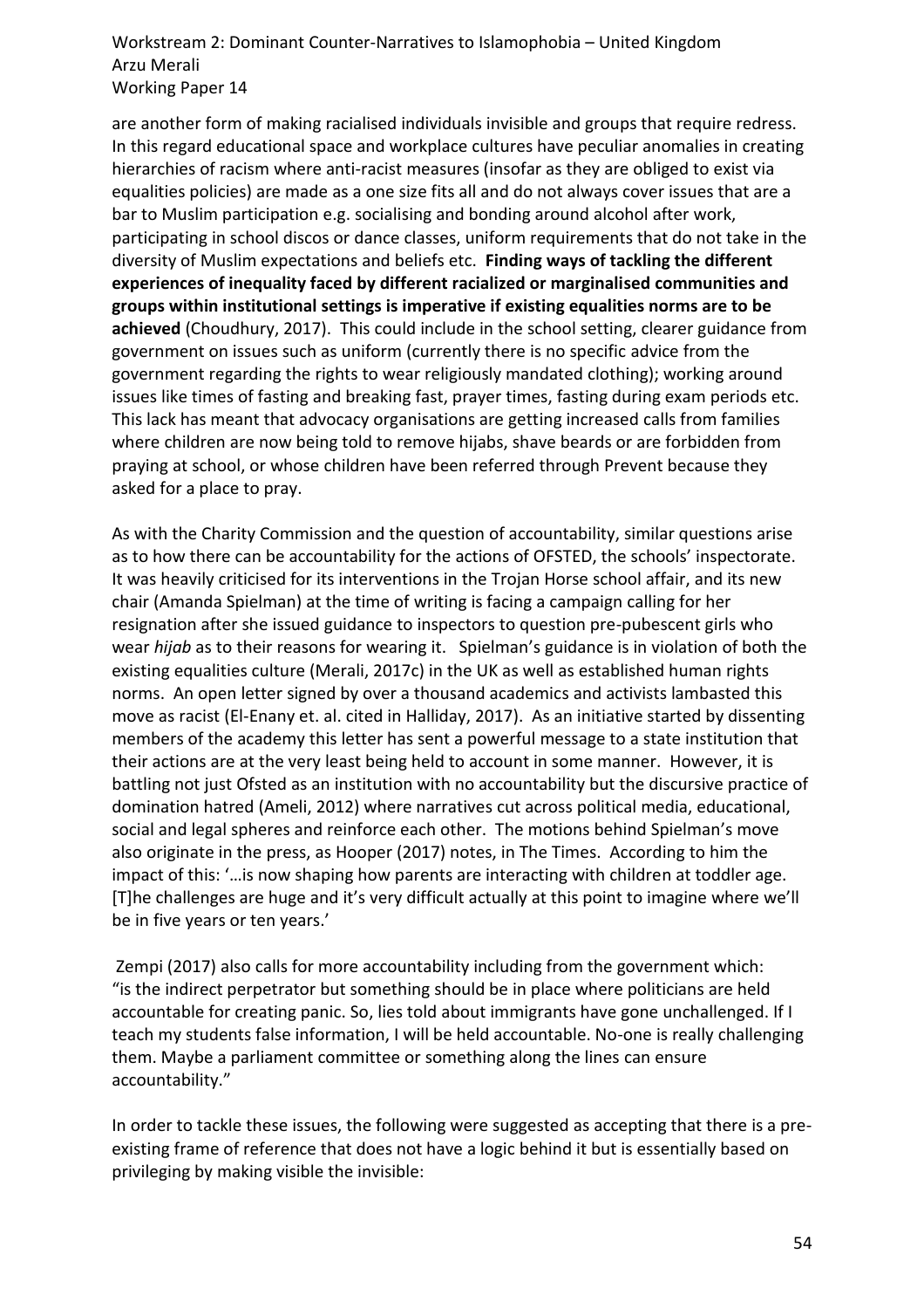are another form of making racialised individuals invisible and groups that require redress. In this regard educational space and workplace cultures have peculiar anomalies in creating hierarchies of racism where anti-racist measures (insofar as they are obliged to exist via equalities policies) are made as a one size fits all and do not always cover issues that are a bar to Muslim participation e.g. socialising and bonding around alcohol after work, participating in school discos or dance classes, uniform requirements that do not take in the diversity of Muslim expectations and beliefs etc. **Finding ways of tackling the different experiences of inequality faced by different racialized or marginalised communities and groups within institutional settings is imperative if existing equalities norms are to be achieved** (Choudhury, 2017). This could include in the school setting, clearer guidance from government on issues such as uniform (currently there is no specific advice from the government regarding the rights to wear religiously mandated clothing); working around issues like times of fasting and breaking fast, prayer times, fasting during exam periods etc. This lack has meant that advocacy organisations are getting increased calls from families where children are now being told to remove hijabs, shave beards or are forbidden from praying at school, or whose children have been referred through Prevent because they asked for a place to pray.

As with the Charity Commission and the question of accountability, similar questions arise as to how there can be accountability for the actions of OFSTED, the schools' inspectorate. It was heavily criticised for its interventions in the Trojan Horse school affair, and its new chair (Amanda Spielman) at the time of writing is facing a campaign calling for her resignation after she issued guidance to inspectors to question pre-pubescent girls who wear *hijab* as to their reasons for wearing it. Spielman's guidance is in violation of both the existing equalities culture (Merali, 2017c) in the UK as well as established human rights norms. An open letter signed by over a thousand academics and activists lambasted this move as racist (El-Enany et. al. cited in Halliday, 2017). As an initiative started by dissenting members of the academy this letter has sent a powerful message to a state institution that their actions are at the very least being held to account in some manner. However, it is battling not just Ofsted as an institution with no accountability but the discursive practice of domination hatred (Ameli, 2012) where narratives cut across political media, educational, social and legal spheres and reinforce each other. The motions behind Spielman's move also originate in the press, as Hooper (2017) notes, in The Times. According to him the impact of this: '…is now shaping how parents are interacting with children at toddler age. [T]he challenges are huge and it's very difficult actually at this point to imagine where we'll be in five years or ten years.'

Zempi (2017) also calls for more accountability including from the government which: "is the indirect perpetrator but something should be in place where politicians are held accountable for creating panic. So, lies told about immigrants have gone unchallenged. If I teach my students false information, I will be held accountable. No-one is really challenging them. Maybe a parliament committee or something along the lines can ensure accountability."

In order to tackle these issues, the following were suggested as accepting that there is a pre-existing frame of reference that does not have a logic behind it but is essentially based on privileging by making visible the invisible: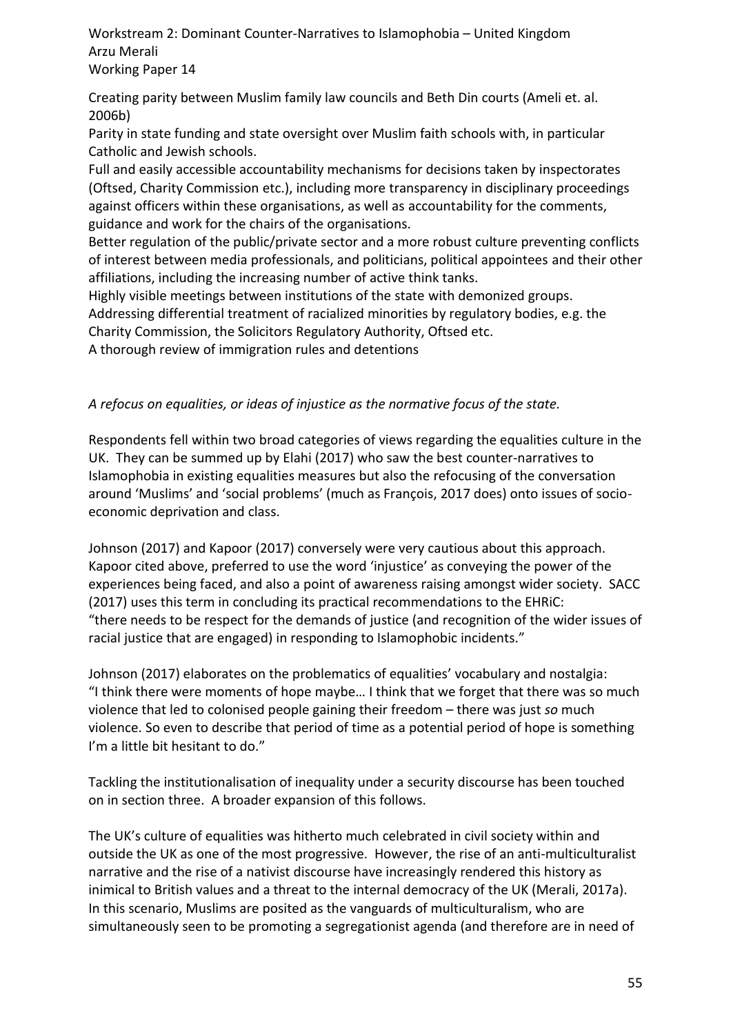Creating parity between Muslim family law councils and Beth Din courts (Ameli et. al. 2006b)

Parity in state funding and state oversight over Muslim faith schools with, in particular Catholic and Jewish schools.

Full and easily accessible accountability mechanisms for decisions taken by inspectorates (Oftsed, Charity Commission etc.), including more transparency in disciplinary proceedings against officers within these organisations, as well as accountability for the comments, guidance and work for the chairs of the organisations.

Better regulation of the public/private sector and a more robust culture preventing conflicts of interest between media professionals, and politicians, political appointees and their other affiliations, including the increasing number of active think tanks.

Highly visible meetings between institutions of the state with demonized groups.

Addressing differential treatment of racialized minorities by regulatory bodies, e.g. the Charity Commission, the Solicitors Regulatory Authority, Oftsed etc.

A thorough review of immigration rules and detentions

*A refocus on equalities, or ideas of injustice as the normative focus of the state.*

Respondents fell within two broad categories of views regarding the equalities culture in the UK. They can be summed up by Elahi (2017) who saw the best counter-narratives to Islamophobia in existing equalities measures but also the refocusing of the conversation around 'Muslims' and 'social problems' (much as François, 2017 does) onto issues of socio-economic deprivation and class.

Johnson (2017) and Kapoor (2017) conversely were very cautious about this approach. Kapoor cited above, preferred to use the word 'injustice' as conveying the power of the experiences being faced, and also a point of awareness raising amongst wider society. SACC (2017) uses this term in concluding its practical recommendations to the EHRiC: "there needs to be respect for the demands of justice (and recognition of the wider issues of racial justice that are engaged) in responding to Islamophobic incidents."

Johnson (2017) elaborates on the problematics of equalities' vocabulary and nostalgia: "I think there were moments of hope maybe… I think that we forget that there was so much violence that led to colonised people gaining their freedom – there was just *so* much violence. So even to describe that period of time as a potential period of hope is something I'm a little bit hesitant to do."

Tackling the institutionalisation of inequality under a security discourse has been touched on in section three. A broader expansion of this follows.

The UK's culture of equalities was hitherto much celebrated in civil society within and outside the UK as one of the most progressive. However, the rise of an anti-multiculturalist narrative and the rise of a nativist discourse have increasingly rendered this history as inimical to British values and a threat to the internal democracy of the UK (Merali, 2017a). In this scenario, Muslims are posited as the vanguards of multiculturalism, who are simultaneously seen to be promoting a segregationist agenda (and therefore are in need of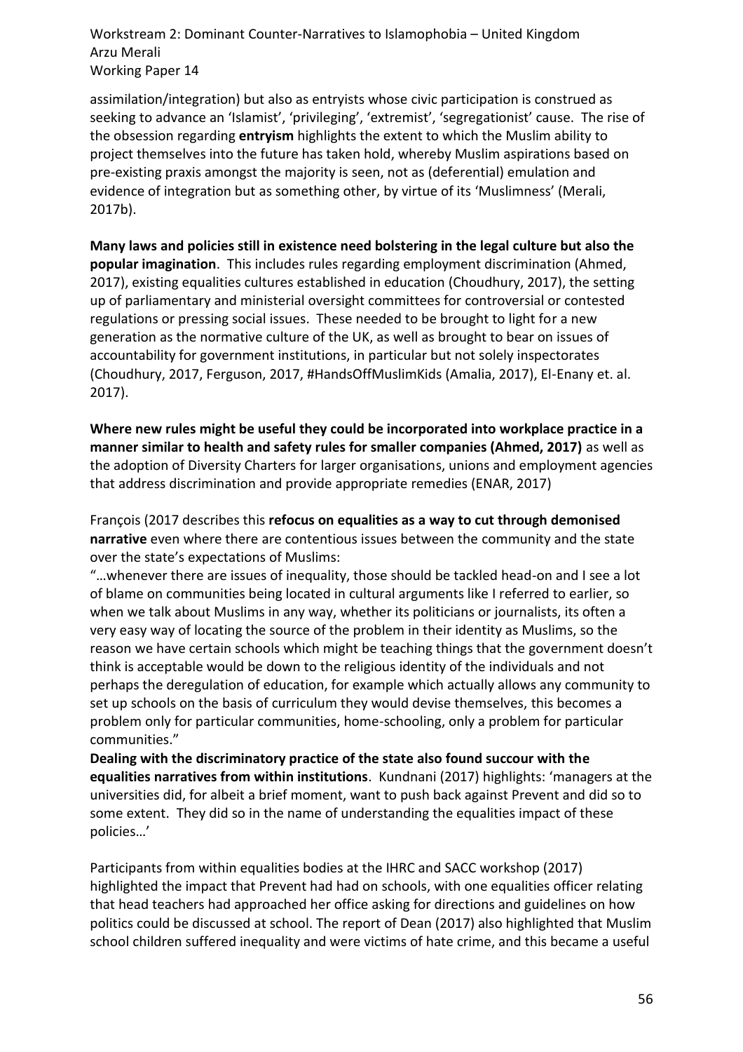assimilation/integration) but also as entryists whose civic participation is construed as seeking to advance an 'Islamist', 'privileging', 'extremist', 'segregationist' cause. The rise of the obsession regarding **entryism** highlights the extent to which the Muslim ability to project themselves into the future has taken hold, whereby Muslim aspirations based on pre-existing praxis amongst the majority is seen, not as (deferential) emulation and evidence of integration but as something other, by virtue of its 'Muslimness' (Merali, 2017b).

**Many laws and policies still in existence need bolstering in the legal culture but also the popular imagination**. This includes rules regarding employment discrimination (Ahmed, 2017), existing equalities cultures established in education (Choudhury, 2017), the setting up of parliamentary and ministerial oversight committees for controversial or contested regulations or pressing social issues. These needed to be brought to light for a new generation as the normative culture of the UK, as well as brought to bear on issues of accountability for government institutions, in particular but not solely inspectorates (Choudhury, 2017, Ferguson, 2017, #HandsOffMuslimKids (Amalia, 2017), El-Enany et. al. 2017).

**Where new rules might be useful they could be incorporated into workplace practice in a manner similar to health and safety rules for smaller companies (Ahmed, 2017)** as well as the adoption of Diversity Charters for larger organisations, unions and employment agencies that address discrimination and provide appropriate remedies (ENAR, 2017)

François (2017 describes this **refocus on equalities as a way to cut through demonised narrative** even where there are contentious issues between the community and the state over the state's expectations of Muslims:

"…whenever there are issues of inequality, those should be tackled head-on and I see a lot of blame on communities being located in cultural arguments like I referred to earlier, so when we talk about Muslims in any way, whether its politicians or journalists, its often a very easy way of locating the source of the problem in their identity as Muslims, so the reason we have certain schools which might be teaching things that the government doesn't think is acceptable would be down to the religious identity of the individuals and not perhaps the deregulation of education, for example which actually allows any community to set up schools on the basis of curriculum they would devise themselves, this becomes a problem only for particular communities, home-schooling, only a problem for particular communities."

**Dealing with the discriminatory practice of the state also found succour with the equalities narratives from within institutions**. Kundnani (2017) highlights: 'managers at the universities did, for albeit a brief moment, want to push back against Prevent and did so to some extent. They did so in the name of understanding the equalities impact of these policies…'

Participants from within equalities bodies at the IHRC and SACC workshop (2017) highlighted the impact that Prevent had had on schools, with one equalities officer relating that head teachers had approached her office asking for directions and guidelines on how politics could be discussed at school. The report of Dean (2017) also highlighted that Muslim school children suffered inequality and were victims of hate crime, and this became a useful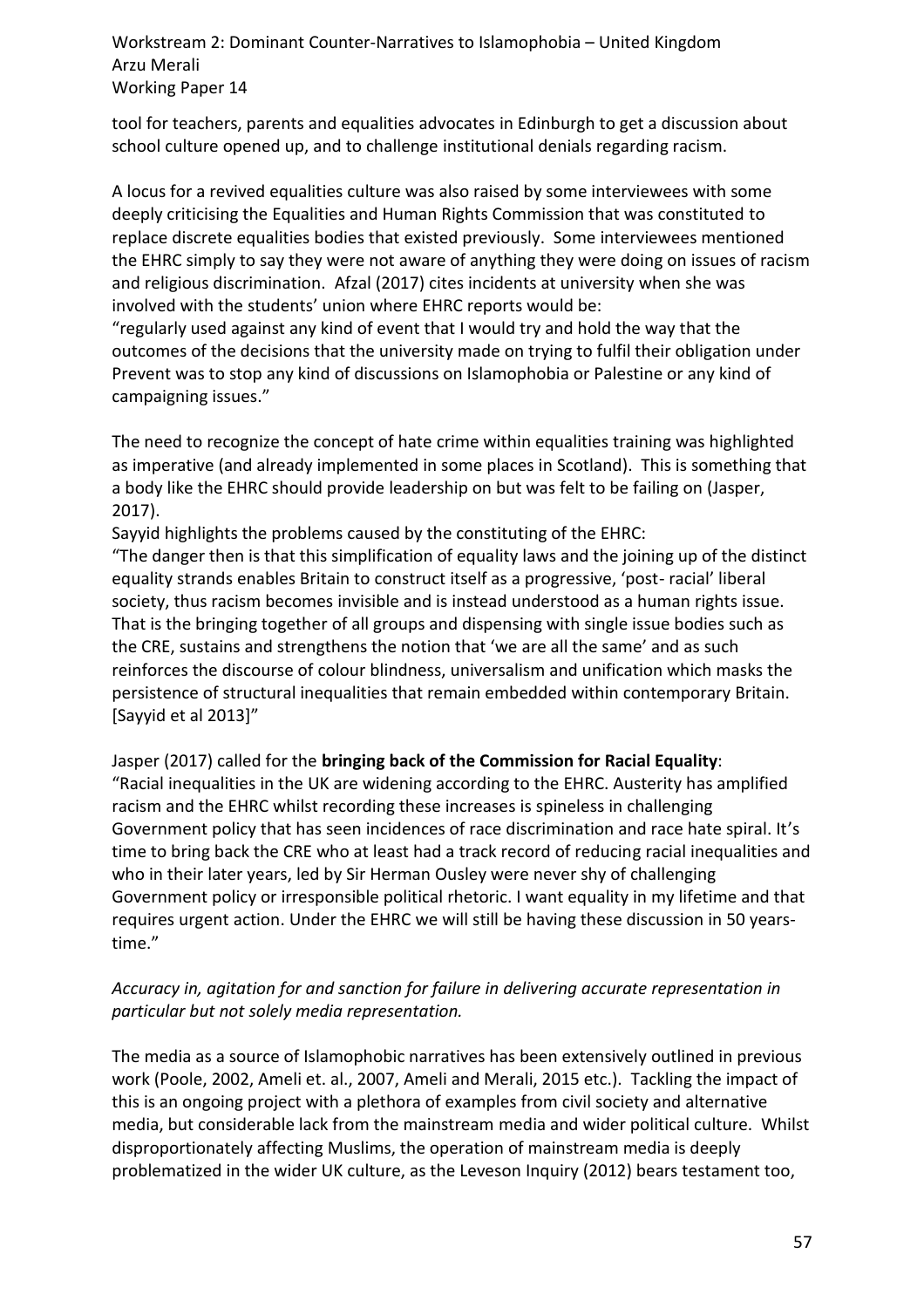tool for teachers, parents and equalities advocates in Edinburgh to get a discussion about school culture opened up, and to challenge institutional denials regarding racism.

A locus for a revived equalities culture was also raised by some interviewees with some deeply criticising the Equalities and Human Rights Commission that was constituted to replace discrete equalities bodies that existed previously. Some interviewees mentioned the EHRC simply to say they were not aware of anything they were doing on issues of racism and religious discrimination. Afzal (2017) cites incidents at university when she was involved with the students' union where EHRC reports would be:

"regularly used against any kind of event that I would try and hold the way that the outcomes of the decisions that the university made on trying to fulfil their obligation under Prevent was to stop any kind of discussions on Islamophobia or Palestine or any kind of campaigning issues."

The need to recognize the concept of hate crime within equalities training was highlighted as imperative (and already implemented in some places in Scotland). This is something that a body like the EHRC should provide leadership on but was felt to be failing on (Jasper, 2017).

Sayyid highlights the problems caused by the constituting of the EHRC:

"The danger then is that this simplification of equality laws and the joining up of the distinct equality strands enables Britain to construct itself as a progressive, 'post- racial' liberal society, thus racism becomes invisible and is instead understood as a human rights issue. That is the bringing together of all groups and dispensing with single issue bodies such as the CRE, sustains and strengthens the notion that 'we are all the same' and as such reinforces the discourse of colour blindness, universalism and unification which masks the persistence of structural inequalities that remain embedded within contemporary Britain. [Sayyid et al 2013]"

Jasper (2017) called for the **bringing back of the Commission for Racial Equality**:

"Racial inequalities in the UK are widening according to the EHRC. Austerity has amplified racism and the EHRC whilst recording these increases is spineless in challenging Government policy that has seen incidences of race discrimination and race hate spiral. It's time to bring back the CRE who at least had a track record of reducing racial inequalities and who in their later years, led by Sir Herman Ousley were never shy of challenging Government policy or irresponsible political rhetoric. I want equality in my lifetime and that requires urgent action. Under the EHRC we will still be having these discussion in 50 years-time."

*Accuracy in, agitation for and sanction for failure in delivering accurate representation in particular but not solely media representation.*

The media as a source of Islamophobic narratives has been extensively outlined in previous work (Poole, 2002, Ameli et. al., 2007, Ameli and Merali, 2015 etc.). Tackling the impact of this is an ongoing project with a plethora of examples from civil society and alternative media, but considerable lack from the mainstream media and wider political culture. Whilst disproportionately affecting Muslims, the operation of mainstream media is deeply problematized in the wider UK culture, as the Leveson Inquiry (2012) bears testament too,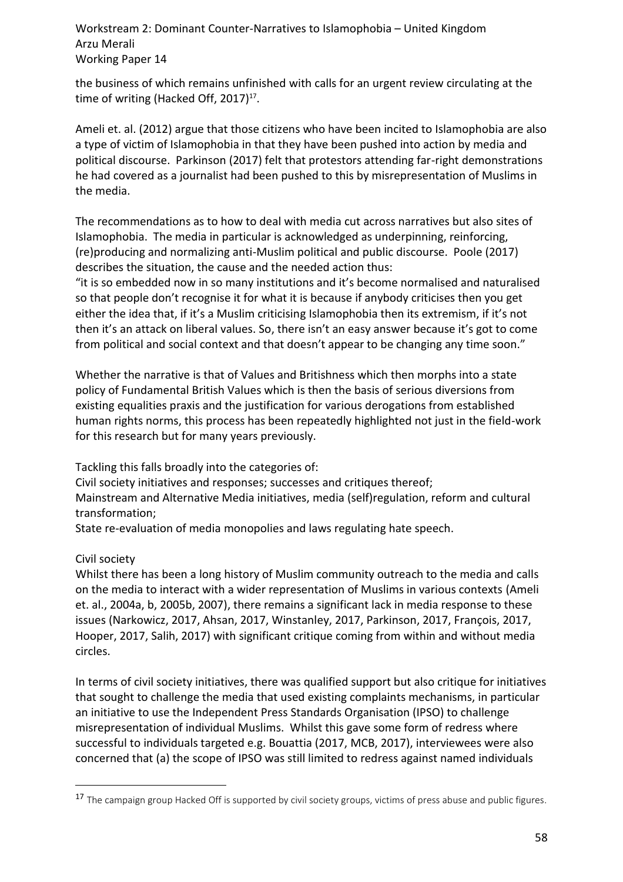the business of which remains unfinished with calls for an urgent review circulating at the time of writing (Hacked Off, 2017)[17].

Ameli et. al. (2012) argue that those citizens who have been incited to Islamophobia are also a type of victim of Islamophobia in that they have been pushed into action by media and political discourse. Parkinson (2017) felt that protestors attending far-right demonstrations he had covered as a journalist had been pushed to this by misrepresentation of Muslims in the media.

The recommendations as to how to deal with media cut across narratives but also sites of Islamophobia. The media in particular is acknowledged as underpinning, reinforcing, (re)producing and normalizing anti-Muslim political and public discourse. Poole (2017) describes the situation, the cause and the needed action thus:

"it is so embedded now in so many institutions and it's become normalised and naturalised so that people don't recognise it for what it is because if anybody criticises then you get either the idea that, if it's a Muslim criticising Islamophobia then its extremism, if it's not then it's an attack on liberal values. So, there isn't an easy answer because it's got to come from political and social context and that doesn't appear to be changing any time soon."

Whether the narrative is that of Values and Britishness which then morphs into a state policy of Fundamental British Values which is then the basis of serious diversions from existing equalities praxis and the justification for various derogations from established human rights norms, this process has been repeatedly highlighted not just in the field-work for this research but for many years previously.

Tackling this falls broadly into the categories of:

Civil society initiatives and responses; successes and critiques thereof;

Mainstream and Alternative Media initiatives, media (self)regulation, reform and cultural transformation;

State re-evaluation of media monopolies and laws regulating hate speech.

Civil society

Whilst there has been a long history of Muslim community outreach to the media and calls on the media to interact with a wider representation of Muslims in various contexts (Ameli et. al., 2004a, b, 2005b, 2007), there remains a significant lack in media response to these issues (Narkowicz, 2017, Ahsan, 2017, Winstanley, 2017, Parkinson, 2017, François, 2017, Hooper, 2017, Salih, 2017) with significant critique coming from within and without media circles.

In terms of civil society initiatives, there was qualified support but also critique for initiatives that sought to challenge the media that used existing complaints mechanisms, in particular an initiative to use the Independent Press Standards Organisation (IPSO) to challenge misrepresentation of individual Muslims. Whilst this gave some form of redress where successful to individuals targeted e.g. Bouattia (2017, MCB, 2017), interviewees were also concerned that (a) the scope of IPSO was still limited to redress against named individuals

[17] The campaign group Hacked Off is supported by civil society groups, victims of press abuse and public figures.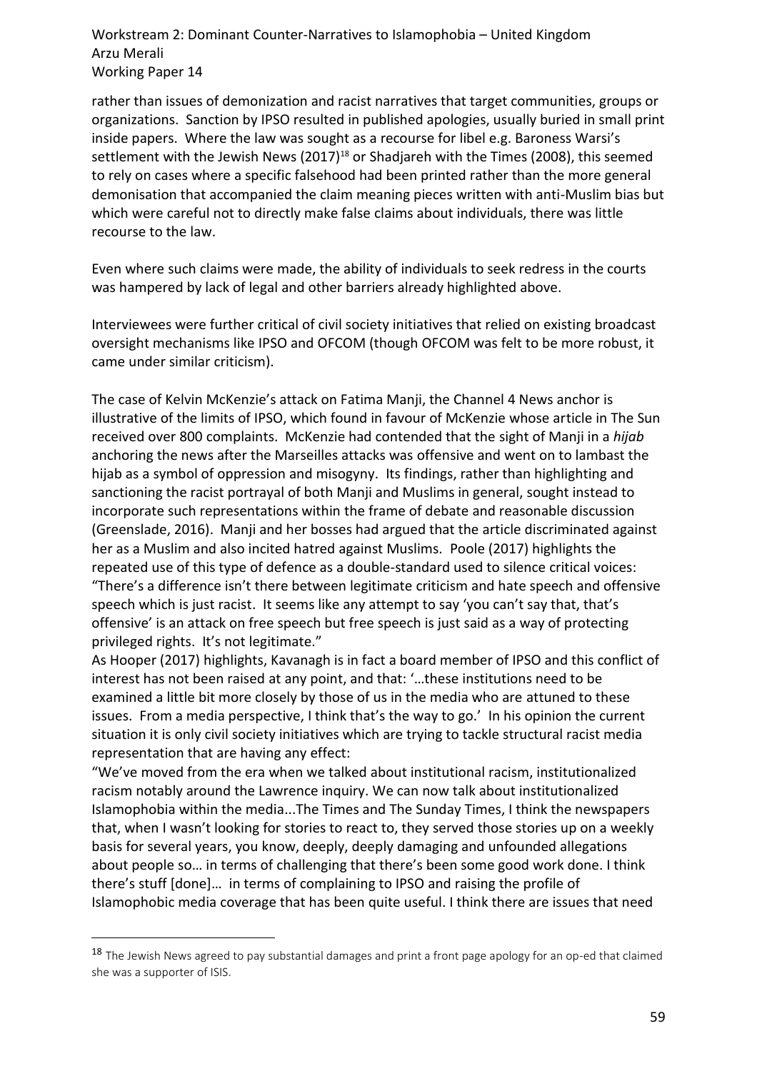rather than issues of demonization and racist narratives that target communities, groups or organizations. Sanction by IPSO resulted in published apologies, usually buried in small print inside papers. Where the law was sought as a recourse for libel e.g. Baroness Warsi's settlement with the Jewish News (2017)[18] or Shadjareh with the Times (2008), this seemed to rely on cases where a specific falsehood had been printed rather than the more general demonisation that accompanied the claim meaning pieces written with anti-Muslim bias but which were careful not to directly make false claims about individuals, there was little recourse to the law.

Even where such claims were made, the ability of individuals to seek redress in the courts was hampered by lack of legal and other barriers already highlighted above.

Interviewees were further critical of civil society initiatives that relied on existing broadcast oversight mechanisms like IPSO and OFCOM (though OFCOM was felt to be more robust, it came under similar criticism).

The case of Kelvin McKenzie's attack on Fatima Manji, the Channel 4 News anchor is illustrative of the limits of IPSO, which found in favour of McKenzie whose article in The Sun received over 800 complaints. McKenzie had contended that the sight of Manji in a *hijab* anchoring the news after the Marseilles attacks was offensive and went on to lambast the hijab as a symbol of oppression and misogyny. Its findings, rather than highlighting and sanctioning the racist portrayal of both Manji and Muslims in general, sought instead to incorporate such representations within the frame of debate and reasonable discussion (Greenslade, 2016). Manji and her bosses had argued that the article discriminated against her as a Muslim and also incited hatred against Muslims. Poole (2017) highlights the repeated use of this type of defence as a double-standard used to silence critical voices: "There's a difference isn't there between legitimate criticism and hate speech and offensive speech which is just racist. It seems like any attempt to say 'you can't say that, that's offensive' is an attack on free speech but free speech is just said as a way of protecting privileged rights. It's not legitimate."

As Hooper (2017) highlights, Kavanagh is in fact a board member of IPSO and this conflict of interest has not been raised at any point, and that: '…these institutions need to be examined a little bit more closely by those of us in the media who are attuned to these issues. From a media perspective, I think that's the way to go.' In his opinion the current situation it is only civil society initiatives which are trying to tackle structural racist media representation that are having any effect:

"We've moved from the era when we talked about institutional racism, institutionalized racism notably around the Lawrence inquiry. We can now talk about institutionalized Islamophobia within the media...The Times and The Sunday Times, I think the newspapers that, when I wasn't looking for stories to react to, they served those stories up on a weekly basis for several years, you know, deeply, deeply damaging and unfounded allegations about people so… in terms of challenging that there's been some good work done. I think there's stuff [done]… in terms of complaining to IPSO and raising the profile of Islamophobic media coverage that has been quite useful. I think there are issues that need

---

[18] The Jewish News agreed to pay substantial damages and print a front page apology for an op-ed that claimed she was a supporter of ISIS.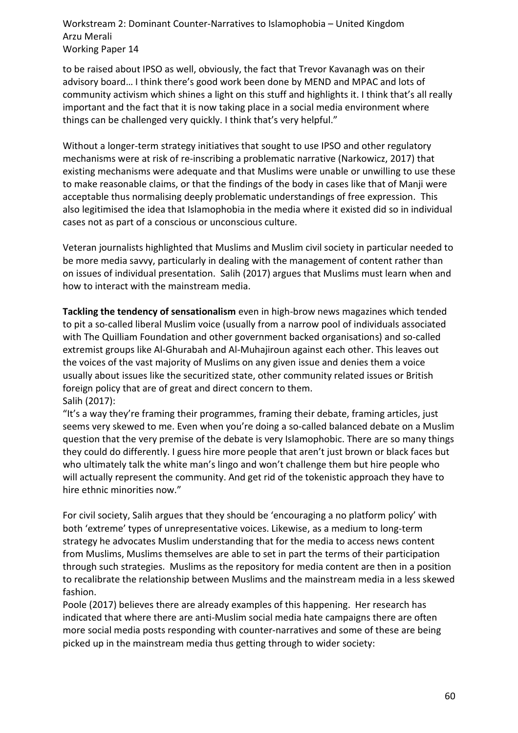to be raised about IPSO as well, obviously, the fact that Trevor Kavanagh was on their advisory board… I think there's good work been done by MEND and MPAC and lots of community activism which shines a light on this stuff and highlights it. I think that's all really important and the fact that it is now taking place in a social media environment where things can be challenged very quickly. I think that's very helpful."

Without a longer-term strategy initiatives that sought to use IPSO and other regulatory mechanisms were at risk of re-inscribing a problematic narrative (Narkowicz, 2017) that existing mechanisms were adequate and that Muslims were unable or unwilling to use these to make reasonable claims, or that the findings of the body in cases like that of Manji were acceptable thus normalising deeply problematic understandings of free expression. This also legitimised the idea that Islamophobia in the media where it existed did so in individual cases not as part of a conscious or unconscious culture.

Veteran journalists highlighted that Muslims and Muslim civil society in particular needed to be more media savvy, particularly in dealing with the management of content rather than on issues of individual presentation. Salih (2017) argues that Muslims must learn when and how to interact with the mainstream media.

**Tackling the tendency of sensationalism** even in high-brow news magazines which tended to pit a so-called liberal Muslim voice (usually from a narrow pool of individuals associated with The Quilliam Foundation and other government backed organisations) and so-called extremist groups like Al-Ghurabah and Al-Muhajiroun against each other. This leaves out the voices of the vast majority of Muslims on any given issue and denies them a voice usually about issues like the securitized state, other community related issues or British foreign policy that are of great and direct concern to them.
Salih (2017):
"It's a way they're framing their programmes, framing their debate, framing articles, just seems very skewed to me. Even when you're doing a so-called balanced debate on a Muslim question that the very premise of the debate is very Islamophobic. There are so many things they could do differently. I guess hire more people that aren't just brown or black faces but who ultimately talk the white man's lingo and won't challenge them but hire people who will actually represent the community. And get rid of the tokenistic approach they have to hire ethnic minorities now."

For civil society, Salih argues that they should be 'encouraging a no platform policy' with both 'extreme' types of unrepresentative voices. Likewise, as a medium to long-term strategy he advocates Muslim understanding that for the media to access news content from Muslims, Muslims themselves are able to set in part the terms of their participation through such strategies. Muslims as the repository for media content are then in a position to recalibrate the relationship between Muslims and the mainstream media in a less skewed fashion.
Poole (2017) believes there are already examples of this happening. Her research has indicated that where there are anti-Muslim social media hate campaigns there are often more social media posts responding with counter-narratives and some of these are being picked up in the mainstream media thus getting through to wider society: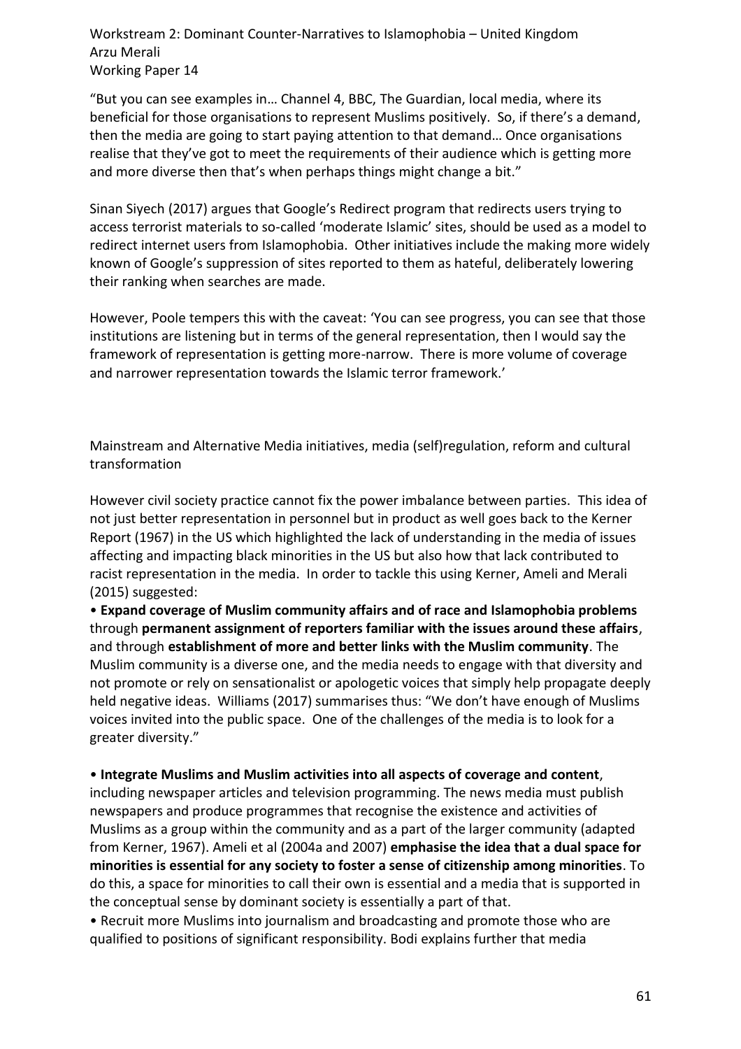"But you can see examples in… Channel 4, BBC, The Guardian, local media, where its beneficial for those organisations to represent Muslims positively. So, if there's a demand, then the media are going to start paying attention to that demand… Once organisations realise that they've got to meet the requirements of their audience which is getting more and more diverse then that's when perhaps things might change a bit."

Sinan Siyech (2017) argues that Google's Redirect program that redirects users trying to access terrorist materials to so-called 'moderate Islamic' sites, should be used as a model to redirect internet users from Islamophobia. Other initiatives include the making more widely known of Google's suppression of sites reported to them as hateful, deliberately lowering their ranking when searches are made.

However, Poole tempers this with the caveat: 'You can see progress, you can see that those institutions are listening but in terms of the general representation, then I would say the framework of representation is getting more-narrow. There is more volume of coverage and narrower representation towards the Islamic terror framework.'

## Mainstream and Alternative Media initiatives, media (self)regulation, reform and cultural transformation

However civil society practice cannot fix the power imbalance between parties. This idea of not just better representation in personnel but in product as well goes back to the Kerner Report (1967) in the US which highlighted the lack of understanding in the media of issues affecting and impacting black minorities in the US but also how that lack contributed to racist representation in the media. In order to tackle this using Kerner, Ameli and Merali (2015) suggested:

- **Expand coverage of Muslim community affairs and of race and Islamophobia problems** through **permanent assignment of reporters familiar with the issues around these affairs**, and through **establishment of more and better links with the Muslim community**. The Muslim community is a diverse one, and the media needs to engage with that diversity and not promote or rely on sensationalist or apologetic voices that simply help propagate deeply held negative ideas. Williams (2017) summarises thus: "We don't have enough of Muslims voices invited into the public space. One of the challenges of the media is to look for a greater diversity."

- **Integrate Muslims and Muslim activities into all aspects of coverage and content**, including newspaper articles and television programming. The news media must publish newspapers and produce programmes that recognise the existence and activities of Muslims as a group within the community and as a part of the larger community (adapted from Kerner, 1967). Ameli et al (2004a and 2007) **emphasise the idea that a dual space for minorities is essential for any society to foster a sense of citizenship among minorities**. To do this, a space for minorities to call their own is essential and a media that is supported in the conceptual sense by dominant society is essentially a part of that.
- Recruit more Muslims into journalism and broadcasting and promote those who are qualified to positions of significant responsibility. Bodi explains further that media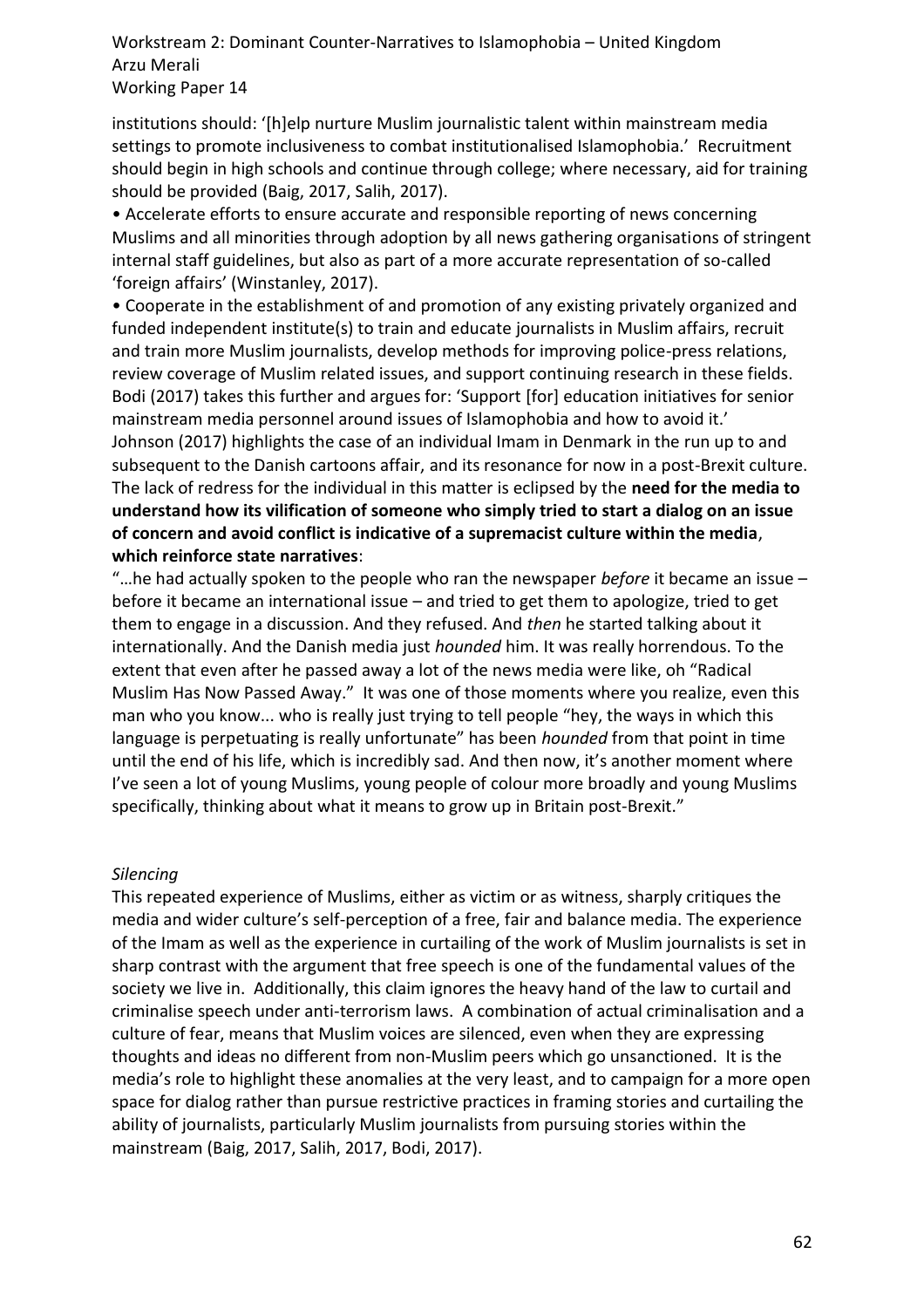institutions should: '[h]elp nurture Muslim journalistic talent within mainstream media settings to promote inclusiveness to combat institutionalised Islamophobia.' Recruitment should begin in high schools and continue through college; where necessary, aid for training should be provided (Baig, 2017, Salih, 2017).

- Accelerate efforts to ensure accurate and responsible reporting of news concerning Muslims and all minorities through adoption by all news gathering organisations of stringent internal staff guidelines, but also as part of a more accurate representation of so-called 'foreign affairs' (Winstanley, 2017).
- Cooperate in the establishment of and promotion of any existing privately organized and funded independent institute(s) to train and educate journalists in Muslim affairs, recruit and train more Muslim journalists, develop methods for improving police-press relations, review coverage of Muslim related issues, and support continuing research in these fields.

Bodi (2017) takes this further and argues for: 'Support [for] education initiatives for senior mainstream media personnel around issues of Islamophobia and how to avoid it.'

Johnson (2017) highlights the case of an individual Imam in Denmark in the run up to and subsequent to the Danish cartoons affair, and its resonance for now in a post-Brexit culture. The lack of redress for the individual in this matter is eclipsed by the **need for the media to understand how its vilification of someone who simply tried to start a dialog on an issue of concern and avoid conflict is indicative of a supremacist culture within the media**, **which reinforce state narratives**:

"…he had actually spoken to the people who ran the newspaper *before* it became an issue – before it became an international issue – and tried to get them to apologize, tried to get them to engage in a discussion. And they refused. And *then* he started talking about it internationally. And the Danish media just *hounded* him. It was really horrendous. To the extent that even after he passed away a lot of the news media were like, oh "Radical Muslim Has Now Passed Away." It was one of those moments where you realize, even this man who you know... who is really just trying to tell people "hey, the ways in which this language is perpetuating is really unfortunate" has been *hounded* from that point in time until the end of his life, which is incredibly sad. And then now, it's another moment where I've seen a lot of young Muslims, young people of colour more broadly and young Muslims specifically, thinking about what it means to grow up in Britain post-Brexit."

*Silencing*

This repeated experience of Muslims, either as victim or as witness, sharply critiques the media and wider culture's self-perception of a free, fair and balance media. The experience of the Imam as well as the experience in curtailing of the work of Muslim journalists is set in sharp contrast with the argument that free speech is one of the fundamental values of the society we live in. Additionally, this claim ignores the heavy hand of the law to curtail and criminalise speech under anti-terrorism laws. A combination of actual criminalisation and a culture of fear, means that Muslim voices are silenced, even when they are expressing thoughts and ideas no different from non-Muslim peers which go unsanctioned. It is the media's role to highlight these anomalies at the very least, and to campaign for a more open space for dialog rather than pursue restrictive practices in framing stories and curtailing the ability of journalists, particularly Muslim journalists from pursuing stories within the mainstream (Baig, 2017, Salih, 2017, Bodi, 2017).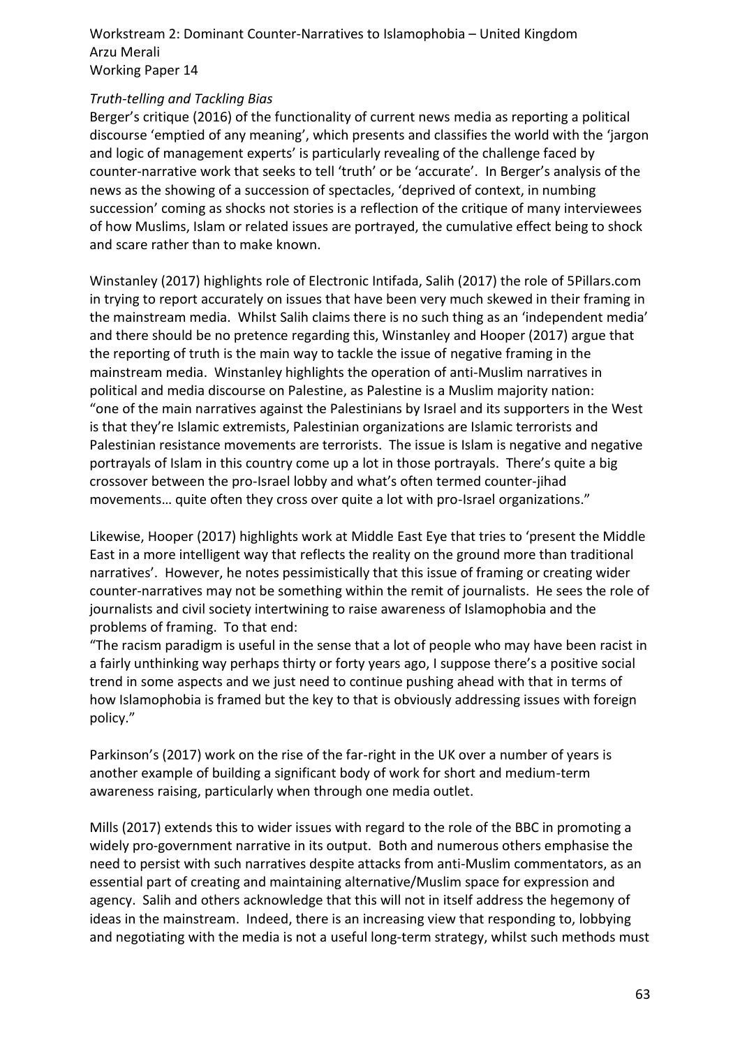*Truth-telling and Tackling Bias*

Berger's critique (2016) of the functionality of current news media as reporting a political discourse 'emptied of any meaning', which presents and classifies the world with the 'jargon and logic of management experts' is particularly revealing of the challenge faced by counter-narrative work that seeks to tell 'truth' or be 'accurate'. In Berger's analysis of the news as the showing of a succession of spectacles, 'deprived of context, in numbing succession' coming as shocks not stories is a reflection of the critique of many interviewees of how Muslims, Islam or related issues are portrayed, the cumulative effect being to shock and scare rather than to make known.

Winstanley (2017) highlights role of Electronic Intifada, Salih (2017) the role of 5Pillars.com in trying to report accurately on issues that have been very much skewed in their framing in the mainstream media. Whilst Salih claims there is no such thing as an 'independent media' and there should be no pretence regarding this, Winstanley and Hooper (2017) argue that the reporting of truth is the main way to tackle the issue of negative framing in the mainstream media. Winstanley highlights the operation of anti-Muslim narratives in political and media discourse on Palestine, as Palestine is a Muslim majority nation: "one of the main narratives against the Palestinians by Israel and its supporters in the West is that they're Islamic extremists, Palestinian organizations are Islamic terrorists and Palestinian resistance movements are terrorists. The issue is Islam is negative and negative portrayals of Islam in this country come up a lot in those portrayals. There's quite a big crossover between the pro-Israel lobby and what's often termed counter-jihad movements… quite often they cross over quite a lot with pro-Israel organizations."

Likewise, Hooper (2017) highlights work at Middle East Eye that tries to 'present the Middle East in a more intelligent way that reflects the reality on the ground more than traditional narratives'. However, he notes pessimistically that this issue of framing or creating wider counter-narratives may not be something within the remit of journalists. He sees the role of journalists and civil society intertwining to raise awareness of Islamophobia and the problems of framing. To that end:

"The racism paradigm is useful in the sense that a lot of people who may have been racist in a fairly unthinking way perhaps thirty or forty years ago, I suppose there's a positive social trend in some aspects and we just need to continue pushing ahead with that in terms of how Islamophobia is framed but the key to that is obviously addressing issues with foreign policy."

Parkinson's (2017) work on the rise of the far-right in the UK over a number of years is another example of building a significant body of work for short and medium-term awareness raising, particularly when through one media outlet.

Mills (2017) extends this to wider issues with regard to the role of the BBC in promoting a widely pro-government narrative in its output. Both and numerous others emphasise the need to persist with such narratives despite attacks from anti-Muslim commentators, as an essential part of creating and maintaining alternative/Muslim space for expression and agency. Salih and others acknowledge that this will not in itself address the hegemony of ideas in the mainstream. Indeed, there is an increasing view that responding to, lobbying and negotiating with the media is not a useful long-term strategy, whilst such methods must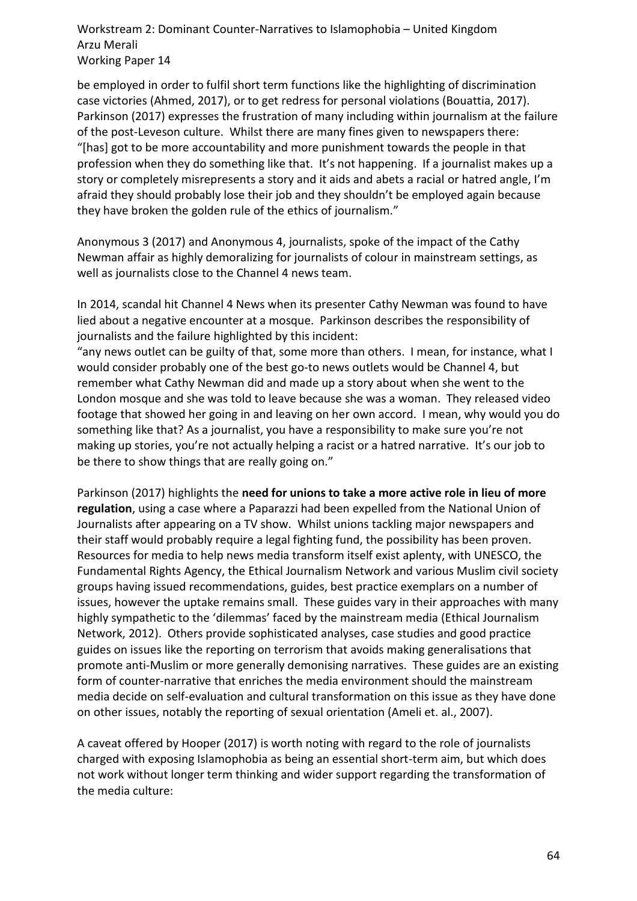be employed in order to fulfil short term functions like the highlighting of discrimination case victories (Ahmed, 2017), or to get redress for personal violations (Bouattia, 2017). Parkinson (2017) expresses the frustration of many including within journalism at the failure of the post-Leveson culture. Whilst there are many fines given to newspapers there: "[has] got to be more accountability and more punishment towards the people in that profession when they do something like that. It's not happening. If a journalist makes up a story or completely misrepresents a story and it aids and abets a racial or hatred angle, I'm afraid they should probably lose their job and they shouldn't be employed again because they have broken the golden rule of the ethics of journalism."

Anonymous 3 (2017) and Anonymous 4, journalists, spoke of the impact of the Cathy Newman affair as highly demoralizing for journalists of colour in mainstream settings, as well as journalists close to the Channel 4 news team.

In 2014, scandal hit Channel 4 News when its presenter Cathy Newman was found to have lied about a negative encounter at a mosque. Parkinson describes the responsibility of journalists and the failure highlighted by this incident:
"any news outlet can be guilty of that, some more than others. I mean, for instance, what I would consider probably one of the best go-to news outlets would be Channel 4, but remember what Cathy Newman did and made up a story about when she went to the London mosque and she was told to leave because she was a woman. They released video footage that showed her going in and leaving on her own accord. I mean, why would you do something like that? As a journalist, you have a responsibility to make sure you're not making up stories, you're not actually helping a racist or a hatred narrative. It's our job to be there to show things that are really going on."

Parkinson (2017) highlights the **need for unions to take a more active role in lieu of more regulation**, using a case where a Paparazzi had been expelled from the National Union of Journalists after appearing on a TV show. Whilst unions tackling major newspapers and their staff would probably require a legal fighting fund, the possibility has been proven. Resources for media to help news media transform itself exist aplenty, with UNESCO, the Fundamental Rights Agency, the Ethical Journalism Network and various Muslim civil society groups having issued recommendations, guides, best practice exemplars on a number of issues, however the uptake remains small. These guides vary in their approaches with many highly sympathetic to the 'dilemmas' faced by the mainstream media (Ethical Journalism Network, 2012). Others provide sophisticated analyses, case studies and good practice guides on issues like the reporting on terrorism that avoids making generalisations that promote anti-Muslim or more generally demonising narratives. These guides are an existing form of counter-narrative that enriches the media environment should the mainstream media decide on self-evaluation and cultural transformation on this issue as they have done on other issues, notably the reporting of sexual orientation (Ameli et. al., 2007).

A caveat offered by Hooper (2017) is worth noting with regard to the role of journalists charged with exposing Islamophobia as being an essential short-term aim, but which does not work without longer term thinking and wider support regarding the transformation of the media culture: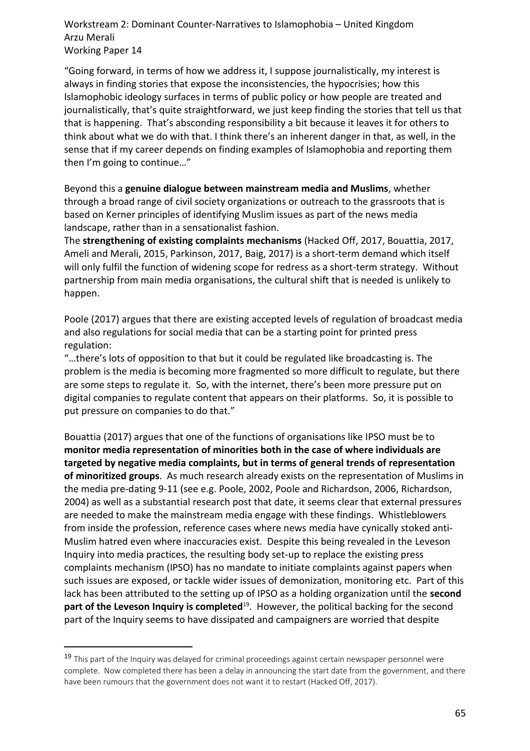"Going forward, in terms of how we address it, I suppose journalistically, my interest is always in finding stories that expose the inconsistencies, the hypocrisies; how this Islamophobic ideology surfaces in terms of public policy or how people are treated and journalistically, that's quite straightforward, we just keep finding the stories that tell us that that is happening. That's absconding responsibility a bit because it leaves it for others to think about what we do with that. I think there's an inherent danger in that, as well, in the sense that if my career depends on finding examples of Islamophobia and reporting them then I'm going to continue…"

Beyond this a **genuine dialogue between mainstream media and Muslims**, whether through a broad range of civil society organizations or outreach to the grassroots that is based on Kerner principles of identifying Muslim issues as part of the news media landscape, rather than in a sensationalist fashion.

The **strengthening of existing complaints mechanisms** (Hacked Off, 2017, Bouattia, 2017, Ameli and Merali, 2015, Parkinson, 2017, Baig, 2017) is a short-term demand which itself will only fulfil the function of widening scope for redress as a short-term strategy. Without partnership from main media organisations, the cultural shift that is needed is unlikely to happen.

Poole (2017) argues that there are existing accepted levels of regulation of broadcast media and also regulations for social media that can be a starting point for printed press regulation:

"…there's lots of opposition to that but it could be regulated like broadcasting is. The problem is the media is becoming more fragmented so more difficult to regulate, but there are some steps to regulate it. So, with the internet, there's been more pressure put on digital companies to regulate content that appears on their platforms. So, it is possible to put pressure on companies to do that."

Bouattia (2017) argues that one of the functions of organisations like IPSO must be to **monitor media representation of minorities both in the case of where individuals are targeted by negative media complaints, but in terms of general trends of representation of minoritized groups**. As much research already exists on the representation of Muslims in the media pre-dating 9-11 (see e.g. Poole, 2002, Poole and Richardson, 2006, Richardson, 2004) as well as a substantial research post that date, it seems clear that external pressures are needed to make the mainstream media engage with these findings. Whistleblowers from inside the profession, reference cases where news media have cynically stoked anti-Muslim hatred even where inaccuracies exist. Despite this being revealed in the Leveson Inquiry into media practices, the resulting body set-up to replace the existing press complaints mechanism (IPSO) has no mandate to initiate complaints against papers when such issues are exposed, or tackle wider issues of demonization, monitoring etc. Part of this lack has been attributed to the setting up of IPSO as a holding organization until the **second part of the Leveson Inquiry is completed**[19]. However, the political backing for the second part of the Inquiry seems to have dissipated and campaigners are worried that despite

[19] This part of the Inquiry was delayed for criminal proceedings against certain newspaper personnel were complete. Now completed there has been a delay in announcing the start date from the government, and there have been rumours that the government does not want it to restart (Hacked Off, 2017).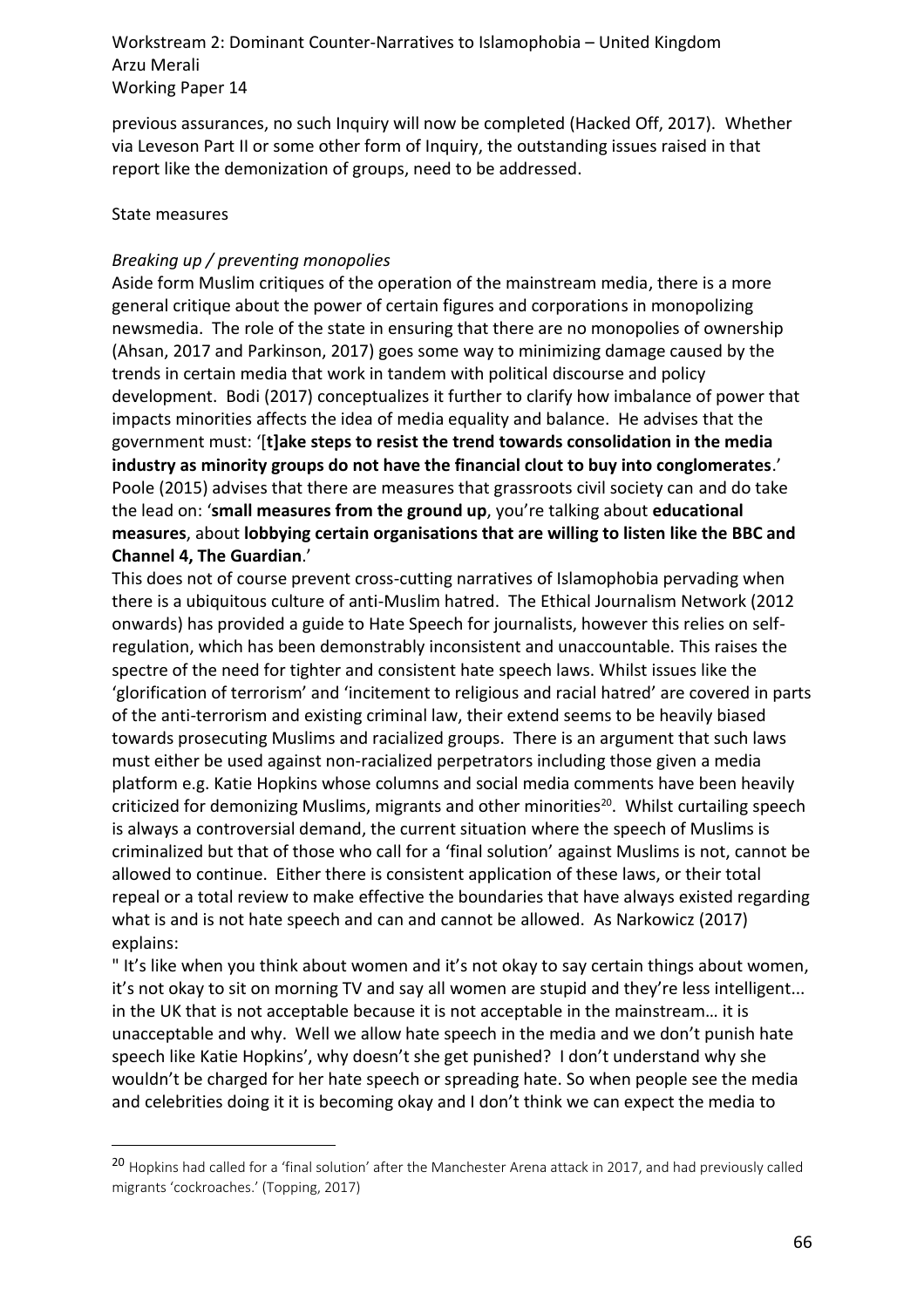previous assurances, no such Inquiry will now be completed (Hacked Off, 2017). Whether via Leveson Part II or some other form of Inquiry, the outstanding issues raised in that report like the demonization of groups, need to be addressed.

State measures

*Breaking up / preventing monopolies*

Aside form Muslim critiques of the operation of the mainstream media, there is a more general critique about the power of certain figures and corporations in monopolizing newsmedia. The role of the state in ensuring that there are no monopolies of ownership (Ahsan, 2017 and Parkinson, 2017) goes some way to minimizing damage caused by the trends in certain media that work in tandem with political discourse and policy development. Bodi (2017) conceptualizes it further to clarify how imbalance of power that impacts minorities affects the idea of media equality and balance. He advises that the government must: '[**t]ake steps to resist the trend towards consolidation in the media industry as minority groups do not have the financial clout to buy into conglomerates**.' Poole (2015) advises that there are measures that grassroots civil society can and do take the lead on: '**small measures from the ground up**, you're talking about **educational measures**, about **lobbying certain organisations that are willing to listen like the BBC and Channel 4, The Guardian**.'

This does not of course prevent cross-cutting narratives of Islamophobia pervading when there is a ubiquitous culture of anti-Muslim hatred. The Ethical Journalism Network (2012 onwards) has provided a guide to Hate Speech for journalists, however this relies on self-regulation, which has been demonstrably inconsistent and unaccountable. This raises the spectre of the need for tighter and consistent hate speech laws. Whilst issues like the 'glorification of terrorism' and 'incitement to religious and racial hatred' are covered in parts of the anti-terrorism and existing criminal law, their extend seems to be heavily biased towards prosecuting Muslims and racialized groups. There is an argument that such laws must either be used against non-racialized perpetrators including those given a media platform e.g. Katie Hopkins whose columns and social media comments have been heavily criticized for demonizing Muslims, migrants and other minorities[20]. Whilst curtailing speech is always a controversial demand, the current situation where the speech of Muslims is criminalized but that of those who call for a 'final solution' against Muslims is not, cannot be allowed to continue. Either there is consistent application of these laws, or their total repeal or a total review to make effective the boundaries that have always existed regarding what is and is not hate speech and can and cannot be allowed. As Narkowicz (2017) explains:

" It's like when you think about women and it's not okay to say certain things about women, it's not okay to sit on morning TV and say all women are stupid and they're less intelligent... in the UK that is not acceptable because it is not acceptable in the mainstream… it is unacceptable and why. Well we allow hate speech in the media and we don't punish hate speech like Katie Hopkins', why doesn't she get punished? I don't understand why she wouldn't be charged for her hate speech or spreading hate. So when people see the media and celebrities doing it it is becoming okay and I don't think we can expect the media to

[20] Hopkins had called for a 'final solution' after the Manchester Arena attack in 2017, and had previously called migrants 'cockroaches.' (Topping, 2017)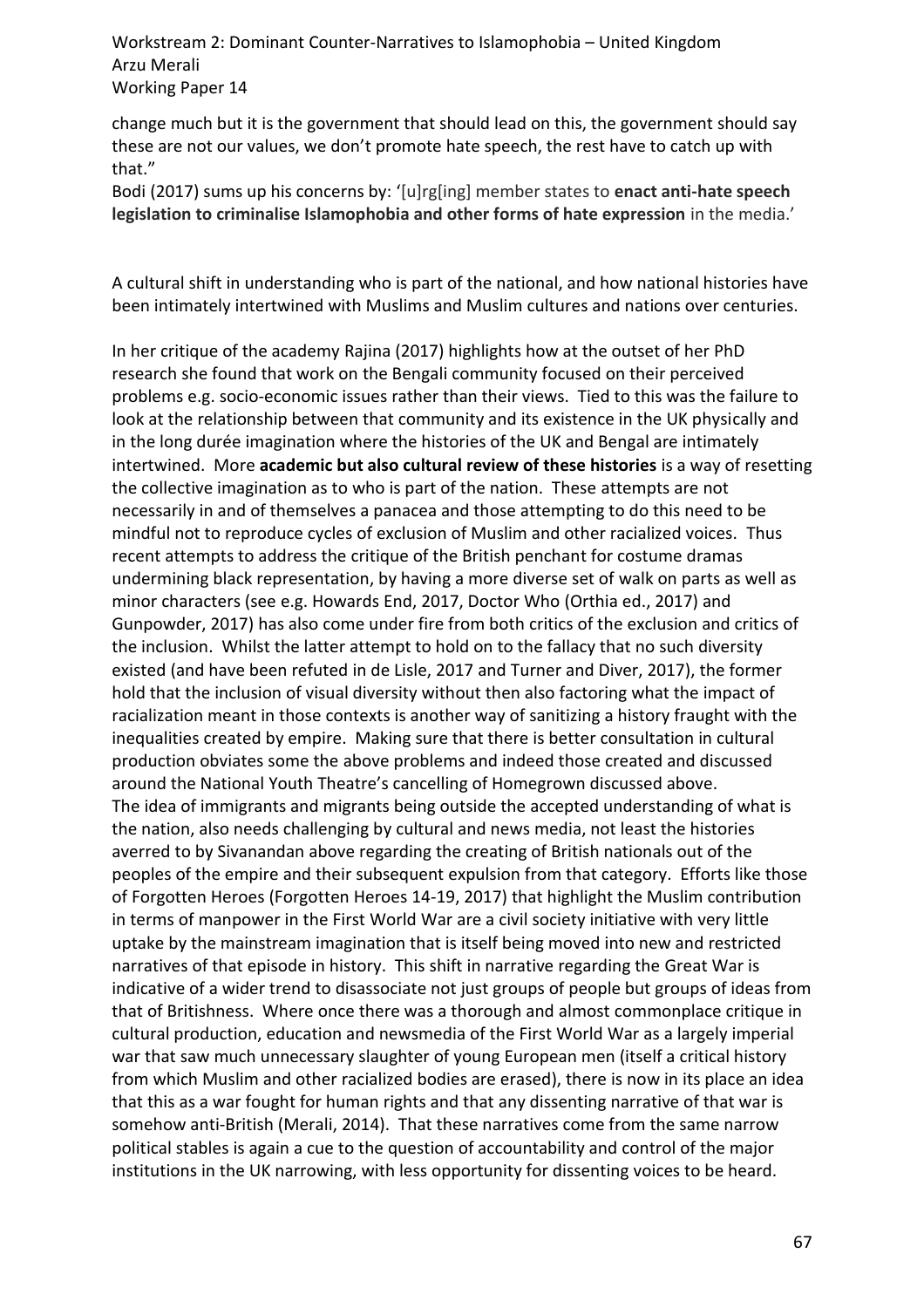change much but it is the government that should lead on this, the government should say these are not our values, we don't promote hate speech, the rest have to catch up with that."

Bodi (2017) sums up his concerns by: '[u]rg[ing] member states to **enact anti-hate speech legislation to criminalise Islamophobia and other forms of hate expression** in the media.'

A cultural shift in understanding who is part of the national, and how national histories have been intimately intertwined with Muslims and Muslim cultures and nations over centuries.

In her critique of the academy Rajina (2017) highlights how at the outset of her PhD research she found that work on the Bengali community focused on their perceived problems e.g. socio-economic issues rather than their views. Tied to this was the failure to look at the relationship between that community and its existence in the UK physically and in the long durée imagination where the histories of the UK and Bengal are intimately intertwined. More **academic but also cultural review of these histories** is a way of resetting the collective imagination as to who is part of the nation. These attempts are not necessarily in and of themselves a panacea and those attempting to do this need to be mindful not to reproduce cycles of exclusion of Muslim and other racialized voices. Thus recent attempts to address the critique of the British penchant for costume dramas undermining black representation, by having a more diverse set of walk on parts as well as minor characters (see e.g. Howards End, 2017, Doctor Who (Orthia ed., 2017) and Gunpowder, 2017) has also come under fire from both critics of the exclusion and critics of the inclusion. Whilst the latter attempt to hold on to the fallacy that no such diversity existed (and have been refuted in de Lisle, 2017 and Turner and Diver, 2017), the former hold that the inclusion of visual diversity without then also factoring what the impact of racialization meant in those contexts is another way of sanitizing a history fraught with the inequalities created by empire. Making sure that there is better consultation in cultural production obviates some the above problems and indeed those created and discussed around the National Youth Theatre's cancelling of Homegrown discussed above.

The idea of immigrants and migrants being outside the accepted understanding of what is the nation, also needs challenging by cultural and news media, not least the histories averred to by Sivanandan above regarding the creating of British nationals out of the peoples of the empire and their subsequent expulsion from that category. Efforts like those of Forgotten Heroes (Forgotten Heroes 14-19, 2017) that highlight the Muslim contribution in terms of manpower in the First World War are a civil society initiative with very little uptake by the mainstream imagination that is itself being moved into new and restricted narratives of that episode in history. This shift in narrative regarding the Great War is indicative of a wider trend to disassociate not just groups of people but groups of ideas from that of Britishness. Where once there was a thorough and almost commonplace critique in cultural production, education and newsmedia of the First World War as a largely imperial war that saw much unnecessary slaughter of young European men (itself a critical history from which Muslim and other racialized bodies are erased), there is now in its place an idea that this as a war fought for human rights and that any dissenting narrative of that war is somehow anti-British (Merali, 2014). That these narratives come from the same narrow political stables is again a cue to the question of accountability and control of the major institutions in the UK narrowing, with less opportunity for dissenting voices to be heard.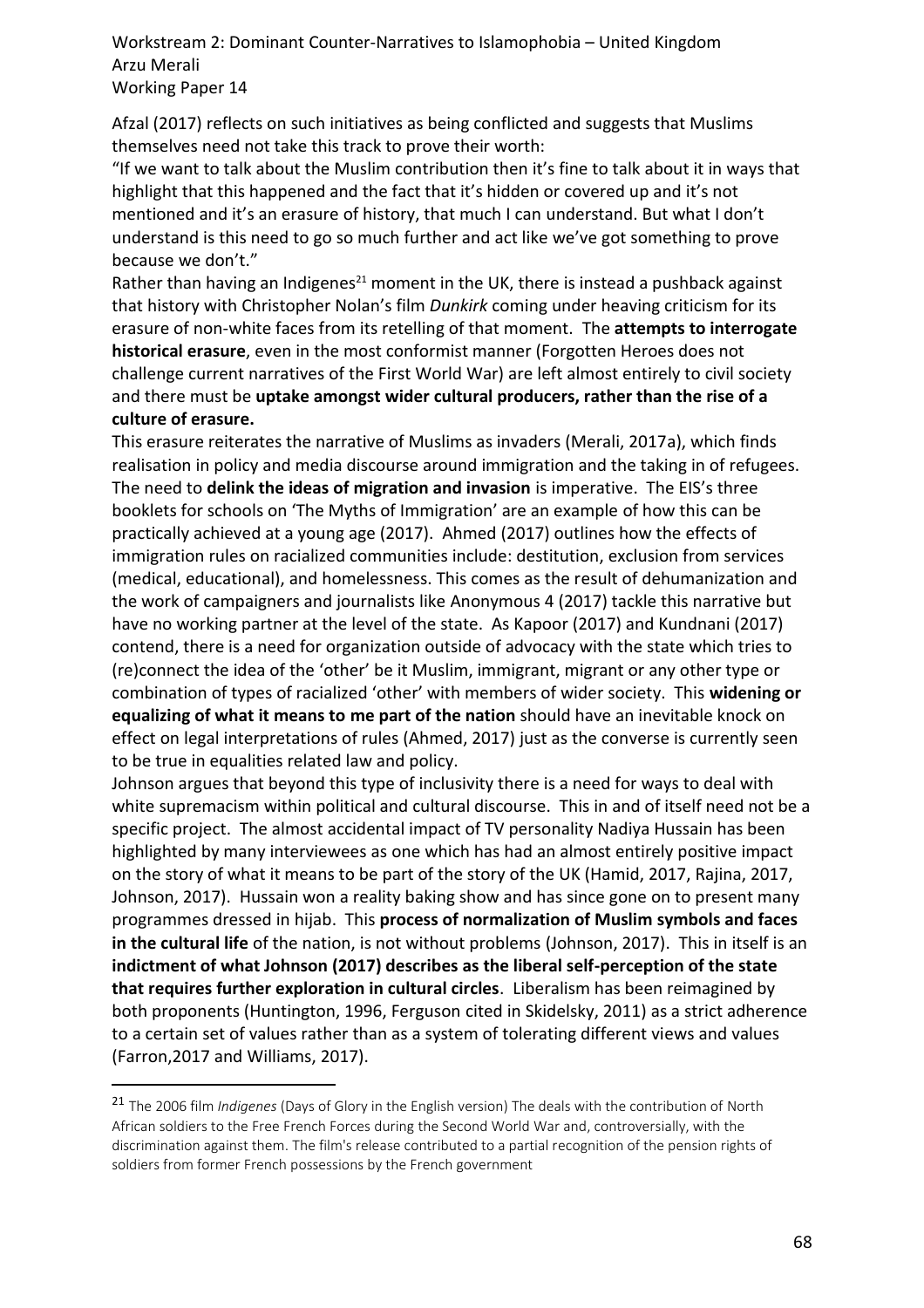Afzal (2017) reflects on such initiatives as being conflicted and suggests that Muslims themselves need not take this track to prove their worth:

"If we want to talk about the Muslim contribution then it's fine to talk about it in ways that highlight that this happened and the fact that it's hidden or covered up and it's not mentioned and it's an erasure of history, that much I can understand. But what I don't understand is this need to go so much further and act like we've got something to prove because we don't."

Rather than having an Indigenes[21] moment in the UK, there is instead a pushback against that history with Christopher Nolan's film *Dunkirk* coming under heaving criticism for its erasure of non-white faces from its retelling of that moment. The **attempts to interrogate historical erasure**, even in the most conformist manner (Forgotten Heroes does not challenge current narratives of the First World War) are left almost entirely to civil society and there must be **uptake amongst wider cultural producers, rather than the rise of a culture of erasure.**

This erasure reiterates the narrative of Muslims as invaders (Merali, 2017a), which finds realisation in policy and media discourse around immigration and the taking in of refugees. The need to **delink the ideas of migration and invasion** is imperative. The EIS's three booklets for schools on 'The Myths of Immigration' are an example of how this can be practically achieved at a young age (2017). Ahmed (2017) outlines how the effects of immigration rules on racialized communities include: destitution, exclusion from services (medical, educational), and homelessness. This comes as the result of dehumanization and the work of campaigners and journalists like Anonymous 4 (2017) tackle this narrative but have no working partner at the level of the state. As Kapoor (2017) and Kundnani (2017) contend, there is a need for organization outside of advocacy with the state which tries to (re)connect the idea of the 'other' be it Muslim, immigrant, migrant or any other type or combination of types of racialized 'other' with members of wider society. This **widening or equalizing of what it means to me part of the nation** should have an inevitable knock on effect on legal interpretations of rules (Ahmed, 2017) just as the converse is currently seen to be true in equalities related law and policy.

Johnson argues that beyond this type of inclusivity there is a need for ways to deal with white supremacism within political and cultural discourse. This in and of itself need not be a specific project. The almost accidental impact of TV personality Nadiya Hussain has been highlighted by many interviewees as one which has had an almost entirely positive impact on the story of what it means to be part of the story of the UK (Hamid, 2017, Rajina, 2017, Johnson, 2017). Hussain won a reality baking show and has since gone on to present many programmes dressed in hijab. This **process of normalization of Muslim symbols and faces in the cultural life** of the nation, is not without problems (Johnson, 2017). This in itself is an **indictment of what Johnson (2017) describes as the liberal self-perception of the state that requires further exploration in cultural circles**. Liberalism has been reimagined by both proponents (Huntington, 1996, Ferguson cited in Skidelsky, 2011) as a strict adherence to a certain set of values rather than as a system of tolerating different views and values (Farron,2017 and Williams, 2017).

---

[21] The 2006 film *Indigenes* (Days of Glory in the English version) The deals with the contribution of North African soldiers to the Free French Forces during the Second World War and, controversially, with the discrimination against them. The film's release contributed to a partial recognition of the pension rights of soldiers from former French possessions by the French government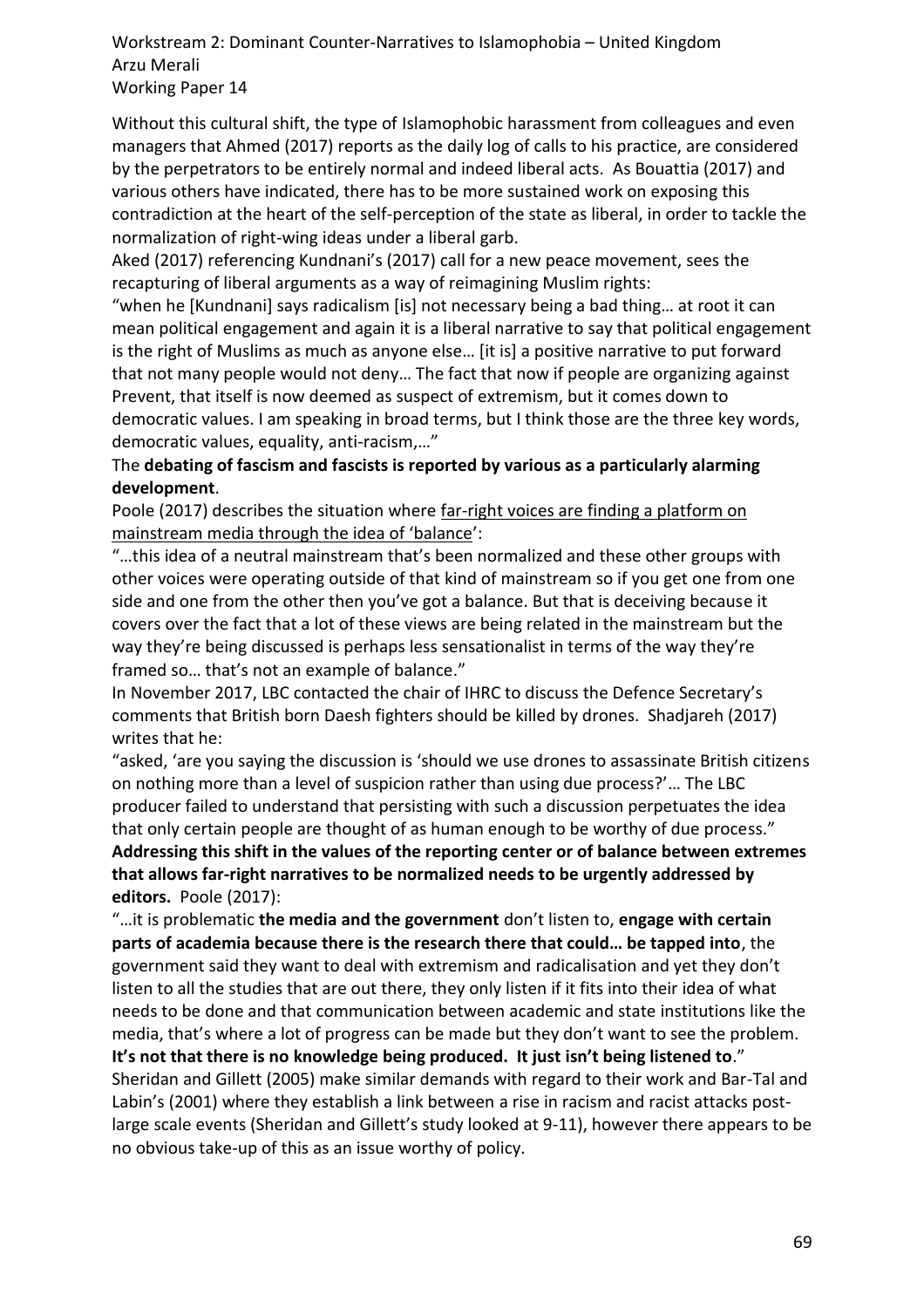Without this cultural shift, the type of Islamophobic harassment from colleagues and even managers that Ahmed (2017) reports as the daily log of calls to his practice, are considered by the perpetrators to be entirely normal and indeed liberal acts. As Bouattia (2017) and various others have indicated, there has to be more sustained work on exposing this contradiction at the heart of the self-perception of the state as liberal, in order to tackle the normalization of right-wing ideas under a liberal garb.

Aked (2017) referencing Kundnani's (2017) call for a new peace movement, sees the recapturing of liberal arguments as a way of reimagining Muslim rights:

"when he [Kundnani] says radicalism [is] not necessary being a bad thing… at root it can mean political engagement and again it is a liberal narrative to say that political engagement is the right of Muslims as much as anyone else… [it is] a positive narrative to put forward that not many people would not deny… The fact that now if people are organizing against Prevent, that itself is now deemed as suspect of extremism, but it comes down to democratic values. I am speaking in broad terms, but I think those are the three key words, democratic values, equality, anti-racism,…"

The **debating of fascism and fascists is reported by various as a particularly alarming development**.

Poole (2017) describes the situation where <u>far-right voices are finding a platform on mainstream media through the idea of 'balance'</u>:

"…this idea of a neutral mainstream that's been normalized and these other groups with other voices were operating outside of that kind of mainstream so if you get one from one side and one from the other then you've got a balance. But that is deceiving because it covers over the fact that a lot of these views are being related in the mainstream but the way they're being discussed is perhaps less sensationalist in terms of the way they're framed so… that's not an example of balance."

In November 2017, LBC contacted the chair of IHRC to discuss the Defence Secretary's comments that British born Daesh fighters should be killed by drones. Shadjareh (2017) writes that he:

"asked, 'are you saying the discussion is 'should we use drones to assassinate British citizens on nothing more than a level of suspicion rather than using due process?'… The LBC producer failed to understand that persisting with such a discussion perpetuates the idea that only certain people are thought of as human enough to be worthy of due process."

**Addressing this shift in the values of the reporting center or of balance between extremes that allows far-right narratives to be normalized needs to be urgently addressed by editors.** Poole (2017):

"…it is problematic **the media and the government** don't listen to, **engage with certain parts of academia because there is the research there that could… be tapped into**, the government said they want to deal with extremism and radicalisation and yet they don't listen to all the studies that are out there, they only listen if it fits into their idea of what needs to be done and that communication between academic and state institutions like the media, that's where a lot of progress can be made but they don't want to see the problem. **It's not that there is no knowledge being produced. It just isn't being listened to**."

Sheridan and Gillett (2005) make similar demands with regard to their work and Bar-Tal and Labin's (2001) where they establish a link between a rise in racism and racist attacks post-large scale events (Sheridan and Gillett's study looked at 9-11), however there appears to be no obvious take-up of this as an issue worthy of policy.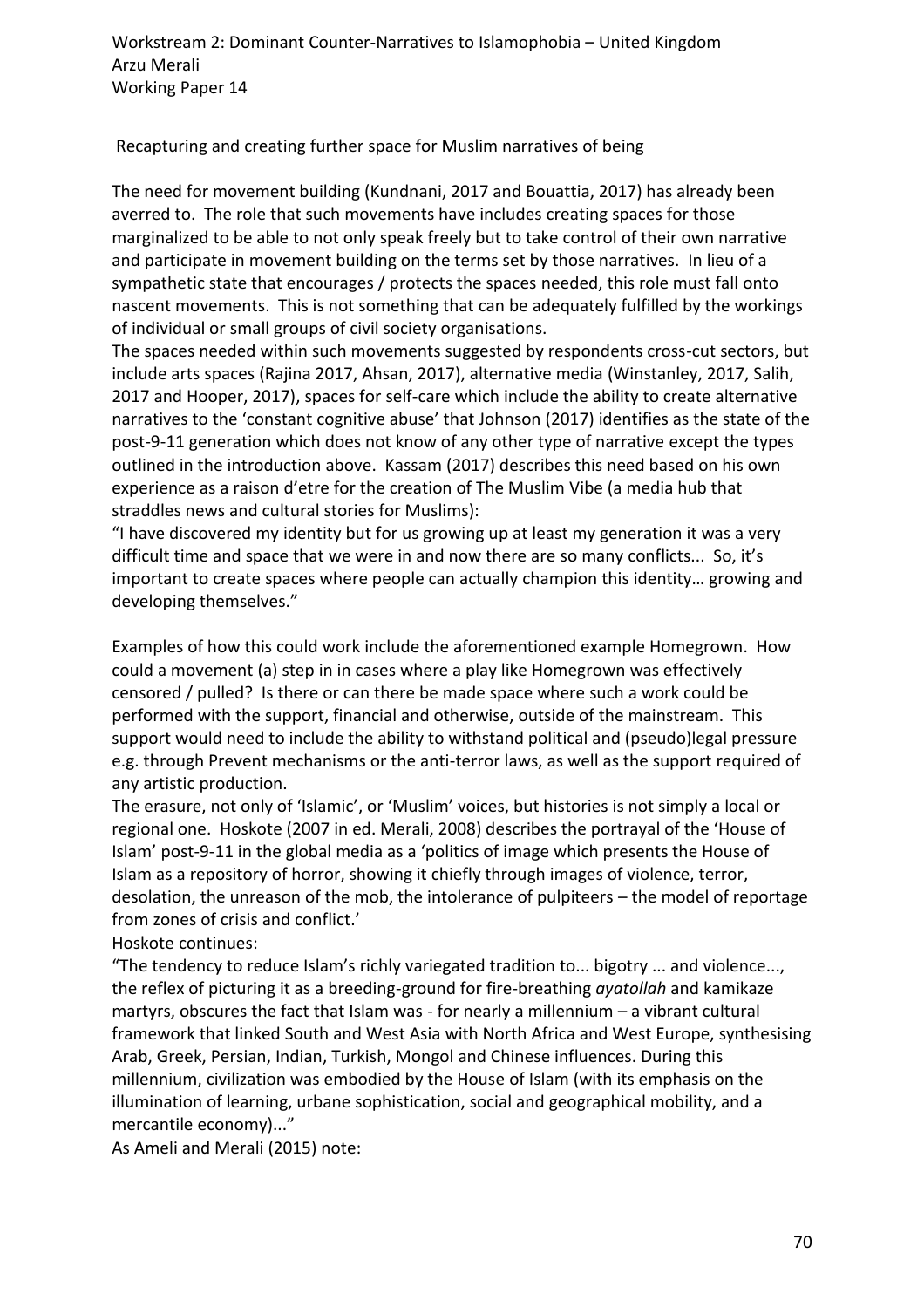Recapturing and creating further space for Muslim narratives of being

The need for movement building (Kundnani, 2017 and Bouattia, 2017) has already been averred to. The role that such movements have includes creating spaces for those marginalized to be able to not only speak freely but to take control of their own narrative and participate in movement building on the terms set by those narratives. In lieu of a sympathetic state that encourages / protects the spaces needed, this role must fall onto nascent movements. This is not something that can be adequately fulfilled by the workings of individual or small groups of civil society organisations.

The spaces needed within such movements suggested by respondents cross-cut sectors, but include arts spaces (Rajina 2017, Ahsan, 2017), alternative media (Winstanley, 2017, Salih, 2017 and Hooper, 2017), spaces for self-care which include the ability to create alternative narratives to the 'constant cognitive abuse' that Johnson (2017) identifies as the state of the post-9-11 generation which does not know of any other type of narrative except the types outlined in the introduction above. Kassam (2017) describes this need based on his own experience as a raison d'etre for the creation of The Muslim Vibe (a media hub that straddles news and cultural stories for Muslims):

"I have discovered my identity but for us growing up at least my generation it was a very difficult time and space that we were in and now there are so many conflicts... So, it's important to create spaces where people can actually champion this identity… growing and developing themselves."

Examples of how this could work include the aforementioned example Homegrown. How could a movement (a) step in in cases where a play like Homegrown was effectively censored / pulled? Is there or can there be made space where such a work could be performed with the support, financial and otherwise, outside of the mainstream. This support would need to include the ability to withstand political and (pseudo)legal pressure e.g. through Prevent mechanisms or the anti-terror laws, as well as the support required of any artistic production.

The erasure, not only of 'Islamic', or 'Muslim' voices, but histories is not simply a local or regional one. Hoskote (2007 in ed. Merali, 2008) describes the portrayal of the 'House of Islam' post-9-11 in the global media as a 'politics of image which presents the House of Islam as a repository of horror, showing it chiefly through images of violence, terror, desolation, the unreason of the mob, the intolerance of pulpiteers – the model of reportage from zones of crisis and conflict.'

Hoskote continues:

"The tendency to reduce Islam's richly variegated tradition to... bigotry ... and violence..., the reflex of picturing it as a breeding-ground for fire-breathing *ayatollah* and kamikaze martyrs, obscures the fact that Islam was - for nearly a millennium – a vibrant cultural framework that linked South and West Asia with North Africa and West Europe, synthesising Arab, Greek, Persian, Indian, Turkish, Mongol and Chinese influences. During this millennium, civilization was embodied by the House of Islam (with its emphasis on the illumination of learning, urbane sophistication, social and geographical mobility, and a mercantile economy)..."

As Ameli and Merali (2015) note: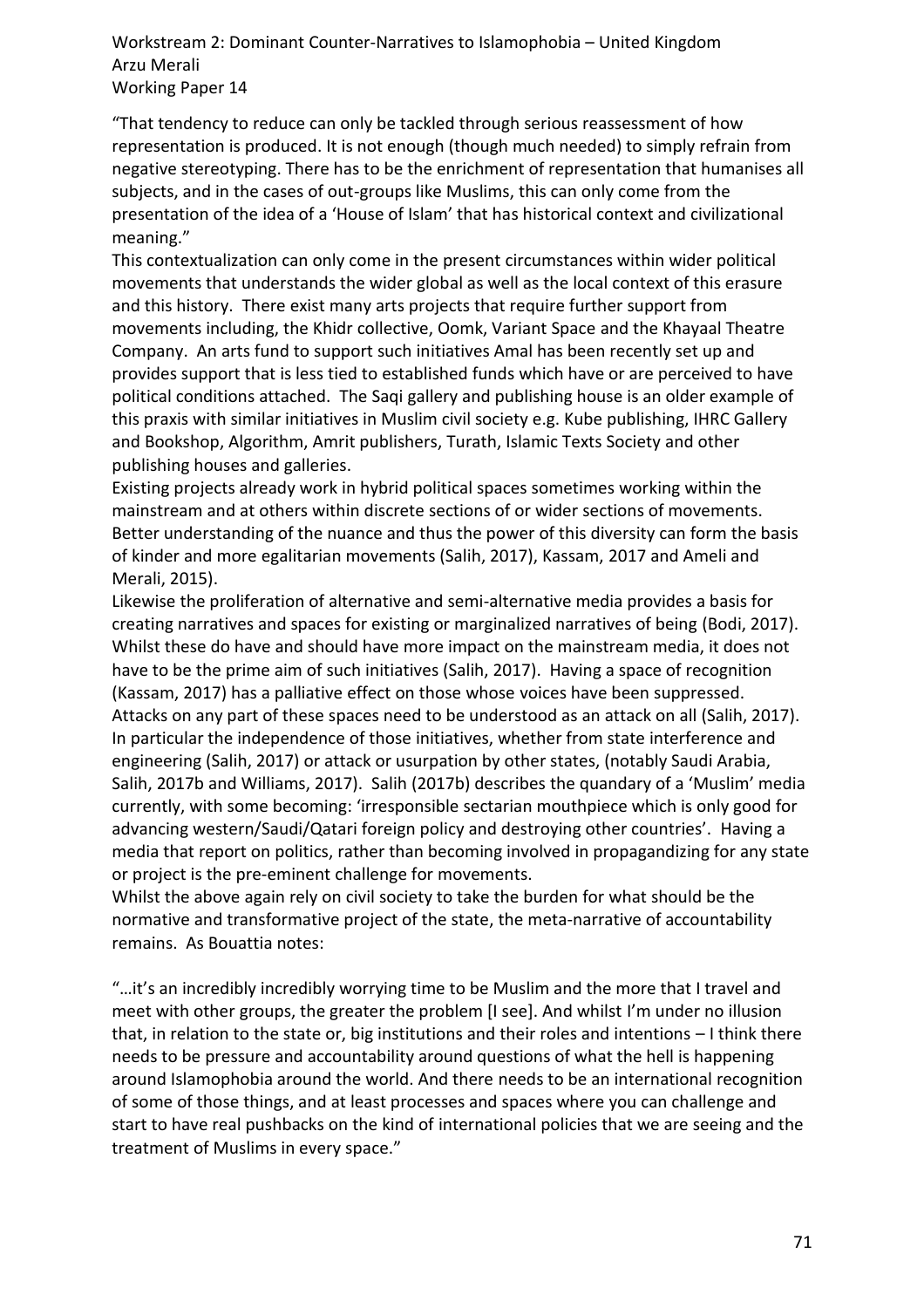"That tendency to reduce can only be tackled through serious reassessment of how representation is produced. It is not enough (though much needed) to simply refrain from negative stereotyping. There has to be the enrichment of representation that humanises all subjects, and in the cases of out-groups like Muslims, this can only come from the presentation of the idea of a 'House of Islam' that has historical context and civilizational meaning."

This contextualization can only come in the present circumstances within wider political movements that understands the wider global as well as the local context of this erasure and this history. There exist many arts projects that require further support from movements including, the Khidr collective, Oomk, Variant Space and the Khayaal Theatre Company. An arts fund to support such initiatives Amal has been recently set up and provides support that is less tied to established funds which have or are perceived to have political conditions attached. The Saqi gallery and publishing house is an older example of this praxis with similar initiatives in Muslim civil society e.g. Kube publishing, IHRC Gallery and Bookshop, Algorithm, Amrit publishers, Turath, Islamic Texts Society and other publishing houses and galleries.

Existing projects already work in hybrid political spaces sometimes working within the mainstream and at others within discrete sections of or wider sections of movements. Better understanding of the nuance and thus the power of this diversity can form the basis of kinder and more egalitarian movements (Salih, 2017), Kassam, 2017 and Ameli and Merali, 2015).

Likewise the proliferation of alternative and semi-alternative media provides a basis for creating narratives and spaces for existing or marginalized narratives of being (Bodi, 2017). Whilst these do have and should have more impact on the mainstream media, it does not have to be the prime aim of such initiatives (Salih, 2017). Having a space of recognition (Kassam, 2017) has a palliative effect on those whose voices have been suppressed. Attacks on any part of these spaces need to be understood as an attack on all (Salih, 2017). In particular the independence of those initiatives, whether from state interference and engineering (Salih, 2017) or attack or usurpation by other states, (notably Saudi Arabia, Salih, 2017b and Williams, 2017). Salih (2017b) describes the quandary of a 'Muslim' media currently, with some becoming: 'irresponsible sectarian mouthpiece which is only good for advancing western/Saudi/Qatari foreign policy and destroying other countries'. Having a media that report on politics, rather than becoming involved in propagandizing for any state or project is the pre-eminent challenge for movements.

Whilst the above again rely on civil society to take the burden for what should be the normative and transformative project of the state, the meta-narrative of accountability remains. As Bouattia notes:

"…it's an incredibly incredibly worrying time to be Muslim and the more that I travel and meet with other groups, the greater the problem [I see]. And whilst I'm under no illusion that, in relation to the state or, big institutions and their roles and intentions – I think there needs to be pressure and accountability around questions of what the hell is happening around Islamophobia around the world. And there needs to be an international recognition of some of those things, and at least processes and spaces where you can challenge and start to have real pushbacks on the kind of international policies that we are seeing and the treatment of Muslims in every space."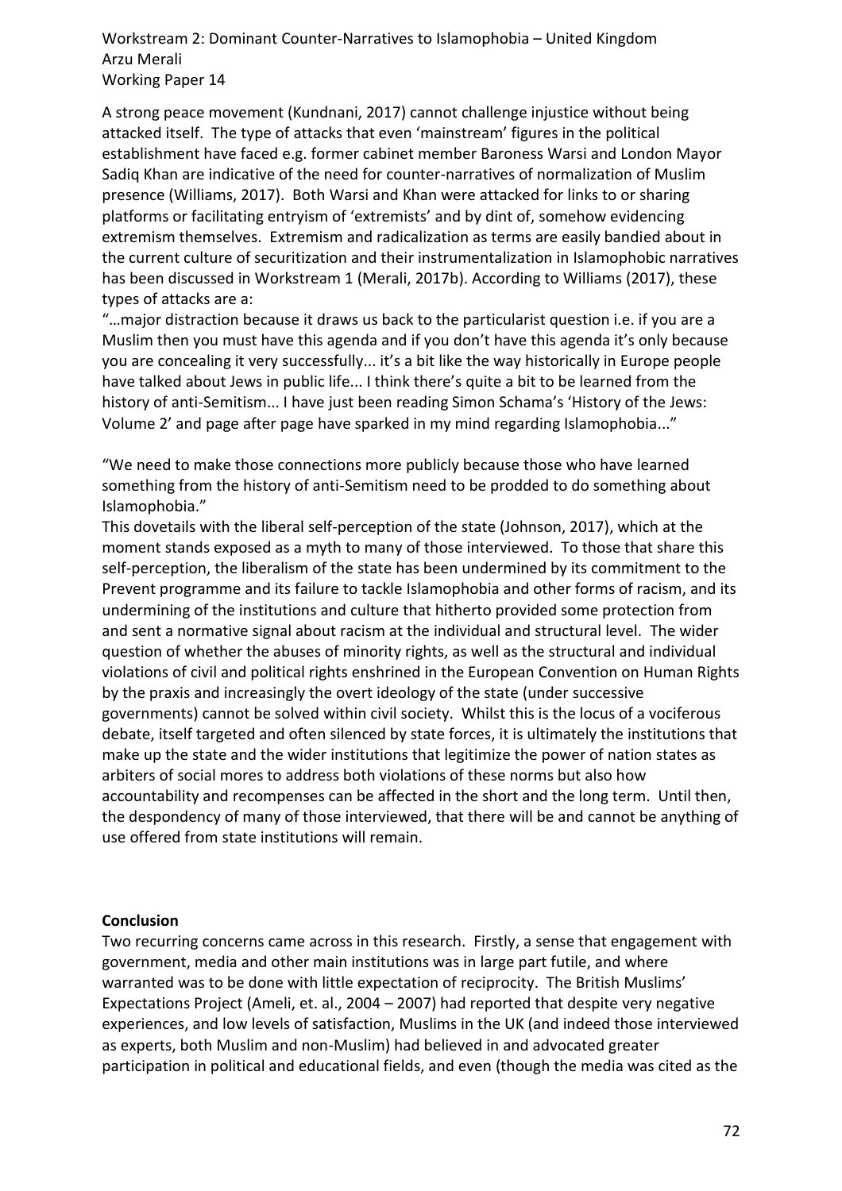A strong peace movement (Kundnani, 2017) cannot challenge injustice without being attacked itself. The type of attacks that even 'mainstream' figures in the political establishment have faced e.g. former cabinet member Baroness Warsi and London Mayor Sadiq Khan are indicative of the need for counter-narratives of normalization of Muslim presence (Williams, 2017). Both Warsi and Khan were attacked for links to or sharing platforms or facilitating entryism of 'extremists' and by dint of, somehow evidencing extremism themselves. Extremism and radicalization as terms are easily bandied about in the current culture of securitization and their instrumentalization in Islamophobic narratives has been discussed in Workstream 1 (Merali, 2017b). According to Williams (2017), these types of attacks are a:

"…major distraction because it draws us back to the particularist question i.e. if you are a Muslim then you must have this agenda and if you don't have this agenda it's only because you are concealing it very successfully... it's a bit like the way historically in Europe people have talked about Jews in public life... I think there's quite a bit to be learned from the history of anti-Semitism... I have just been reading Simon Schama's 'History of the Jews: Volume 2' and page after page have sparked in my mind regarding Islamophobia..."

"We need to make those connections more publicly because those who have learned something from the history of anti-Semitism need to be prodded to do something about Islamophobia."

This dovetails with the liberal self-perception of the state (Johnson, 2017), which at the moment stands exposed as a myth to many of those interviewed. To those that share this self-perception, the liberalism of the state has been undermined by its commitment to the Prevent programme and its failure to tackle Islamophobia and other forms of racism, and its undermining of the institutions and culture that hitherto provided some protection from and sent a normative signal about racism at the individual and structural level. The wider question of whether the abuses of minority rights, as well as the structural and individual violations of civil and political rights enshrined in the European Convention on Human Rights by the praxis and increasingly the overt ideology of the state (under successive governments) cannot be solved within civil society. Whilst this is the locus of a vociferous debate, itself targeted and often silenced by state forces, it is ultimately the institutions that make up the state and the wider institutions that legitimize the power of nation states as arbiters of social mores to address both violations of these norms but also how accountability and recompenses can be affected in the short and the long term. Until then, the despondency of many of those interviewed, that there will be and cannot be anything of use offered from state institutions will remain.

## Conclusion

Two recurring concerns came across in this research. Firstly, a sense that engagement with government, media and other main institutions was in large part futile, and where warranted was to be done with little expectation of reciprocity. The British Muslims' Expectations Project (Ameli, et. al., 2004 – 2007) had reported that despite very negative experiences, and low levels of satisfaction, Muslims in the UK (and indeed those interviewed as experts, both Muslim and non-Muslim) had believed in and advocated greater participation in political and educational fields, and even (though the media was cited as the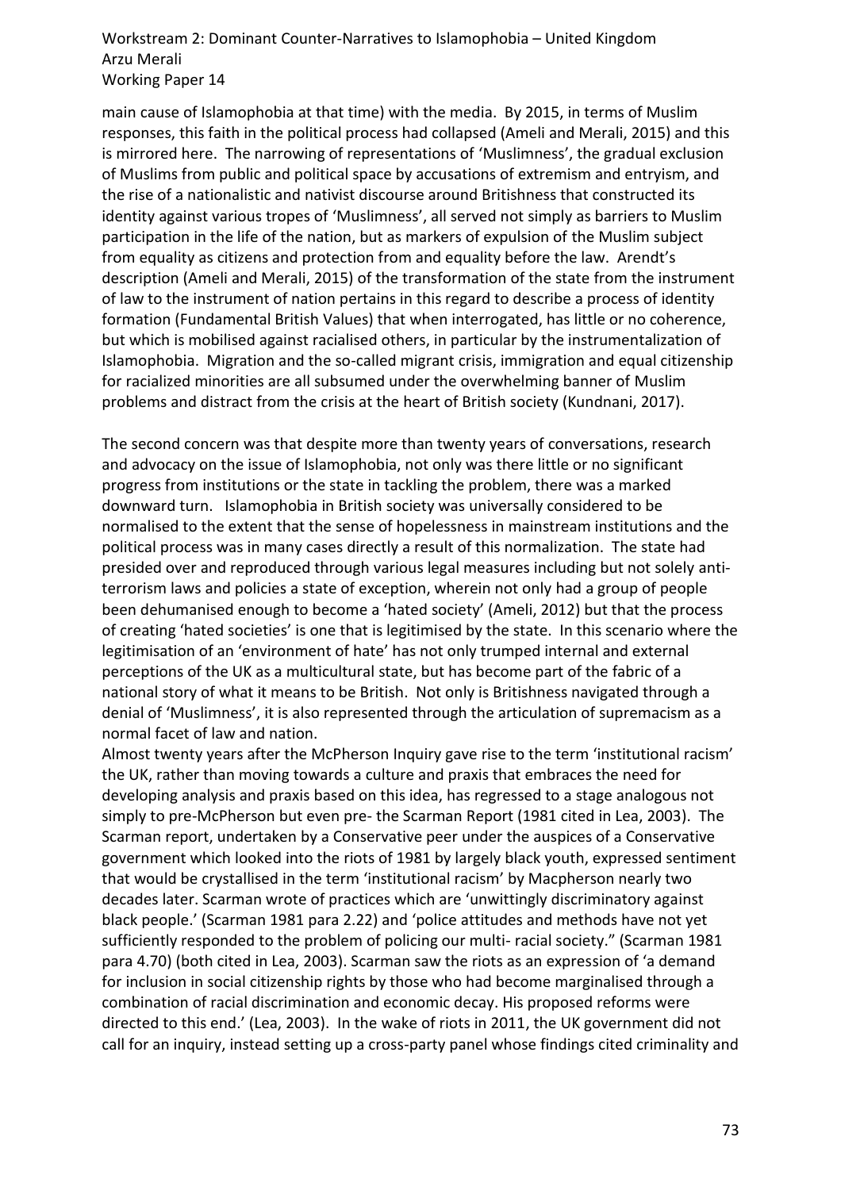main cause of Islamophobia at that time) with the media. By 2015, in terms of Muslim responses, this faith in the political process had collapsed (Ameli and Merali, 2015) and this is mirrored here. The narrowing of representations of 'Muslimness', the gradual exclusion of Muslims from public and political space by accusations of extremism and entryism, and the rise of a nationalistic and nativist discourse around Britishness that constructed its identity against various tropes of 'Muslimness', all served not simply as barriers to Muslim participation in the life of the nation, but as markers of expulsion of the Muslim subject from equality as citizens and protection from and equality before the law. Arendt's description (Ameli and Merali, 2015) of the transformation of the state from the instrument of law to the instrument of nation pertains in this regard to describe a process of identity formation (Fundamental British Values) that when interrogated, has little or no coherence, but which is mobilised against racialised others, in particular by the instrumentalization of Islamophobia. Migration and the so-called migrant crisis, immigration and equal citizenship for racialized minorities are all subsumed under the overwhelming banner of Muslim problems and distract from the crisis at the heart of British society (Kundnani, 2017).

The second concern was that despite more than twenty years of conversations, research and advocacy on the issue of Islamophobia, not only was there little or no significant progress from institutions or the state in tackling the problem, there was a marked downward turn. Islamophobia in British society was universally considered to be normalised to the extent that the sense of hopelessness in mainstream institutions and the political process was in many cases directly a result of this normalization. The state had presided over and reproduced through various legal measures including but not solely anti-terrorism laws and policies a state of exception, wherein not only had a group of people been dehumanised enough to become a 'hated society' (Ameli, 2012) but that the process of creating 'hated societies' is one that is legitimised by the state. In this scenario where the legitimisation of an 'environment of hate' has not only trumped internal and external perceptions of the UK as a multicultural state, but has become part of the fabric of a national story of what it means to be British. Not only is Britishness navigated through a denial of 'Muslimness', it is also represented through the articulation of supremacism as a normal facet of law and nation.

Almost twenty years after the McPherson Inquiry gave rise to the term 'institutional racism' the UK, rather than moving towards a culture and praxis that embraces the need for developing analysis and praxis based on this idea, has regressed to a stage analogous not simply to pre-McPherson but even pre- the Scarman Report (1981 cited in Lea, 2003). The Scarman report, undertaken by a Conservative peer under the auspices of a Conservative government which looked into the riots of 1981 by largely black youth, expressed sentiment that would be crystallised in the term 'institutional racism' by Macpherson nearly two decades later. Scarman wrote of practices which are 'unwittingly discriminatory against black people.' (Scarman 1981 para 2.22) and 'police attitudes and methods have not yet sufficiently responded to the problem of policing our multi- racial society." (Scarman 1981 para 4.70) (both cited in Lea, 2003). Scarman saw the riots as an expression of 'a demand for inclusion in social citizenship rights by those who had become marginalised through a combination of racial discrimination and economic decay. His proposed reforms were directed to this end.' (Lea, 2003). In the wake of riots in 2011, the UK government did not call for an inquiry, instead setting up a cross-party panel whose findings cited criminality and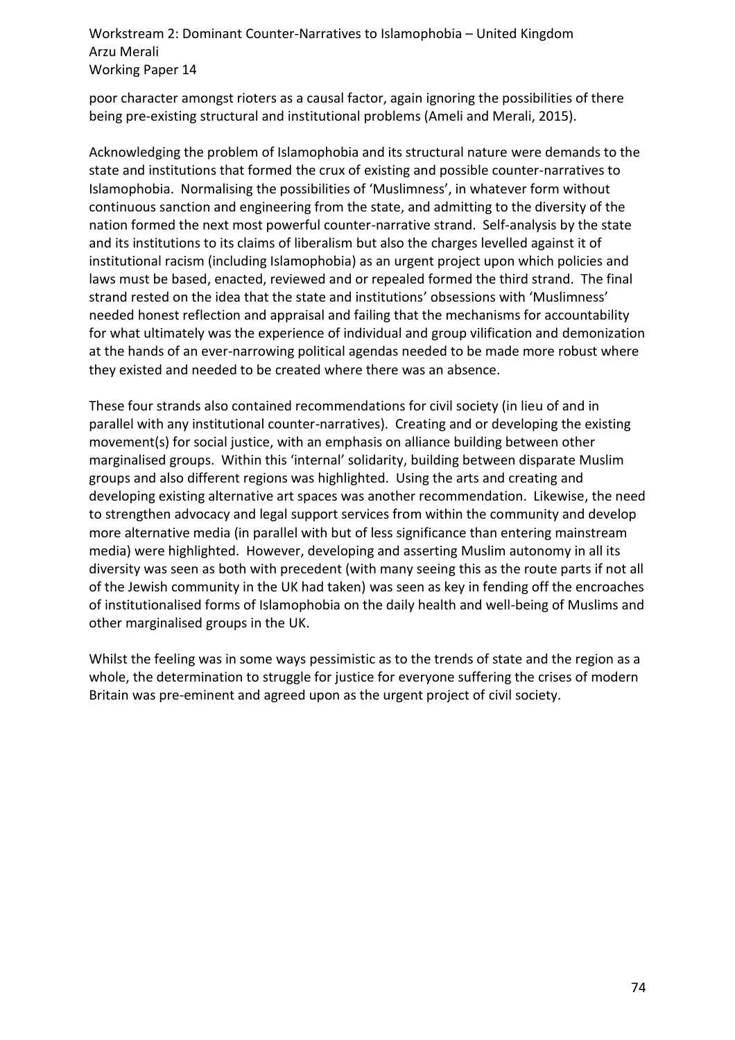poor character amongst rioters as a causal factor, again ignoring the possibilities of there being pre-existing structural and institutional problems (Ameli and Merali, 2015).

Acknowledging the problem of Islamophobia and its structural nature were demands to the state and institutions that formed the crux of existing and possible counter-narratives to Islamophobia. Normalising the possibilities of 'Muslimness', in whatever form without continuous sanction and engineering from the state, and admitting to the diversity of the nation formed the next most powerful counter-narrative strand. Self-analysis by the state and its institutions to its claims of liberalism but also the charges levelled against it of institutional racism (including Islamophobia) as an urgent project upon which policies and laws must be based, enacted, reviewed and or repealed formed the third strand. The final strand rested on the idea that the state and institutions' obsessions with 'Muslimness' needed honest reflection and appraisal and failing that the mechanisms for accountability for what ultimately was the experience of individual and group vilification and demonization at the hands of an ever-narrowing political agendas needed to be made more robust where they existed and needed to be created where there was an absence.

These four strands also contained recommendations for civil society (in lieu of and in parallel with any institutional counter-narratives). Creating and or developing the existing movement(s) for social justice, with an emphasis on alliance building between other marginalised groups. Within this 'internal' solidarity, building between disparate Muslim groups and also different regions was highlighted. Using the arts and creating and developing existing alternative art spaces was another recommendation. Likewise, the need to strengthen advocacy and legal support services from within the community and develop more alternative media (in parallel with but of less significance than entering mainstream media) were highlighted. However, developing and asserting Muslim autonomy in all its diversity was seen as both with precedent (with many seeing this as the route parts if not all of the Jewish community in the UK had taken) was seen as key in fending off the encroaches of institutionalised forms of Islamophobia on the daily health and well-being of Muslims and other marginalised groups in the UK.

Whilst the feeling was in some ways pessimistic as to the trends of state and the region as a whole, the determination to struggle for justice for everyone suffering the crises of modern Britain was pre-eminent and agreed upon as the urgent project of civil society.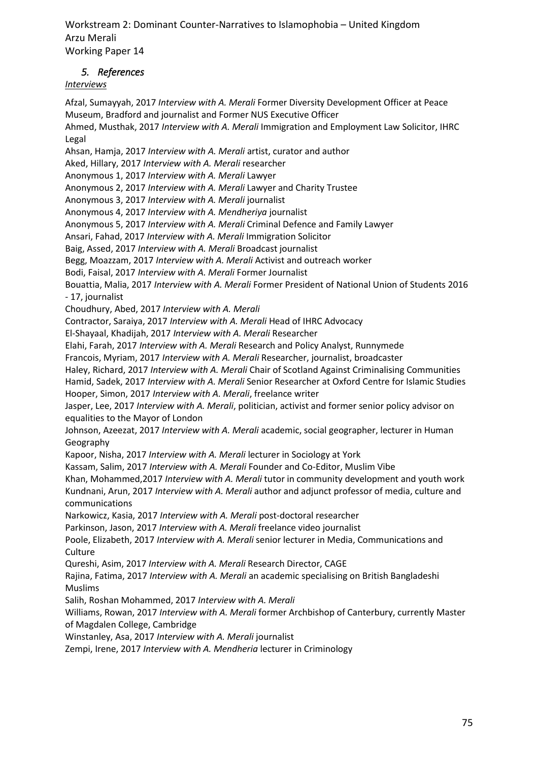## *5. References*

***Interviews***

Afzal, Sumayyah, 2017 *Interview with A. Merali* Former Diversity Development Officer at Peace Museum, Bradford and journalist and Former NUS Executive Officer

Ahmed, Musthak, 2017 *Interview with A. Merali* Immigration and Employment Law Solicitor, IHRC Legal

Ahsan, Hamja, 2017 *Interview with A. Merali* artist, curator and author

Aked, Hillary, 2017 *Interview with A. Merali* researcher

Anonymous 1, 2017 *Interview with A. Merali* Lawyer

Anonymous 2, 2017 *Interview with A. Merali* Lawyer and Charity Trustee

Anonymous 3, 2017 *Interview with A. Merali* journalist

Anonymous 4, 2017 *Interview with A. Mendheriya* journalist

Anonymous 5, 2017 *Interview with A. Merali* Criminal Defence and Family Lawyer

Ansari, Fahad, 2017 *Interview with A. Merali* Immigration Solicitor

Baig, Assed, 2017 *Interview with A. Merali* Broadcast journalist

Begg, Moazzam, 2017 *Interview with A. Merali* Activist and outreach worker

Bodi, Faisal, 2017 *Interview with A. Merali* Former Journalist

Bouattia, Malia, 2017 *Interview with A. Merali* Former President of National Union of Students 2016 - 17, journalist

Choudhury, Abed, 2017 *Interview with A. Merali*

Contractor, Saraiya, 2017 *Interview with A. Merali* Head of IHRC Advocacy

El-Shayaal, Khadijah, 2017 *Interview with A. Merali* Researcher

Elahi, Farah, 2017 *Interview with A. Merali* Research and Policy Analyst, Runnymede

Francois, Myriam, 2017 *Interview with A. Merali* Researcher, journalist, broadcaster

Haley, Richard, 2017 *Interview with A. Merali* Chair of Scotland Against Criminalising Communities

Hamid, Sadek, 2017 *Interview with A. Merali* Senior Researcher at Oxford Centre for Islamic Studies

Hooper, Simon, 2017 *Interview with A. Merali*, freelance writer

Jasper, Lee, 2017 *Interview with A. Merali*, politician, activist and former senior policy advisor on equalities to the Mayor of London

Johnson, Azeezat, 2017 *Interview with A. Merali* academic, social geographer, lecturer in Human Geography

Kapoor, Nisha, 2017 *Interview with A. Merali* lecturer in Sociology at York

Kassam, Salim, 2017 *Interview with A. Merali* Founder and Co-Editor, Muslim Vibe

Khan, Mohammed,2017 *Interview with A. Merali* tutor in community development and youth work

Kundnani, Arun, 2017 *Interview with A. Merali* author and adjunct professor of media, culture and communications

Narkowicz, Kasia, 2017 *Interview with A. Merali* post-doctoral researcher

Parkinson, Jason, 2017 *Interview with A. Merali* freelance video journalist

Poole, Elizabeth, 2017 *Interview with A. Merali* senior lecturer in Media, Communications and Culture

Qureshi, Asim, 2017 *Interview with A. Merali* Research Director, CAGE

Rajina, Fatima, 2017 *Interview with A. Merali* an academic specialising on British Bangladeshi Muslims

Salih, Roshan Mohammed, 2017 *Interview with A. Merali*

Williams, Rowan, 2017 *Interview with A. Merali* former Archbishop of Canterbury, currently Master of Magdalen College, Cambridge

Winstanley, Asa, 2017 *Interview with A. Merali* journalist

Zempi, Irene, 2017 *Interview with A. Mendheria* lecturer in Criminology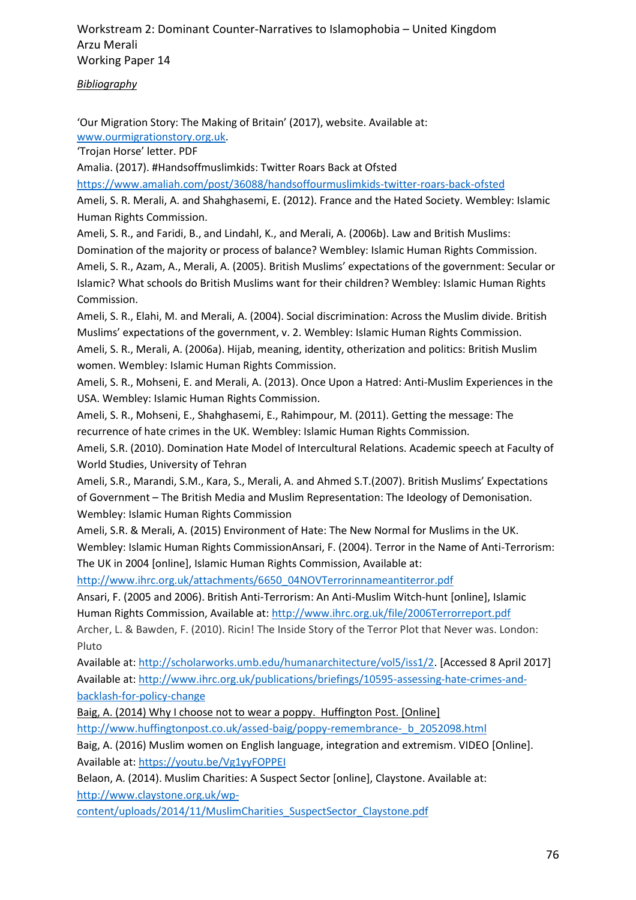*Bibliography*

'Our Migration Story: The Making of Britain' (2017), website. Available at: www.ourmigrationstory.org.uk.

'Trojan Horse' letter. PDF

Amalia. (2017). #Handsoffmuslimkids: Twitter Roars Back at Ofsted https://www.amaliah.com/post/36088/handsoffourmuslimkids-twitter-roars-back-ofsted

Ameli, S. R. Merali, A. and Shahghasemi, E. (2012). France and the Hated Society. Wembley: Islamic Human Rights Commission.

Ameli, S. R., and Faridi, B., and Lindahl, K., and Merali, A. (2006b). Law and British Muslims: Domination of the majority or process of balance? Wembley: Islamic Human Rights Commission.

Ameli, S. R., Azam, A., Merali, A. (2005). British Muslims' expectations of the government: Secular or Islamic? What schools do British Muslims want for their children? Wembley: Islamic Human Rights Commission.

Ameli, S. R., Elahi, M. and Merali, A. (2004). Social discrimination: Across the Muslim divide. British Muslims' expectations of the government, v. 2. Wembley: Islamic Human Rights Commission.

Ameli, S. R., Merali, A. (2006a). Hijab, meaning, identity, otherization and politics: British Muslim women. Wembley: Islamic Human Rights Commission.

Ameli, S. R., Mohseni, E. and Merali, A. (2013). Once Upon a Hatred: Anti-Muslim Experiences in the USA. Wembley: Islamic Human Rights Commission.

Ameli, S. R., Mohseni, E., Shahghasemi, E., Rahimpour, M. (2011). Getting the message: The recurrence of hate crimes in the UK. Wembley: Islamic Human Rights Commission.

Ameli, S.R. (2010). Domination Hate Model of Intercultural Relations. Academic speech at Faculty of World Studies, University of Tehran

Ameli, S.R., Marandi, S.M., Kara, S., Merali, A. and Ahmed S.T.(2007). British Muslims' Expectations of Government – The British Media and Muslim Representation: The Ideology of Demonisation. Wembley: Islamic Human Rights Commission

Ameli, S.R. & Merali, A. (2015) Environment of Hate: The New Normal for Muslims in the UK. Wembley: Islamic Human Rights CommissionAnsari, F. (2004). Terror in the Name of Anti-Terrorism: The UK in 2004 [online], Islamic Human Rights Commission, Available at: http://www.ihrc.org.uk/attachments/6650_04NOVTerrorinnameantiterror.pdf

Ansari, F. (2005 and 2006). British Anti-Terrorism: An Anti-Muslim Witch-hunt [online], Islamic Human Rights Commission, Available at: http://www.ihrc.org.uk/file/2006Terrorreport.pdf

Archer, L. & Bawden, F. (2010). Ricin! The Inside Story of the Terror Plot that Never was. London: Pluto

Available at: http://scholarworks.umb.edu/humanarchitecture/vol5/iss1/2. [Accessed 8 April 2017]

Available at: http://www.ihrc.org.uk/publications/briefings/10595-assessing-hate-crimes-and-backlash-for-policy-change

Baig, A. (2014) Why I choose not to wear a poppy. Huffington Post. [Online] http://www.huffingtonpost.co.uk/assed-baig/poppy-remembrance-_b_2052098.html

Baig, A. (2016) Muslim women on English language, integration and extremism. VIDEO [Online]. Available at: https://youtu.be/Vg1yyFOPPEI

Belaon, A. (2014). Muslim Charities: A Suspect Sector [online], Claystone. Available at: http://www.claystone.org.uk/wp-content/uploads/2014/11/MuslimCharities_SuspectSector_Claystone.pdf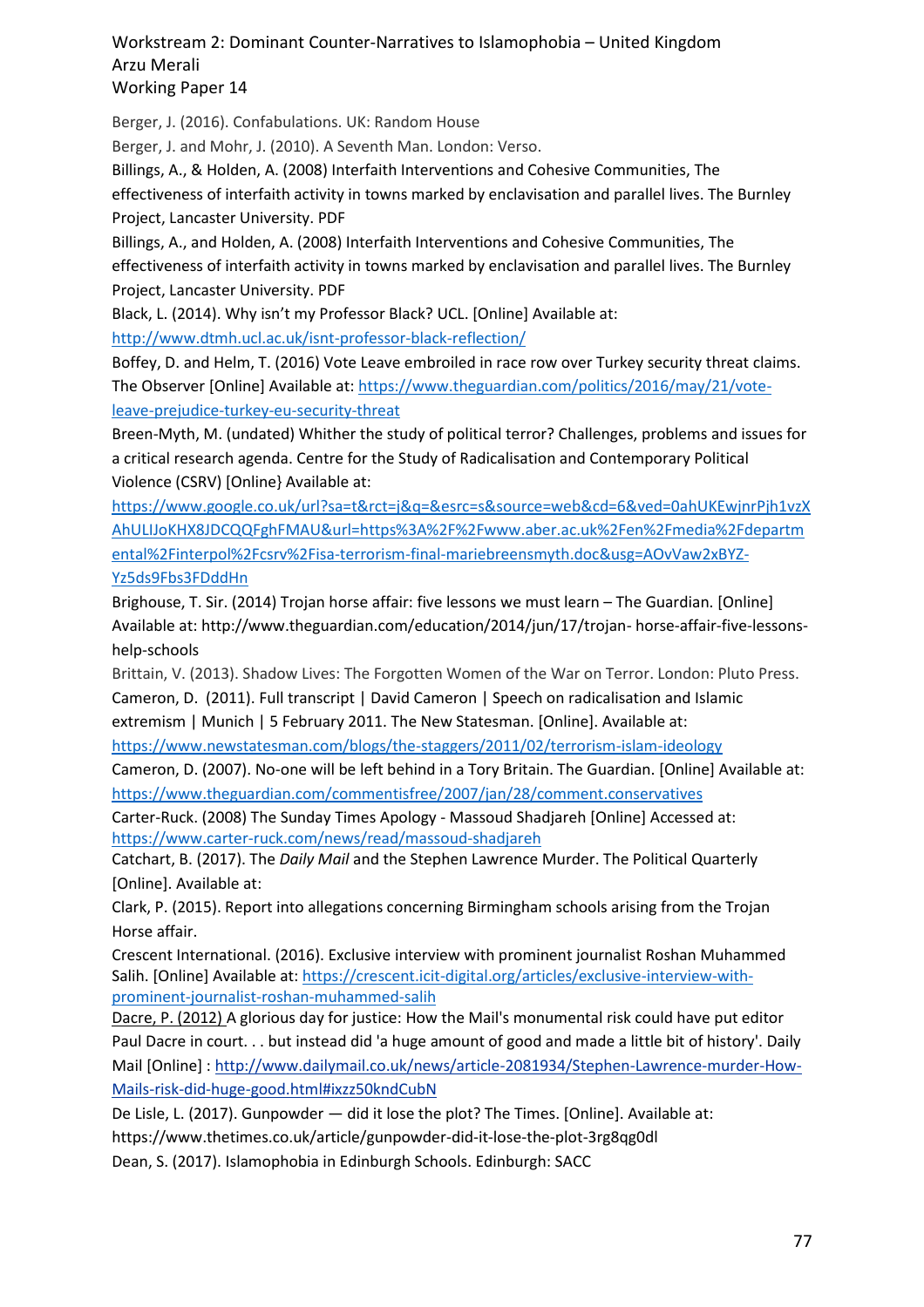Berger, J. (2016). Confabulations. UK: Random House

Berger, J. and Mohr, J. (2010). A Seventh Man. London: Verso.

Billings, A., & Holden, A. (2008) Interfaith Interventions and Cohesive Communities, The effectiveness of interfaith activity in towns marked by enclavisation and parallel lives. The Burnley Project, Lancaster University. PDF

Billings, A., and Holden, A. (2008) Interfaith Interventions and Cohesive Communities, The effectiveness of interfaith activity in towns marked by enclavisation and parallel lives. The Burnley Project, Lancaster University. PDF

Black, L. (2014). Why isn't my Professor Black? UCL. [Online] Available at: http://www.dtmh.ucl.ac.uk/isnt-professor-black-reflection/

Boffey, D. and Helm, T. (2016) Vote Leave embroiled in race row over Turkey security threat claims. The Observer [Online] Available at: https://www.theguardian.com/politics/2016/may/21/vote-leave-prejudice-turkey-eu-security-threat

Breen-Myth, M. (undated) Whither the study of political terror? Challenges, problems and issues for a critical research agenda. Centre for the Study of Radicalisation and Contemporary Political Violence (CSRV) [Online} Available at: https://www.google.co.uk/url?sa=t&rct=j&q=&esrc=s&source=web&cd=6&ved=0ahUKEwjnrPjh1vzXAhULIJoKHX8JDCQQFghFMAU&url=https%3A%2F%2Fwww.aber.ac.uk%2Fen%2Fmedia%2Fdepartmental%2Finterpol%2Fcsrv%2Fisa-terrorism-final-mariebreensmyth.doc&usg=AOvVaw2xBYZ-Yz5ds9Fbs3FDddHn

Brighouse, T. Sir. (2014) Trojan horse affair: five lessons we must learn – The Guardian. [Online] Available at: http://www.theguardian.com/education/2014/jun/17/trojan- horse-affair-five-lessons-help-schools

Brittain, V. (2013). Shadow Lives: The Forgotten Women of the War on Terror. London: Pluto Press.

Cameron, D. (2011). Full transcript | David Cameron | Speech on radicalisation and Islamic extremism | Munich | 5 February 2011. The New Statesman. [Online]. Available at: https://www.newstatesman.com/blogs/the-staggers/2011/02/terrorism-islam-ideology

Cameron, D. (2007). No-one will be left behind in a Tory Britain. The Guardian. [Online] Available at: https://www.theguardian.com/commentisfree/2007/jan/28/comment.conservatives

Carter-Ruck. (2008) The Sunday Times Apology - Massoud Shadjareh [Online] Accessed at: https://www.carter-ruck.com/news/read/massoud-shadjareh

Catchart, B. (2017). The *Daily Mail* and the Stephen Lawrence Murder. The Political Quarterly [Online]. Available at:

Clark, P. (2015). Report into allegations concerning Birmingham schools arising from the Trojan Horse affair.

Crescent International. (2016). Exclusive interview with prominent journalist Roshan Muhammed Salih. [Online] Available at: https://crescent.icit-digital.org/articles/exclusive-interview-with-prominent-journalist-roshan-muhammed-salih

Dacre, P. (2012) A glorious day for justice: How the Mail's monumental risk could have put editor Paul Dacre in court. . . but instead did 'a huge amount of good and made a little bit of history'. Daily Mail [Online] : http://www.dailymail.co.uk/news/article-2081934/Stephen-Lawrence-murder-How-Mails-risk-did-huge-good.html#ixzz50kndCubN

De Lisle, L. (2017). Gunpowder — did it lose the plot? The Times. [Online]. Available at: https://www.thetimes.co.uk/article/gunpowder-did-it-lose-the-plot-3rg8qg0dl

Dean, S. (2017). Islamophobia in Edinburgh Schools. Edinburgh: SACC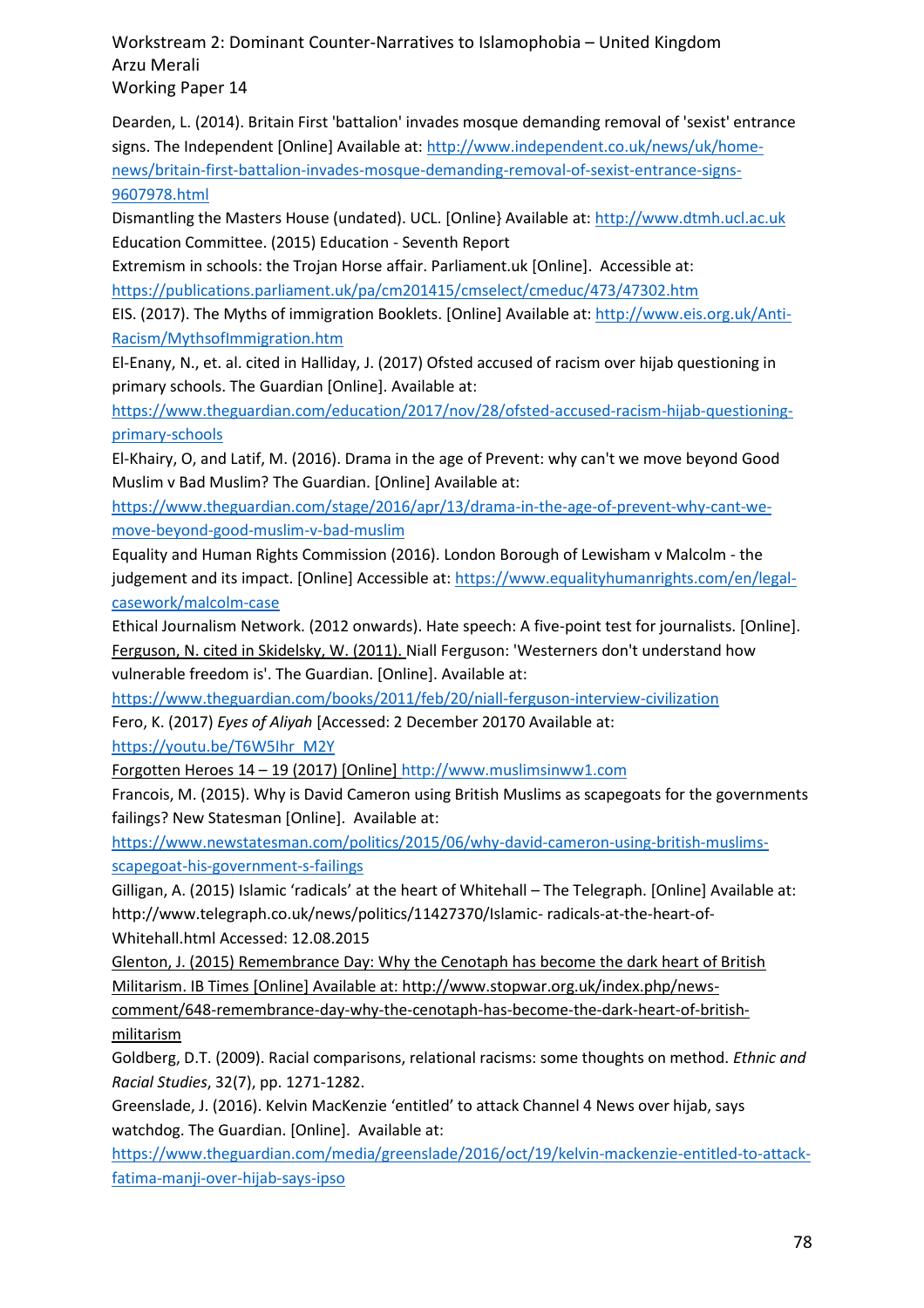Dearden, L. (2014). Britain First 'battalion' invades mosque demanding removal of 'sexist' entrance signs. The Independent [Online] Available at: http://www.independent.co.uk/news/uk/home-news/britain-first-battalion-invades-mosque-demanding-removal-of-sexist-entrance-signs-9607978.html

Dismantling the Masters House (undated). UCL. [Online} Available at: http://www.dtmh.ucl.ac.uk

Education Committee. (2015) Education - Seventh Report

Extremism in schools: the Trojan Horse affair. Parliament.uk [Online]. Accessible at: https://publications.parliament.uk/pa/cm201415/cmselect/cmeduc/473/47302.htm

EIS. (2017). The Myths of immigration Booklets. [Online] Available at: http://www.eis.org.uk/Anti-Racism/MythsofImmigration.htm

El-Enany, N., et. al. cited in Halliday, J. (2017) Ofsted accused of racism over hijab questioning in primary schools. The Guardian [Online]. Available at: https://www.theguardian.com/education/2017/nov/28/ofsted-accused-racism-hijab-questioning-primary-schools

El-Khairy, O, and Latif, M. (2016). Drama in the age of Prevent: why can't we move beyond Good Muslim v Bad Muslim? The Guardian. [Online] Available at: https://www.theguardian.com/stage/2016/apr/13/drama-in-the-age-of-prevent-why-cant-we-move-beyond-good-muslim-v-bad-muslim

Equality and Human Rights Commission (2016). London Borough of Lewisham v Malcolm - the judgement and its impact. [Online] Accessible at: https://www.equalityhumanrights.com/en/legal-casework/malcolm-case

Ethical Journalism Network. (2012 onwards). Hate speech: A five-point test for journalists. [Online].

Ferguson, N. cited in Skidelsky, W. (2011). Niall Ferguson: 'Westerners don't understand how vulnerable freedom is'. The Guardian. [Online]. Available at: https://www.theguardian.com/books/2011/feb/20/niall-ferguson-interview-civilization

Fero, K. (2017) *Eyes of Aliyah* [Accessed: 2 December 20170 Available at: https://youtu.be/T6W5Ihr_M2Y

Forgotten Heroes 14 – 19 (2017) [Online] http://www.muslimsinww1.com

Francois, M. (2015). Why is David Cameron using British Muslims as scapegoats for the governments failings? New Statesman [Online]. Available at: https://www.newstatesman.com/politics/2015/06/why-david-cameron-using-british-muslims-scapegoat-his-government-s-failings

Gilligan, A. (2015) Islamic 'radicals' at the heart of Whitehall – The Telegraph. [Online] Available at: http://www.telegraph.co.uk/news/politics/11427370/Islamic- radicals-at-the-heart-of-Whitehall.html Accessed: 12.08.2015

Glenton, J. (2015) Remembrance Day: Why the Cenotaph has become the dark heart of British Militarism. IB Times [Online] Available at: http://www.stopwar.org.uk/index.php/news-comment/648-remembrance-day-why-the-cenotaph-has-become-the-dark-heart-of-british-militarism

Goldberg, D.T. (2009). Racial comparisons, relational racisms: some thoughts on method. *Ethnic and Racial Studies*, 32(7), pp. 1271-1282.

Greenslade, J. (2016). Kelvin MacKenzie 'entitled' to attack Channel 4 News over hijab, says watchdog. The Guardian. [Online]. Available at: https://www.theguardian.com/media/greenslade/2016/oct/19/kelvin-mackenzie-entitled-to-attack-fatima-manji-over-hijab-says-ipso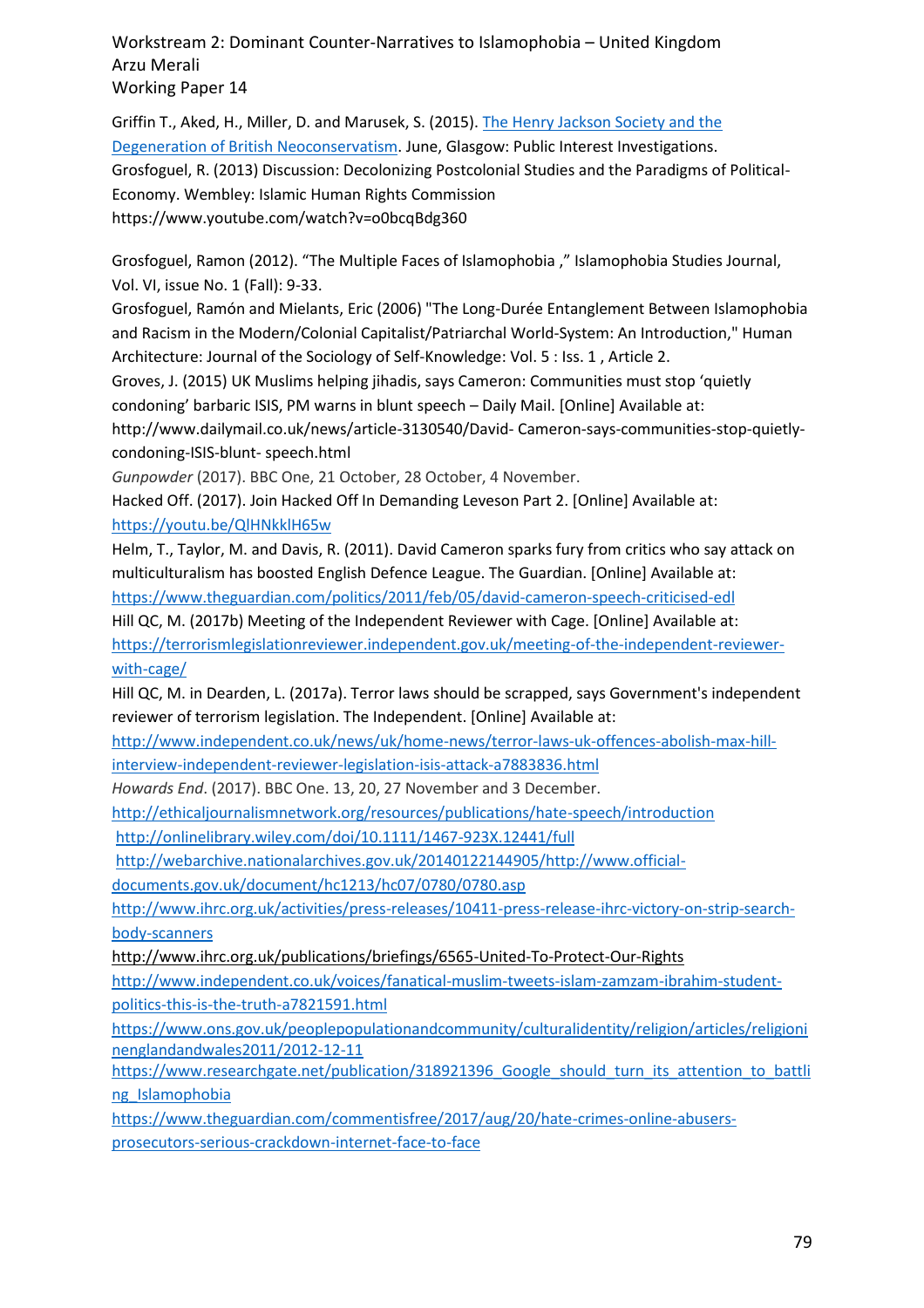Griffin T., Aked, H., Miller, D. and Marusek, S. (2015). [The Henry Jackson Society and the Degeneration of British Neoconservatism](). June, Glasgow: Public Interest Investigations.

Grosfoguel, R. (2013) Discussion: Decolonizing Postcolonial Studies and the Paradigms of Political-Economy. Wembley: Islamic Human Rights Commission https://www.youtube.com/watch?v=o0bcqBdg360

Grosfoguel, Ramon (2012). "The Multiple Faces of Islamophobia ," Islamophobia Studies Journal, Vol. VI, issue No. 1 (Fall): 9-33.

Grosfoguel, Ramón and Mielants, Eric (2006) "The Long-Durée Entanglement Between Islamophobia and Racism in the Modern/Colonial Capitalist/Patriarchal World-System: An Introduction," Human Architecture: Journal of the Sociology of Self-Knowledge: Vol. 5 : Iss. 1 , Article 2.

Groves, J. (2015) UK Muslims helping jihadis, says Cameron: Communities must stop 'quietly condoning' barbaric ISIS, PM warns in blunt speech – Daily Mail. [Online] Available at: http://www.dailymail.co.uk/news/article-3130540/David- Cameron-says-communities-stop-quietly-condoning-ISIS-blunt- speech.html

*Gunpowder* (2017). BBC One, 21 October, 28 October, 4 November.

Hacked Off. (2017). Join Hacked Off In Demanding Leveson Part 2. [Online] Available at: https://youtu.be/QlHNkklH65w

Helm, T., Taylor, M. and Davis, R. (2011). David Cameron sparks fury from critics who say attack on multiculturalism has boosted English Defence League. The Guardian. [Online] Available at: https://www.theguardian.com/politics/2011/feb/05/david-cameron-speech-criticised-edl

Hill QC, M. (2017b) Meeting of the Independent Reviewer with Cage. [Online] Available at: https://terrorismlegislationreviewer.independent.gov.uk/meeting-of-the-independent-reviewer-with-cage/

Hill QC, M. in Dearden, L. (2017a). Terror laws should be scrapped, says Government's independent reviewer of terrorism legislation. The Independent. [Online] Available at: http://www.independent.co.uk/news/uk/home-news/terror-laws-uk-offences-abolish-max-hill-interview-independent-reviewer-legislation-isis-attack-a7883836.html

*Howards End*. (2017). BBC One. 13, 20, 27 November and 3 December.

http://ethicaljournalismnetwork.org/resources/publications/hate-speech/introduction

http://onlinelibrary.wiley.com/doi/10.1111/1467-923X.12441/full

http://webarchive.nationalarchives.gov.uk/20140122144905/http://www.official-documents.gov.uk/document/hc1213/hc07/0780/0780.asp

http://www.ihrc.org.uk/activities/press-releases/10411-press-release-ihrc-victory-on-strip-search-body-scanners

http://www.ihrc.org.uk/publications/briefings/6565-United-To-Protect-Our-Rights

http://www.independent.co.uk/voices/fanatical-muslim-tweets-islam-zamzam-ibrahim-student-politics-this-is-the-truth-a7821591.html

https://www.ons.gov.uk/peoplepopulationandcommunity/culturalidentity/religion/articles/religioninenglandandwales2011/2012-12-11

https://www.researchgate.net/publication/318921396_Google_should_turn_its_attention_to_battling_Islamophobia

https://www.theguardian.com/commentisfree/2017/aug/20/hate-crimes-online-abusers-prosecutors-serious-crackdown-internet-face-to-face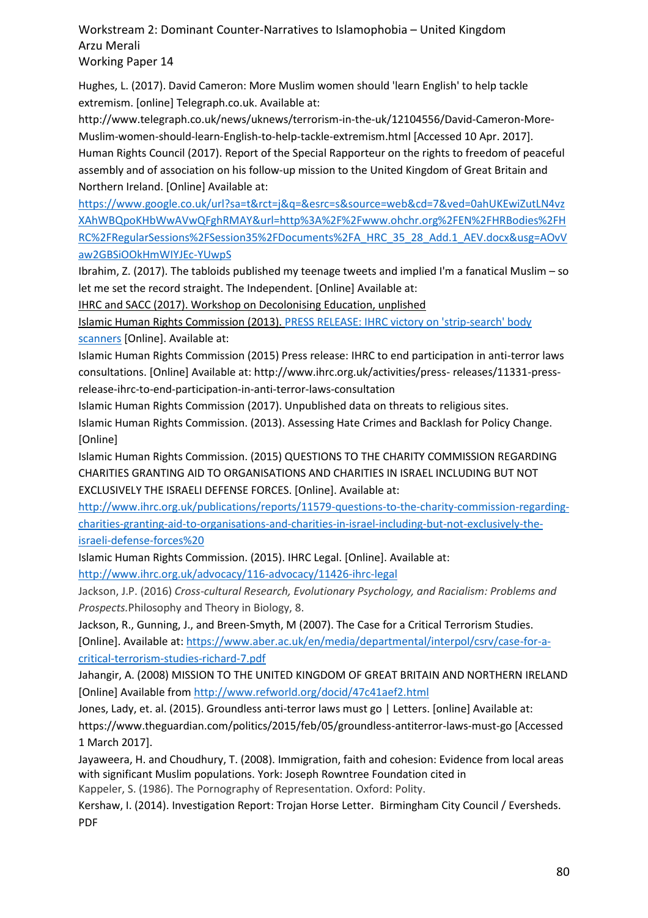Hughes, L. (2017). David Cameron: More Muslim women should 'learn English' to help tackle extremism. [online] Telegraph.co.uk. Available at: http://www.telegraph.co.uk/news/uknews/terrorism-in-the-uk/12104556/David-Cameron-More-Muslim-women-should-learn-English-to-help-tackle-extremism.html [Accessed 10 Apr. 2017].

Human Rights Council (2017). Report of the Special Rapporteur on the rights to freedom of peaceful assembly and of association on his follow-up mission to the United Kingdom of Great Britain and Northern Ireland. [Online] Available at: https://www.google.co.uk/url?sa=t&rct=j&q=&esrc=s&source=web&cd=7&ved=0ahUKEwiZutLN4vzXAhWBQpoKHbWwAVwQFghRMAY&url=http%3A%2F%2Fwww.ohchr.org%2FEN%2FHRBodies%2FHRC%2FRegularSessions%2FSession35%2FDocuments%2FA_HRC_35_28_Add.1_AEV.docx&usg=AOvVaw2GBSiOOkHmWIYJEc-YUwpS

Ibrahim, Z. (2017). The tabloids published my teenage tweets and implied I'm a fanatical Muslim – so let me set the record straight. The Independent. [Online] Available at:

IHRC and SACC (2017). Workshop on Decolonising Education, unplished

Islamic Human Rights Commission (2013). PRESS RELEASE: IHRC victory on 'strip-search' body scanners [Online]. Available at:

Islamic Human Rights Commission (2015) Press release: IHRC to end participation in anti-terror laws consultations. [Online] Available at: http://www.ihrc.org.uk/activities/press- releases/11331-press-release-ihrc-to-end-participation-in-anti-terror-laws-consultation

Islamic Human Rights Commission (2017). Unpublished data on threats to religious sites.

Islamic Human Rights Commission. (2013). Assessing Hate Crimes and Backlash for Policy Change. [Online]

Islamic Human Rights Commission. (2015) QUESTIONS TO THE CHARITY COMMISSION REGARDING CHARITIES GRANTING AID TO ORGANISATIONS AND CHARITIES IN ISRAEL INCLUDING BUT NOT EXCLUSIVELY THE ISRAELI DEFENSE FORCES. [Online]. Available at: http://www.ihrc.org.uk/publications/reports/11579-questions-to-the-charity-commission-regarding-charities-granting-aid-to-organisations-and-charities-in-israel-including-but-not-exclusively-the-israeli-defense-forces%20

Islamic Human Rights Commission. (2015). IHRC Legal. [Online]. Available at: http://www.ihrc.org.uk/advocacy/116-advocacy/11426-ihrc-legal

Jackson, J.P. (2016) *Cross-cultural Research, Evolutionary Psychology, and Racialism: Problems and Prospects.*Philosophy and Theory in Biology, 8.

Jackson, R., Gunning, J., and Breen-Smyth, M (2007). The Case for a Critical Terrorism Studies. [Online]. Available at: https://www.aber.ac.uk/en/media/departmental/interpol/csrv/case-for-a-critical-terrorism-studies-richard-7.pdf

Jahangir, A. (2008) MISSION TO THE UNITED KINGDOM OF GREAT BRITAIN AND NORTHERN IRELAND [Online] Available from http://www.refworld.org/docid/47c41aef2.html

Jones, Lady, et. al. (2015). Groundless anti-terror laws must go | Letters. [online] Available at: https://www.theguardian.com/politics/2015/feb/05/groundless-antiterror-laws-must-go [Accessed 1 March 2017].

Jayaweera, H. and Choudhury, T. (2008). Immigration, faith and cohesion: Evidence from local areas with significant Muslim populations. York: Joseph Rowntree Foundation cited in

Kappeler, S. (1986). The Pornography of Representation. Oxford: Polity.

Kershaw, I. (2014). Investigation Report: Trojan Horse Letter. Birmingham City Council / Eversheds. PDF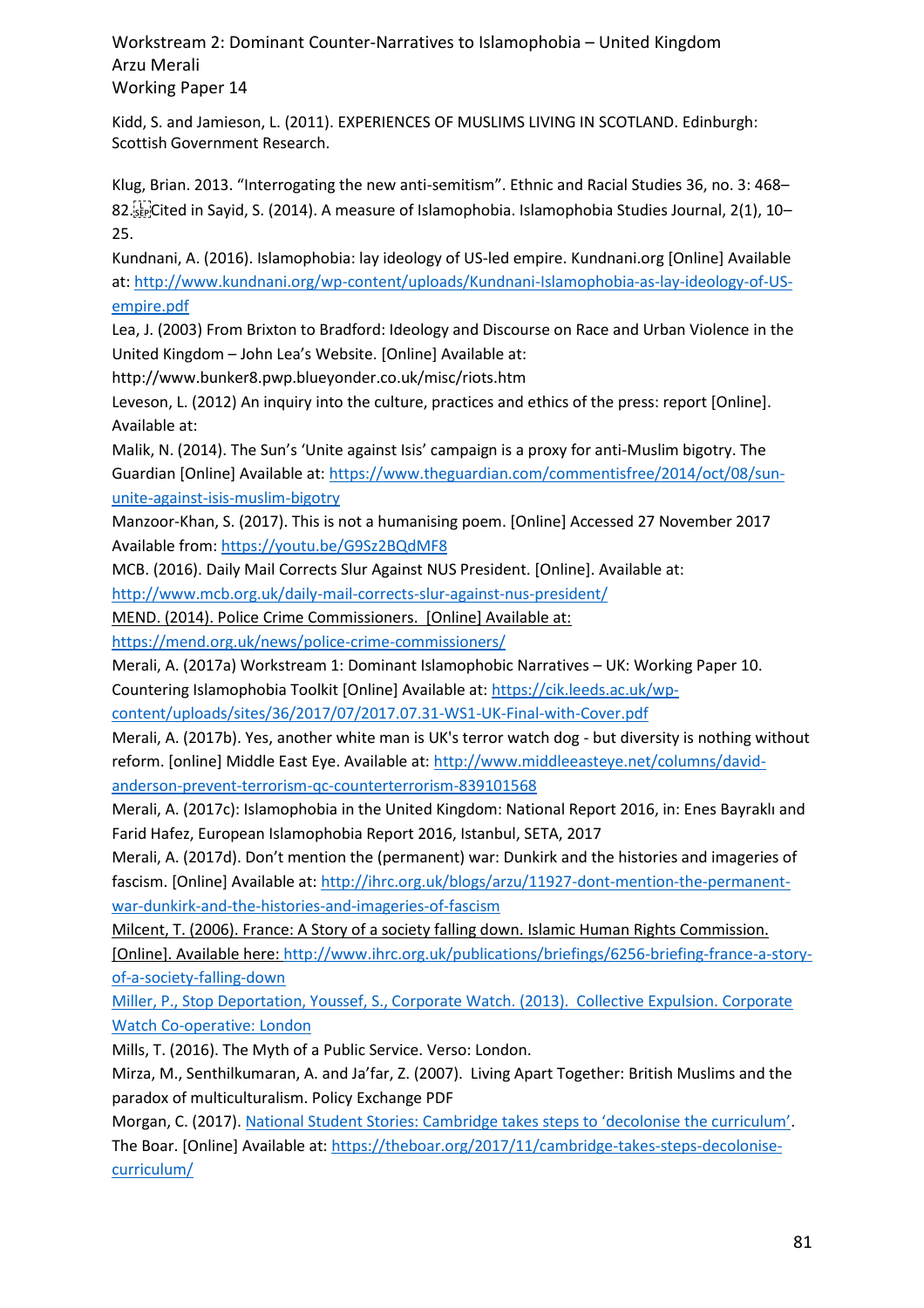Kidd, S. and Jamieson, L. (2011). EXPERIENCES OF MUSLIMS LIVING IN SCOTLAND. Edinburgh: Scottish Government Research.

Klug, Brian. 2013. "Interrogating the new anti-semitism". Ethnic and Racial Studies 36, no. 3: 468–82. Cited in Sayid, S. (2014). A measure of Islamophobia. Islamophobia Studies Journal, 2(1), 10–25.

Kundnani, A. (2016). Islamophobia: lay ideology of US-led empire. Kundnani.org [Online] Available at: http://www.kundnani.org/wp-content/uploads/Kundnani-Islamophobia-as-lay-ideology-of-US-empire.pdf

Lea, J. (2003) From Brixton to Bradford: Ideology and Discourse on Race and Urban Violence in the United Kingdom – John Lea's Website. [Online] Available at: http://www.bunker8.pwp.blueyonder.co.uk/misc/riots.htm

Leveson, L. (2012) An inquiry into the culture, practices and ethics of the press: report [Online]. Available at:

Malik, N. (2014). The Sun's 'Unite against Isis' campaign is a proxy for anti-Muslim bigotry. The Guardian [Online] Available at: https://www.theguardian.com/commentisfree/2014/oct/08/sun-unite-against-isis-muslim-bigotry

Manzoor-Khan, S. (2017). This is not a humanising poem. [Online] Accessed 27 November 2017 Available from: https://youtu.be/G9Sz2BQdMF8

MCB. (2016). Daily Mail Corrects Slur Against NUS President. [Online]. Available at: http://www.mcb.org.uk/daily-mail-corrects-slur-against-nus-president/

MEND. (2014). Police Crime Commissioners. [Online] Available at: https://mend.org.uk/news/police-crime-commissioners/

Merali, A. (2017a) Workstream 1: Dominant Islamophobic Narratives – UK: Working Paper 10. Countering Islamophobia Toolkit [Online] Available at: https://cik.leeds.ac.uk/wp-content/uploads/sites/36/2017/07/2017.07.31-WS1-UK-Final-with-Cover.pdf

Merali, A. (2017b). Yes, another white man is UK's terror watch dog - but diversity is nothing without reform. [online] Middle East Eye. Available at: http://www.middleeasteye.net/columns/david-anderson-prevent-terrorism-qc-counterterrorism-839101568

Merali, A. (2017c): Islamophobia in the United Kingdom: National Report 2016, in: Enes Bayraklı and Farid Hafez, European Islamophobia Report 2016, Istanbul, SETA, 2017

Merali, A. (2017d). Don't mention the (permanent) war: Dunkirk and the histories and imageries of fascism. [Online] Available at: http://ihrc.org.uk/blogs/arzu/11927-dont-mention-the-permanent-war-dunkirk-and-the-histories-and-imageries-of-fascism

Milcent, T. (2006). France: A Story of a society falling down. Islamic Human Rights Commission. [Online]. Available here: http://www.ihrc.org.uk/publications/briefings/6256-briefing-france-a-story-of-a-society-falling-down

Miller, P., Stop Deportation, Youssef, S., Corporate Watch. (2013). Collective Expulsion. Corporate Watch Co-operative: London

Mills, T. (2016). The Myth of a Public Service. Verso: London.

Mirza, M., Senthilkumaran, A. and Ja'far, Z. (2007). Living Apart Together: British Muslims and the paradox of multiculturalism. Policy Exchange PDF

Morgan, C. (2017). National Student Stories: Cambridge takes steps to 'decolonise the curriculum'. The Boar. [Online] Available at: https://theboar.org/2017/11/cambridge-takes-steps-decolonise-curriculum/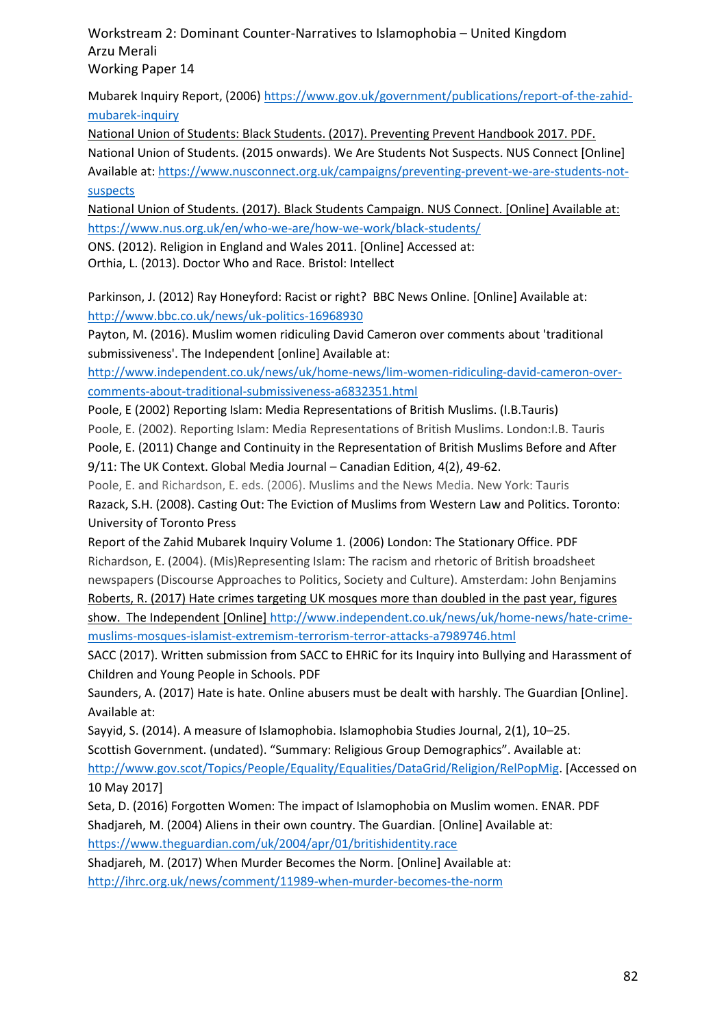Mubarek Inquiry Report, (2006) https://www.gov.uk/government/publications/report-of-the-zahid-mubarek-inquiry

National Union of Students: Black Students. (2017). Preventing Prevent Handbook 2017. PDF.

National Union of Students. (2015 onwards). We Are Students Not Suspects. NUS Connect [Online] Available at: https://www.nusconnect.org.uk/campaigns/preventing-prevent-we-are-students-not-suspects

National Union of Students. (2017). Black Students Campaign. NUS Connect. [Online] Available at: https://www.nus.org.uk/en/who-we-are/how-we-work/black-students/

ONS. (2012). Religion in England and Wales 2011. [Online] Accessed at:

Orthia, L. (2013). Doctor Who and Race. Bristol: Intellect

Parkinson, J. (2012) Ray Honeyford: Racist or right? BBC News Online. [Online] Available at: http://www.bbc.co.uk/news/uk-politics-16968930

Payton, M. (2016). Muslim women ridiculing David Cameron over comments about 'traditional submissiveness'. The Independent [online] Available at: http://www.independent.co.uk/news/uk/home-news/lim-women-ridiculing-david-cameron-over-comments-about-traditional-submissiveness-a6832351.html

Poole, E (2002) Reporting Islam: Media Representations of British Muslims. (I.B.Tauris)

Poole, E. (2002). Reporting Islam: Media Representations of British Muslims. London:I.B. Tauris

Poole, E. (2011) Change and Continuity in the Representation of British Muslims Before and After 9/11: The UK Context. Global Media Journal – Canadian Edition, 4(2), 49-62.

Poole, E. and Richardson, E. eds. (2006). Muslims and the News Media. New York: Tauris

Razack, S.H. (2008). Casting Out: The Eviction of Muslims from Western Law and Politics. Toronto: University of Toronto Press

Report of the Zahid Mubarek Inquiry Volume 1. (2006) London: The Stationary Office. PDF

Richardson, E. (2004). (Mis)Representing Islam: The racism and rhetoric of British broadsheet newspapers (Discourse Approaches to Politics, Society and Culture). Amsterdam: John Benjamins

Roberts, R. (2017) Hate crimes targeting UK mosques more than doubled in the past year, figures show. The Independent [Online] http://www.independent.co.uk/news/uk/home-news/hate-crime-muslims-mosques-islamist-extremism-terrorism-terror-attacks-a7989746.html

SACC (2017). Written submission from SACC to EHRiC for its Inquiry into Bullying and Harassment of Children and Young People in Schools. PDF

Saunders, A. (2017) Hate is hate. Online abusers must be dealt with harshly. The Guardian [Online]. Available at:

Sayyid, S. (2014). A measure of Islamophobia. Islamophobia Studies Journal, 2(1), 10–25.

Scottish Government. (undated). "Summary: Religious Group Demographics". Available at: http://www.gov.scot/Topics/People/Equality/Equalities/DataGrid/Religion/RelPopMig. [Accessed on 10 May 2017]

Seta, D. (2016) Forgotten Women: The impact of Islamophobia on Muslim women. ENAR. PDF

Shadjareh, M. (2004) Aliens in their own country. The Guardian. [Online] Available at: https://www.theguardian.com/uk/2004/apr/01/britishidentity.race

Shadjareh, M. (2017) When Murder Becomes the Norm. [Online] Available at: http://ihrc.org.uk/news/comment/11989-when-murder-becomes-the-norm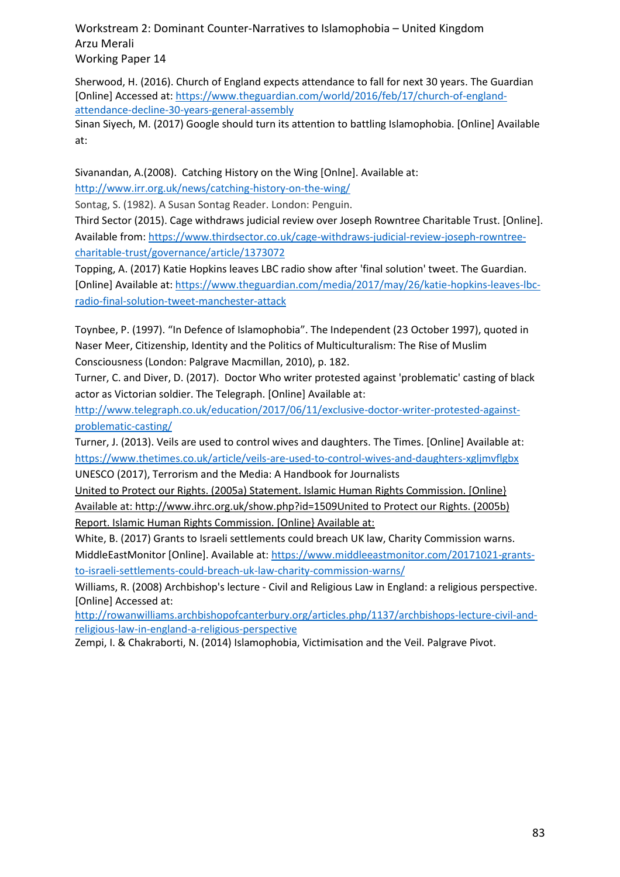Sherwood, H. (2016). Church of England expects attendance to fall for next 30 years. The Guardian [Online] Accessed at: https://www.theguardian.com/world/2016/feb/17/church-of-england-attendance-decline-30-years-general-assembly

Sinan Siyech, M. (2017) Google should turn its attention to battling Islamophobia. [Online] Available at:

Sivanandan, A.(2008). Catching History on the Wing [Onlne]. Available at: http://www.irr.org.uk/news/catching-history-on-the-wing/

Sontag, S. (1982). A Susan Sontag Reader. London: Penguin.

Third Sector (2015). Cage withdraws judicial review over Joseph Rowntree Charitable Trust. [Online]. Available from: https://www.thirdsector.co.uk/cage-withdraws-judicial-review-joseph-rowntree-charitable-trust/governance/article/1373072

Topping, A. (2017) Katie Hopkins leaves LBC radio show after 'final solution' tweet. The Guardian. [Online] Available at: https://www.theguardian.com/media/2017/may/26/katie-hopkins-leaves-lbc-radio-final-solution-tweet-manchester-attack

Toynbee, P. (1997). "In Defence of Islamophobia". The Independent (23 October 1997), quoted in Naser Meer, Citizenship, Identity and the Politics of Multiculturalism: The Rise of Muslim Consciousness (London: Palgrave Macmillan, 2010), p. 182.

Turner, C. and Diver, D. (2017). Doctor Who writer protested against 'problematic' casting of black actor as Victorian soldier. The Telegraph. [Online] Available at: http://www.telegraph.co.uk/education/2017/06/11/exclusive-doctor-writer-protested-against-problematic-casting/

Turner, J. (2013). Veils are used to control wives and daughters. The Times. [Online] Available at: https://www.thetimes.co.uk/article/veils-are-used-to-control-wives-and-daughters-xgljmvflgbx

UNESCO (2017), Terrorism and the Media: A Handbook for Journalists

United to Protect our Rights. (2005a) Statement. Islamic Human Rights Commission. [Online} Available at: http://www.ihrc.org.uk/show.php?id=1509United to Protect our Rights. (2005b) Report. Islamic Human Rights Commission. [Online} Available at:

White, B. (2017) Grants to Israeli settlements could breach UK law, Charity Commission warns. MiddleEastMonitor [Online]. Available at: https://www.middleeastmonitor.com/20171021-grants-to-israeli-settlements-could-breach-uk-law-charity-commission-warns/

Williams, R. (2008) Archbishop's lecture - Civil and Religious Law in England: a religious perspective. [Online] Accessed at: http://rowanwilliams.archbishopofcanterbury.org/articles.php/1137/archbishops-lecture-civil-and-religious-law-in-england-a-religious-perspective

Zempi, I. & Chakraborti, N. (2014) Islamophobia, Victimisation and the Veil. Palgrave Pivot.